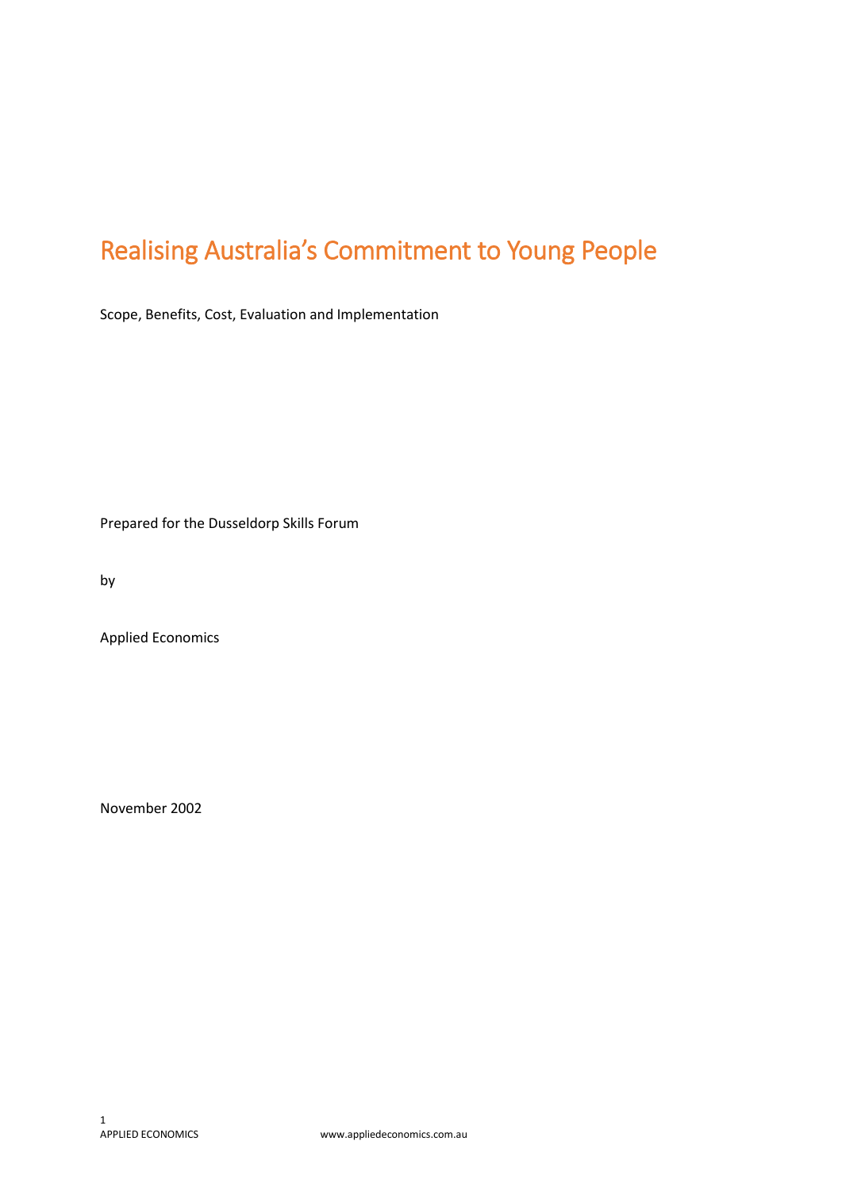# Realising Australia's Commitment to Young People

Scope, Benefits, Cost, Evaluation and Implementation

Prepared for the Dusseldorp Skills Forum

by

Applied Economics

November 2002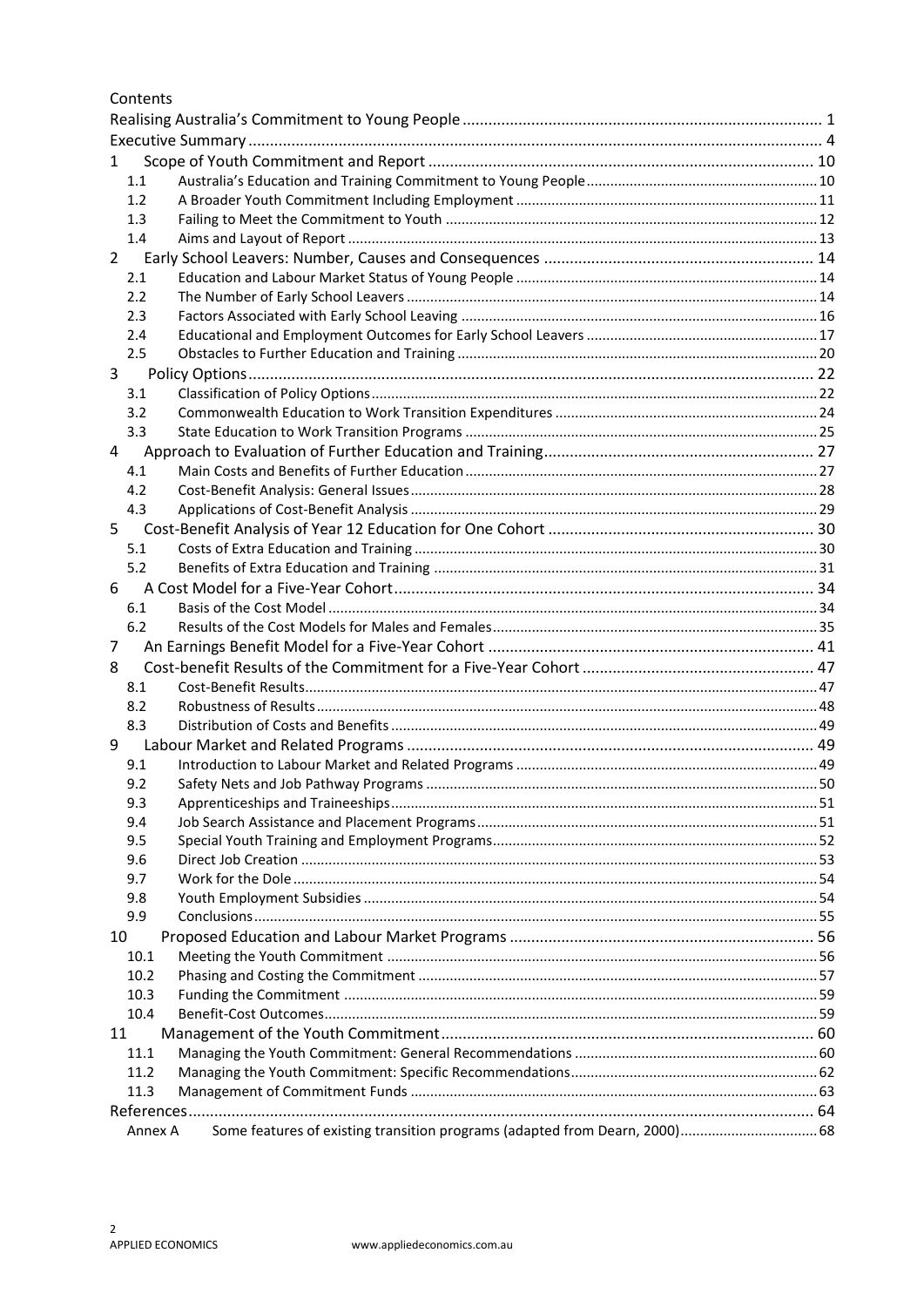Contents

Realising Australia's Commitment to Young People ... 1
Executive Summary ... 4

1 Scope of Youth Commitment and Report ... 10
- 1.1 Australia's Education and Training Commitment to Young People ... 10
- 1.2 A Broader Youth Commitment Including Employment ... 11
- 1.3 Failing to Meet the Commitment to Youth ... 12
- 1.4 Aims and Layout of Report ... 13

2 Early School Leavers: Number, Causes and Consequences ... 14
- 2.1 Education and Labour Market Status of Young People ... 14
- 2.2 The Number of Early School Leavers ... 14
- 2.3 Factors Associated with Early School Leaving ... 16
- 2.4 Educational and Employment Outcomes for Early School Leavers ... 17
- 2.5 Obstacles to Further Education and Training ... 20

3 Policy Options ... 22
- 3.1 Classification of Policy Options ... 22
- 3.2 Commonwealth Education to Work Transition Expenditures ... 24
- 3.3 State Education to Work Transition Programs ... 25

4 Approach to Evaluation of Further Education and Training ... 27
- 4.1 Main Costs and Benefits of Further Education ... 27
- 4.2 Cost-Benefit Analysis: General Issues ... 28
- 4.3 Applications of Cost-Benefit Analysis ... 29

5 Cost-Benefit Analysis of Year 12 Education for One Cohort ... 30
- 5.1 Costs of Extra Education and Training ... 30
- 5.2 Benefits of Extra Education and Training ... 31

6 A Cost Model for a Five-Year Cohort ... 34
- 6.1 Basis of the Cost Model ... 34
- 6.2 Results of the Cost Models for Males and Females ... 35

7 An Earnings Benefit Model for a Five-Year Cohort ... 41

8 Cost-benefit Results of the Commitment for a Five-Year Cohort ... 47
- 8.1 Cost-Benefit Results ... 47
- 8.2 Robustness of Results ... 48
- 8.3 Distribution of Costs and Benefits ... 49

9 Labour Market and Related Programs ... 49
- 9.1 Introduction to Labour Market and Related Programs ... 49
- 9.2 Safety Nets and Job Pathway Programs ... 50
- 9.3 Apprenticeships and Traineeships ... 51
- 9.4 Job Search Assistance and Placement Programs ... 51
- 9.5 Special Youth Training and Employment Programs ... 52
- 9.6 Direct Job Creation ... 53
- 9.7 Work for the Dole ... 54
- 9.8 Youth Employment Subsidies ... 54
- 9.9 Conclusions ... 55

10 Proposed Education and Labour Market Programs ... 56
- 10.1 Meeting the Youth Commitment ... 56
- 10.2 Phasing and Costing the Commitment ... 57
- 10.3 Funding the Commitment ... 59
- 10.4 Benefit-Cost Outcomes ... 59

11 Management of the Youth Commitment ... 60
- 11.1 Managing the Youth Commitment: General Recommendations ... 60
- 11.2 Managing the Youth Commitment: Specific Recommendations ... 62
- 11.3 Management of Commitment Funds ... 63

References ... 64
- Annex A Some features of existing transition programs (adapted from Dearn, 2000) ... 68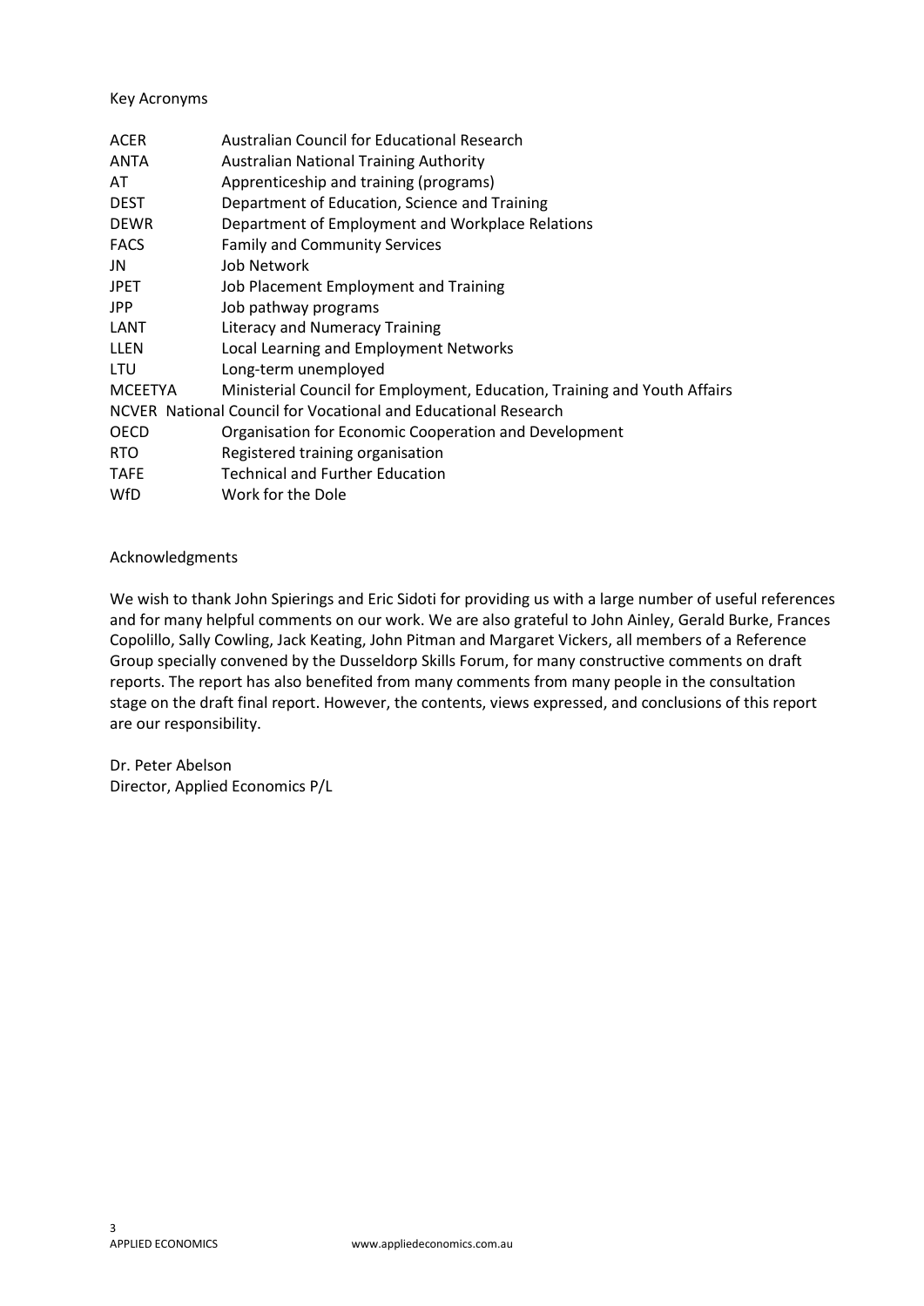Key Acronyms

| | |
|---|---|
| ACER | Australian Council for Educational Research |
| ANTA | Australian National Training Authority |
| AT | Apprenticeship and training (programs) |
| DEST | Department of Education, Science and Training |
| DEWR | Department of Employment and Workplace Relations |
| FACS | Family and Community Services |
| JN | Job Network |
| JPET | Job Placement Employment and Training |
| JPP | Job pathway programs |
| LANT | Literacy and Numeracy Training |
| LLEN | Local Learning and Employment Networks |
| LTU | Long-term unemployed |
| MCEETYA | Ministerial Council for Employment, Education, Training and Youth Affairs |
| NCVER | National Council for Vocational and Educational Research |
| OECD | Organisation for Economic Cooperation and Development |
| RTO | Registered training organisation |
| TAFE | Technical and Further Education |
| WfD | Work for the Dole |

Acknowledgments

We wish to thank John Spierings and Eric Sidoti for providing us with a large number of useful references and for many helpful comments on our work. We are also grateful to John Ainley, Gerald Burke, Frances Copolillo, Sally Cowling, Jack Keating, John Pitman and Margaret Vickers, all members of a Reference Group specially convened by the Dusseldorp Skills Forum, for many constructive comments on draft reports. The report has also benefited from many comments from many people in the consultation stage on the draft final report. However, the contents, views expressed, and conclusions of this report are our responsibility.

Dr. Peter Abelson
Director, Applied Economics P/L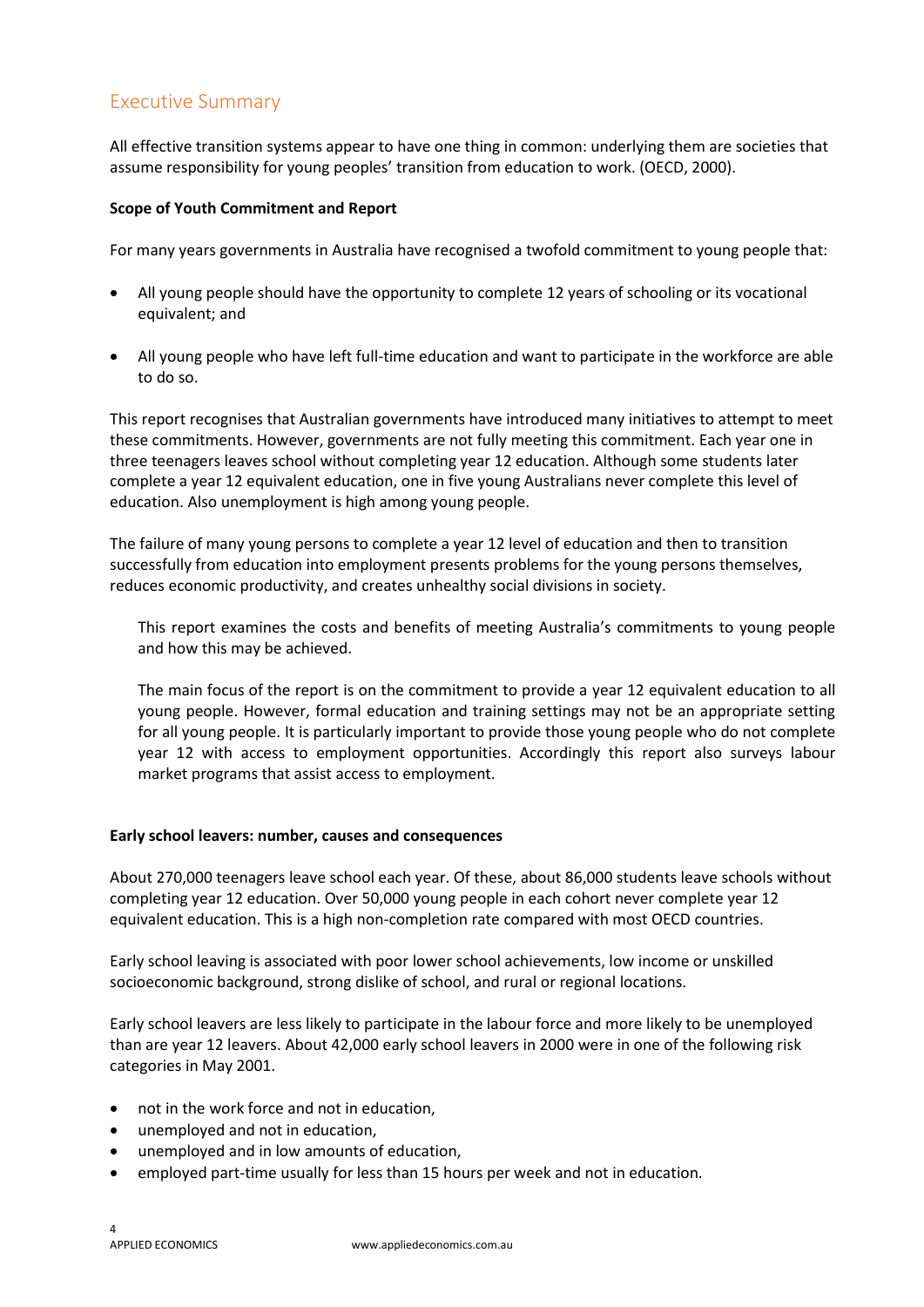## Executive Summary

All effective transition systems appear to have one thing in common: underlying them are societies that assume responsibility for young peoples' transition from education to work. (OECD, 2000).

**Scope of Youth Commitment and Report**

For many years governments in Australia have recognised a twofold commitment to young people that:

- All young people should have the opportunity to complete 12 years of schooling or its vocational equivalent; and
- All young people who have left full-time education and want to participate in the workforce are able to do so.

This report recognises that Australian governments have introduced many initiatives to attempt to meet these commitments. However, governments are not fully meeting this commitment. Each year one in three teenagers leaves school without completing year 12 education. Although some students later complete a year 12 equivalent education, one in five young Australians never complete this level of education. Also unemployment is high among young people.

The failure of many young persons to complete a year 12 level of education and then to transition successfully from education into employment presents problems for the young persons themselves, reduces economic productivity, and creates unhealthy social divisions in society.

This report examines the costs and benefits of meeting Australia's commitments to young people and how this may be achieved.

The main focus of the report is on the commitment to provide a year 12 equivalent education to all young people. However, formal education and training settings may not be an appropriate setting for all young people. It is particularly important to provide those young people who do not complete year 12 with access to employment opportunities. Accordingly this report also surveys labour market programs that assist access to employment.

**Early school leavers: number, causes and consequences**

About 270,000 teenagers leave school each year. Of these, about 86,000 students leave schools without completing year 12 education. Over 50,000 young people in each cohort never complete year 12 equivalent education. This is a high non-completion rate compared with most OECD countries.

Early school leaving is associated with poor lower school achievements, low income or unskilled socioeconomic background, strong dislike of school, and rural or regional locations.

Early school leavers are less likely to participate in the labour force and more likely to be unemployed than are year 12 leavers. About 42,000 early school leavers in 2000 were in one of the following risk categories in May 2001.

- not in the work force and not in education,
- unemployed and not in education,
- unemployed and in low amounts of education,
- employed part-time usually for less than 15 hours per week and not in education.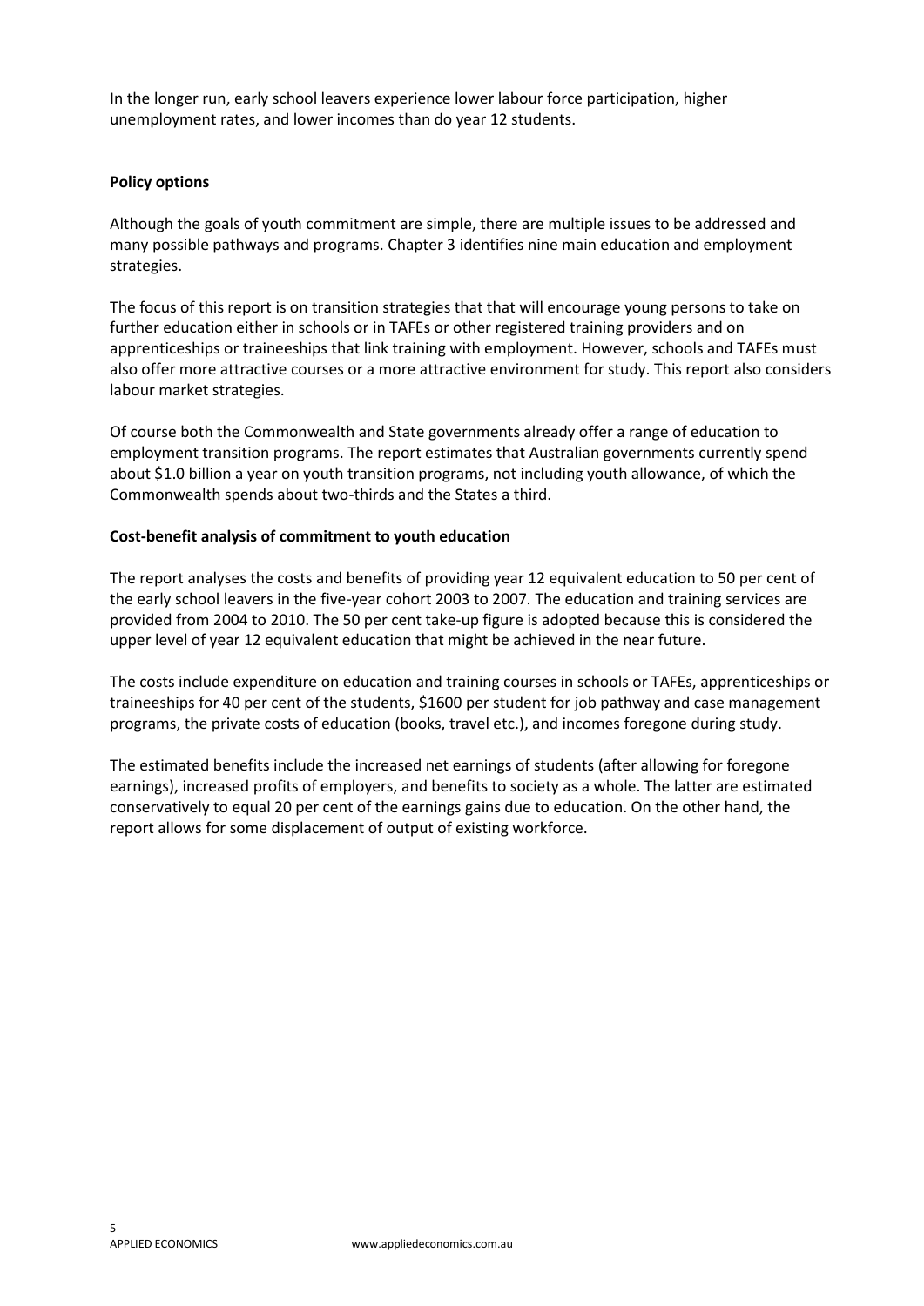In the longer run, early school leavers experience lower labour force participation, higher unemployment rates, and lower incomes than do year 12 students.

**Policy options**

Although the goals of youth commitment are simple, there are multiple issues to be addressed and many possible pathways and programs. Chapter 3 identifies nine main education and employment strategies.

The focus of this report is on transition strategies that that will encourage young persons to take on further education either in schools or in TAFEs or other registered training providers and on apprenticeships or traineeships that link training with employment. However, schools and TAFEs must also offer more attractive courses or a more attractive environment for study. This report also considers labour market strategies.

Of course both the Commonwealth and State governments already offer a range of education to employment transition programs. The report estimates that Australian governments currently spend about $1.0 billion a year on youth transition programs, not including youth allowance, of which the Commonwealth spends about two-thirds and the States a third.

**Cost-benefit analysis of commitment to youth education**

The report analyses the costs and benefits of providing year 12 equivalent education to 50 per cent of the early school leavers in the five-year cohort 2003 to 2007. The education and training services are provided from 2004 to 2010. The 50 per cent take-up figure is adopted because this is considered the upper level of year 12 equivalent education that might be achieved in the near future.

The costs include expenditure on education and training courses in schools or TAFEs, apprenticeships or traineeships for 40 per cent of the students, $1600 per student for job pathway and case management programs, the private costs of education (books, travel etc.), and incomes foregone during study.

The estimated benefits include the increased net earnings of students (after allowing for foregone earnings), increased profits of employers, and benefits to society as a whole. The latter are estimated conservatively to equal 20 per cent of the earnings gains due to education. On the other hand, the report allows for some displacement of output of existing workforce.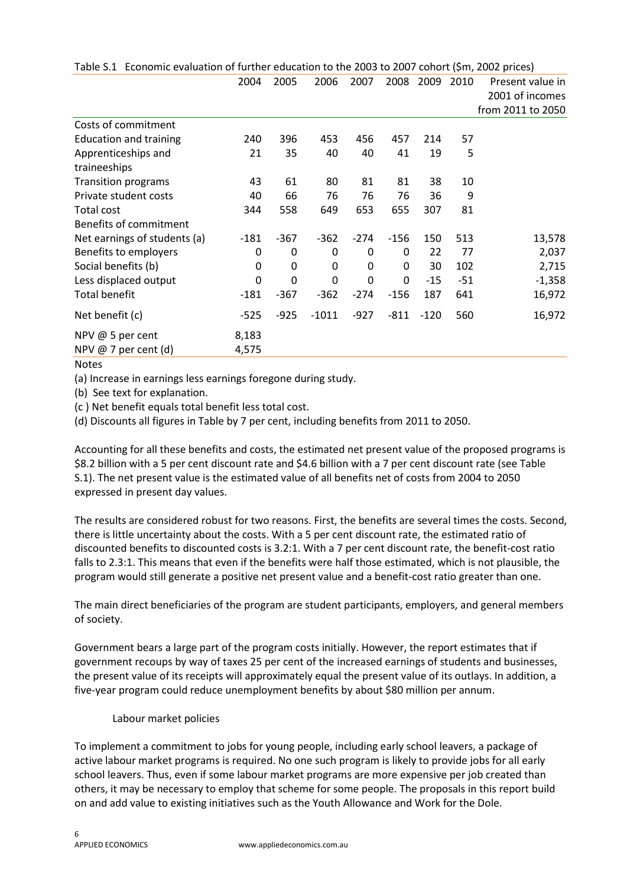Table S.1 Economic evaluation of further education to the 2003 to 2007 cohort ($m, 2002 prices)

| | 2004 | 2005 | 2006 | 2007 | 2008 | 2009 | 2010 | Present value in 2001 of incomes from 2011 to 2050 |
|---|---|---|---|---|---|---|---|---|
| Costs of commitment | | | | | | | | |
| Education and training | 240 | 396 | 453 | 456 | 457 | 214 | 57 | |
| Apprenticeships and traineeships | 21 | 35 | 40 | 40 | 41 | 19 | 5 | |
| Transition programs | 43 | 61 | 80 | 81 | 81 | 38 | 10 | |
| Private student costs | 40 | 66 | 76 | 76 | 76 | 36 | 9 | |
| Total cost | 344 | 558 | 649 | 653 | 655 | 307 | 81 | |
| Benefits of commitment | | | | | | | | |
| Net earnings of students (a) | -181 | -367 | -362 | -274 | -156 | 150 | 513 | 13,578 |
| Benefits to employers | 0 | 0 | 0 | 0 | 0 | 22 | 77 | 2,037 |
| Social benefits (b) | 0 | 0 | 0 | 0 | 0 | 30 | 102 | 2,715 |
| Less displaced output | 0 | 0 | 0 | 0 | 0 | -15 | -51 | -1,358 |
| Total benefit | -181 | -367 | -362 | -274 | -156 | 187 | 641 | 16,972 |
| Net benefit (c) | -525 | -925 | -1011 | -927 | -811 | -120 | 560 | 16,972 |
| NPV @ 5 per cent | 8,183 | | | | | | | |
| NPV @ 7 per cent (d) | 4,575 | | | | | | | |

Notes

(a) Increase in earnings less earnings foregone during study.

(b) See text for explanation.

(c ) Net benefit equals total benefit less total cost.

(d) Discounts all figures in Table by 7 per cent, including benefits from 2011 to 2050.

Accounting for all these benefits and costs, the estimated net present value of the proposed programs is $8.2 billion with a 5 per cent discount rate and $4.6 billion with a 7 per cent discount rate (see Table S.1). The net present value is the estimated value of all benefits net of costs from 2004 to 2050 expressed in present day values.

The results are considered robust for two reasons. First, the benefits are several times the costs. Second, there is little uncertainty about the costs. With a 5 per cent discount rate, the estimated ratio of discounted benefits to discounted costs is 3.2:1. With a 7 per cent discount rate, the benefit-cost ratio falls to 2.3:1. This means that even if the benefits were half those estimated, which is not plausible, the program would still generate a positive net present value and a benefit-cost ratio greater than one.

The main direct beneficiaries of the program are student participants, employers, and general members of society.

Government bears a large part of the program costs initially. However, the report estimates that if government recoups by way of taxes 25 per cent of the increased earnings of students and businesses, the present value of its receipts will approximately equal the present value of its outlays. In addition, a five-year program could reduce unemployment benefits by about $80 million per annum.

### Labour market policies

To implement a commitment to jobs for young people, including early school leavers, a package of active labour market programs is required. No one such program is likely to provide jobs for all early school leavers. Thus, even if some labour market programs are more expensive per job created than others, it may be necessary to employ that scheme for some people. The proposals in this report build on and add value to existing initiatives such as the Youth Allowance and Work for the Dole.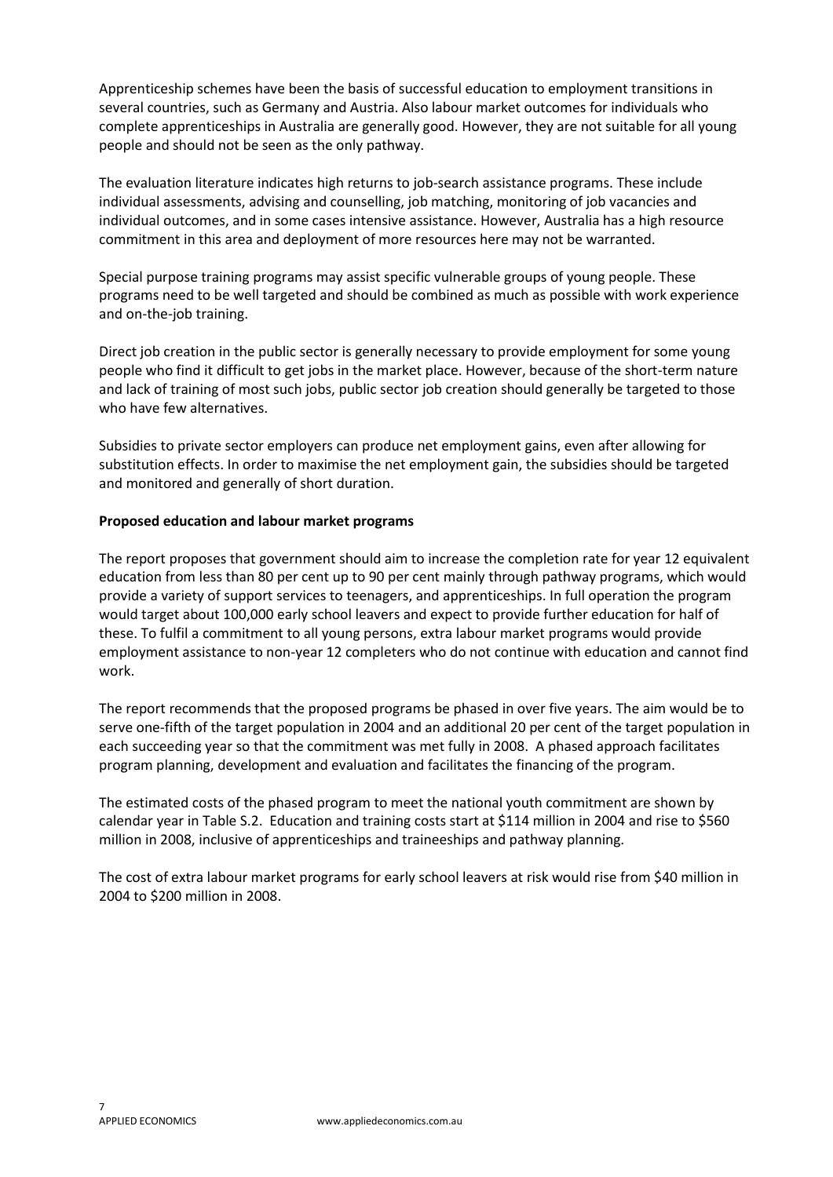Apprenticeship schemes have been the basis of successful education to employment transitions in several countries, such as Germany and Austria. Also labour market outcomes for individuals who complete apprenticeships in Australia are generally good. However, they are not suitable for all young people and should not be seen as the only pathway.

The evaluation literature indicates high returns to job-search assistance programs. These include individual assessments, advising and counselling, job matching, monitoring of job vacancies and individual outcomes, and in some cases intensive assistance. However, Australia has a high resource commitment in this area and deployment of more resources here may not be warranted.

Special purpose training programs may assist specific vulnerable groups of young people. These programs need to be well targeted and should be combined as much as possible with work experience and on-the-job training.

Direct job creation in the public sector is generally necessary to provide employment for some young people who find it difficult to get jobs in the market place. However, because of the short-term nature and lack of training of most such jobs, public sector job creation should generally be targeted to those who have few alternatives.

Subsidies to private sector employers can produce net employment gains, even after allowing for substitution effects. In order to maximise the net employment gain, the subsidies should be targeted and monitored and generally of short duration.

**Proposed education and labour market programs**

The report proposes that government should aim to increase the completion rate for year 12 equivalent education from less than 80 per cent up to 90 per cent mainly through pathway programs, which would provide a variety of support services to teenagers, and apprenticeships. In full operation the program would target about 100,000 early school leavers and expect to provide further education for half of these. To fulfil a commitment to all young persons, extra labour market programs would provide employment assistance to non-year 12 completers who do not continue with education and cannot find work.

The report recommends that the proposed programs be phased in over five years. The aim would be to serve one-fifth of the target population in 2004 and an additional 20 per cent of the target population in each succeeding year so that the commitment was met fully in 2008. A phased approach facilitates program planning, development and evaluation and facilitates the financing of the program.

The estimated costs of the phased program to meet the national youth commitment are shown by calendar year in Table S.2. Education and training costs start at $114 million in 2004 and rise to $560 million in 2008, inclusive of apprenticeships and traineeships and pathway planning.

The cost of extra labour market programs for early school leavers at risk would rise from $40 million in 2004 to $200 million in 2008.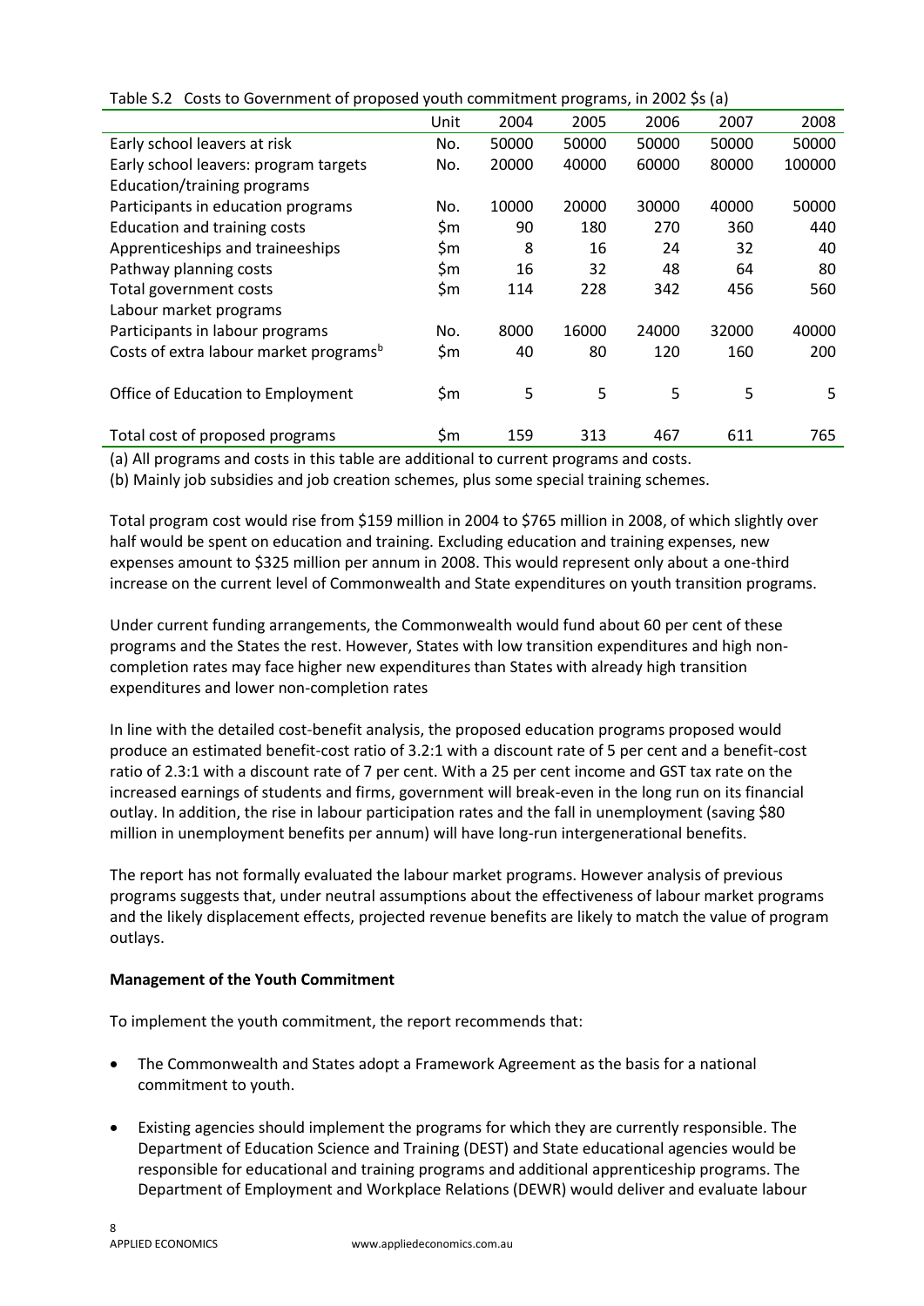Table S.2 Costs to Government of proposed youth commitment programs, in 2002 $s (a)

| | Unit | 2004 | 2005 | 2006 | 2007 | 2008 |
|---|---|---|---|---|---|---|
| Early school leavers at risk | No. | 50000 | 50000 | 50000 | 50000 | 50000 |
| Early school leavers: program targets | No. | 20000 | 40000 | 60000 | 80000 | 100000 |
| Education/training programs | | | | | | |
| Participants in education programs | No. | 10000 | 20000 | 30000 | 40000 | 50000 |
| Education and training costs | $m | 90 | 180 | 270 | 360 | 440 |
| Apprenticeships and traineeships | $m | 8 | 16 | 24 | 32 | 40 |
| Pathway planning costs | $m | 16 | 32 | 48 | 64 | 80 |
| Total government costs | $m | 114 | 228 | 342 | 456 | 560 |
| Labour market programs | | | | | | |
| Participants in labour programs | No. | 8000 | 16000 | 24000 | 32000 | 40000 |
| Costs of extra labour market programs[b] | $m | 40 | 80 | 120 | 160 | 200 |
| Office of Education to Employment | $m | 5 | 5 | 5 | 5 | 5 |
| Total cost of proposed programs | $m | 159 | 313 | 467 | 611 | 765 |

(a) All programs and costs in this table are additional to current programs and costs.
(b) Mainly job subsidies and job creation schemes, plus some special training schemes.

Total program cost would rise from $159 million in 2004 to $765 million in 2008, of which slightly over half would be spent on education and training. Excluding education and training expenses, new expenses amount to $325 million per annum in 2008. This would represent only about a one-third increase on the current level of Commonwealth and State expenditures on youth transition programs.

Under current funding arrangements, the Commonwealth would fund about 60 per cent of these programs and the States the rest. However, States with low transition expenditures and high non-completion rates may face higher new expenditures than States with already high transition expenditures and lower non-completion rates

In line with the detailed cost-benefit analysis, the proposed education programs proposed would produce an estimated benefit-cost ratio of 3.2:1 with a discount rate of 5 per cent and a benefit-cost ratio of 2.3:1 with a discount rate of 7 per cent. With a 25 per cent income and GST tax rate on the increased earnings of students and firms, government will break-even in the long run on its financial outlay. In addition, the rise in labour participation rates and the fall in unemployment (saving $80 million in unemployment benefits per annum) will have long-run intergenerational benefits.

The report has not formally evaluated the labour market programs. However analysis of previous programs suggests that, under neutral assumptions about the effectiveness of labour market programs and the likely displacement effects, projected revenue benefits are likely to match the value of program outlays.

**Management of the Youth Commitment**

To implement the youth commitment, the report recommends that:

- The Commonwealth and States adopt a Framework Agreement as the basis for a national commitment to youth.
- Existing agencies should implement the programs for which they are currently responsible. The Department of Education Science and Training (DEST) and State educational agencies would be responsible for educational and training programs and additional apprenticeship programs. The Department of Employment and Workplace Relations (DEWR) would deliver and evaluate labour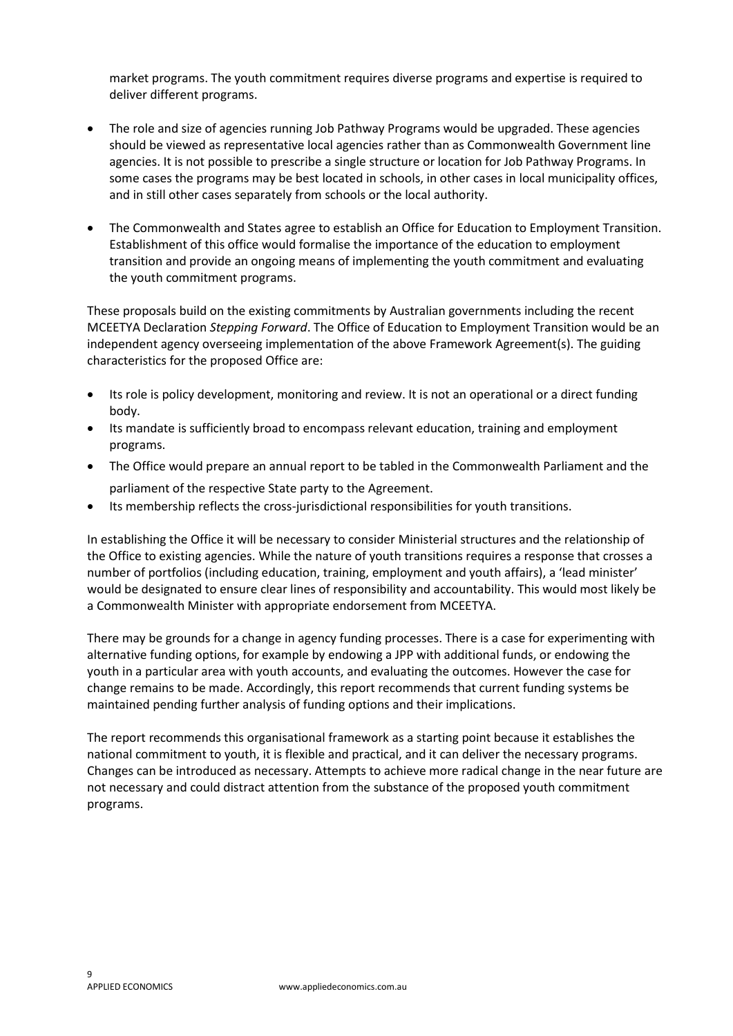market programs. The youth commitment requires diverse programs and expertise is required to deliver different programs.

- The role and size of agencies running Job Pathway Programs would be upgraded. These agencies should be viewed as representative local agencies rather than as Commonwealth Government line agencies. It is not possible to prescribe a single structure or location for Job Pathway Programs. In some cases the programs may be best located in schools, in other cases in local municipality offices, and in still other cases separately from schools or the local authority.

- The Commonwealth and States agree to establish an Office for Education to Employment Transition. Establishment of this office would formalise the importance of the education to employment transition and provide an ongoing means of implementing the youth commitment and evaluating the youth commitment programs.

These proposals build on the existing commitments by Australian governments including the recent MCEETYA Declaration *Stepping Forward*. The Office of Education to Employment Transition would be an independent agency overseeing implementation of the above Framework Agreement(s). The guiding characteristics for the proposed Office are:

- Its role is policy development, monitoring and review. It is not an operational or a direct funding body.
- Its mandate is sufficiently broad to encompass relevant education, training and employment programs.
- The Office would prepare an annual report to be tabled in the Commonwealth Parliament and the parliament of the respective State party to the Agreement.
- Its membership reflects the cross-jurisdictional responsibilities for youth transitions.

In establishing the Office it will be necessary to consider Ministerial structures and the relationship of the Office to existing agencies. While the nature of youth transitions requires a response that crosses a number of portfolios (including education, training, employment and youth affairs), a 'lead minister' would be designated to ensure clear lines of responsibility and accountability. This would most likely be a Commonwealth Minister with appropriate endorsement from MCEETYA.

There may be grounds for a change in agency funding processes. There is a case for experimenting with alternative funding options, for example by endowing a JPP with additional funds, or endowing the youth in a particular area with youth accounts, and evaluating the outcomes. However the case for change remains to be made. Accordingly, this report recommends that current funding systems be maintained pending further analysis of funding options and their implications.

The report recommends this organisational framework as a starting point because it establishes the national commitment to youth, it is flexible and practical, and it can deliver the necessary programs. Changes can be introduced as necessary. Attempts to achieve more radical change in the near future are not necessary and could distract attention from the substance of the proposed youth commitment programs.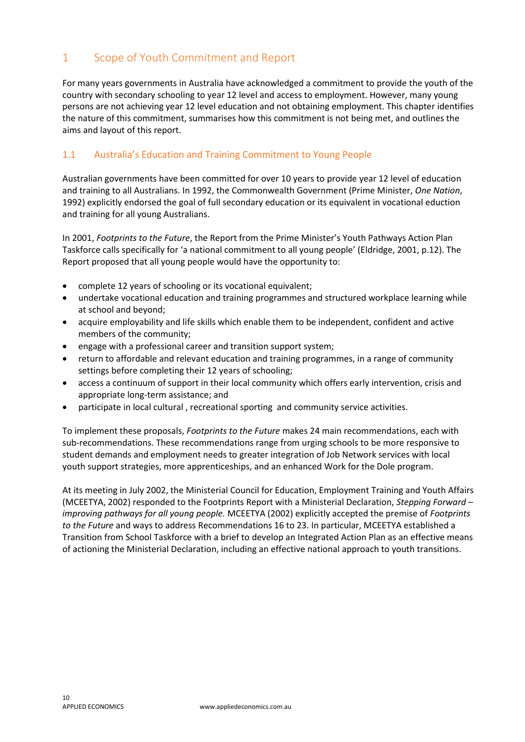# 1 Scope of Youth Commitment and Report

For many years governments in Australia have acknowledged a commitment to provide the youth of the country with secondary schooling to year 12 level and access to employment. However, many young persons are not achieving year 12 level education and not obtaining employment. This chapter identifies the nature of this commitment, summarises how this commitment is not being met, and outlines the aims and layout of this report.

## 1.1 Australia's Education and Training Commitment to Young People

Australian governments have been committed for over 10 years to provide year 12 level of education and training to all Australians. In 1992, the Commonwealth Government (Prime Minister, *One Nation*, 1992) explicitly endorsed the goal of full secondary education or its equivalent in vocational eduction and training for all young Australians.

In 2001, *Footprints to the Future*, the Report from the Prime Minister's Youth Pathways Action Plan Taskforce calls specifically for 'a national commitment to all young people' (Eldridge, 2001, p.12). The Report proposed that all young people would have the opportunity to:

- complete 12 years of schooling or its vocational equivalent;
- undertake vocational education and training programmes and structured workplace learning while at school and beyond;
- acquire employability and life skills which enable them to be independent, confident and active members of the community;
- engage with a professional career and transition support system;
- return to affordable and relevant education and training programmes, in a range of community settings before completing their 12 years of schooling;
- access a continuum of support in their local community which offers early intervention, crisis and appropriate long-term assistance; and
- participate in local cultural , recreational sporting and community service activities.

To implement these proposals, *Footprints to the Future* makes 24 main recommendations, each with sub-recommendations. These recommendations range from urging schools to be more responsive to student demands and employment needs to greater integration of Job Network services with local youth support strategies, more apprenticeships, and an enhanced Work for the Dole program.

At its meeting in July 2002, the Ministerial Council for Education, Employment Training and Youth Affairs (MCEETYA, 2002) responded to the Footprints Report with a Ministerial Declaration, *Stepping Forward – improving pathways for all young people.* MCEETYA (2002) explicitly accepted the premise of *Footprints to the Future* and ways to address Recommendations 16 to 23. In particular, MCEETYA established a Transition from School Taskforce with a brief to develop an Integrated Action Plan as an effective means of actioning the Ministerial Declaration, including an effective national approach to youth transitions.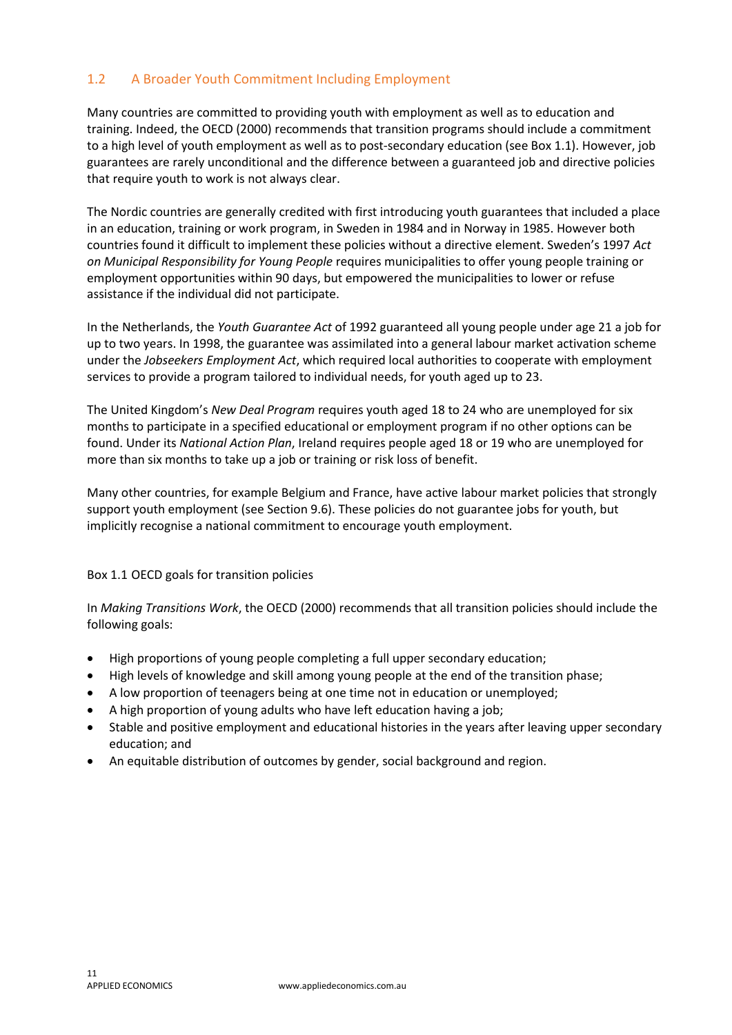## 1.2 A Broader Youth Commitment Including Employment

Many countries are committed to providing youth with employment as well as to education and training. Indeed, the OECD (2000) recommends that transition programs should include a commitment to a high level of youth employment as well as to post-secondary education (see Box 1.1). However, job guarantees are rarely unconditional and the difference between a guaranteed job and directive policies that require youth to work is not always clear.

The Nordic countries are generally credited with first introducing youth guarantees that included a place in an education, training or work program, in Sweden in 1984 and in Norway in 1985. However both countries found it difficult to implement these policies without a directive element. Sweden's 1997 *Act on Municipal Responsibility for Young People* requires municipalities to offer young people training or employment opportunities within 90 days, but empowered the municipalities to lower or refuse assistance if the individual did not participate.

In the Netherlands, the *Youth Guarantee Act* of 1992 guaranteed all young people under age 21 a job for up to two years. In 1998, the guarantee was assimilated into a general labour market activation scheme under the *Jobseekers Employment Act*, which required local authorities to cooperate with employment services to provide a program tailored to individual needs, for youth aged up to 23.

The United Kingdom's *New Deal Program* requires youth aged 18 to 24 who are unemployed for six months to participate in a specified educational or employment program if no other options can be found. Under its *National Action Plan*, Ireland requires people aged 18 or 19 who are unemployed for more than six months to take up a job or training or risk loss of benefit.

Many other countries, for example Belgium and France, have active labour market policies that strongly support youth employment (see Section 9.6). These policies do not guarantee jobs for youth, but implicitly recognise a national commitment to encourage youth employment.

Box 1.1 OECD goals for transition policies

In *Making Transitions Work*, the OECD (2000) recommends that all transition policies should include the following goals:

- High proportions of young people completing a full upper secondary education;
- High levels of knowledge and skill among young people at the end of the transition phase;
- A low proportion of teenagers being at one time not in education or unemployed;
- A high proportion of young adults who have left education having a job;
- Stable and positive employment and educational histories in the years after leaving upper secondary education; and
- An equitable distribution of outcomes by gender, social background and region.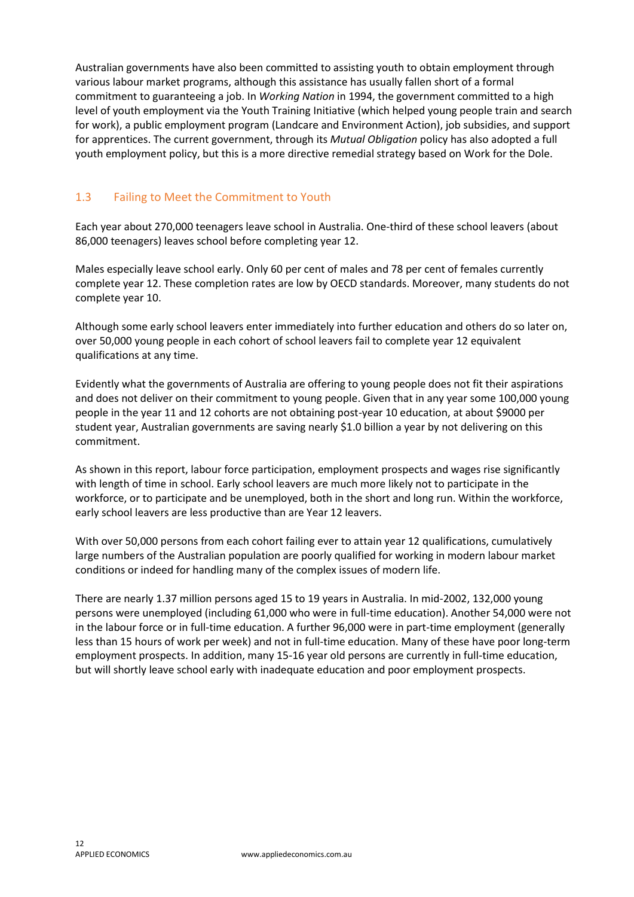Australian governments have also been committed to assisting youth to obtain employment through various labour market programs, although this assistance has usually fallen short of a formal commitment to guaranteeing a job. In *Working Nation* in 1994, the government committed to a high level of youth employment via the Youth Training Initiative (which helped young people train and search for work), a public employment program (Landcare and Environment Action), job subsidies, and support for apprentices. The current government, through its *Mutual Obligation* policy has also adopted a full youth employment policy, but this is a more directive remedial strategy based on Work for the Dole.

## 1.3 Failing to Meet the Commitment to Youth

Each year about 270,000 teenagers leave school in Australia. One-third of these school leavers (about 86,000 teenagers) leaves school before completing year 12.

Males especially leave school early. Only 60 per cent of males and 78 per cent of females currently complete year 12. These completion rates are low by OECD standards. Moreover, many students do not complete year 10.

Although some early school leavers enter immediately into further education and others do so later on, over 50,000 young people in each cohort of school leavers fail to complete year 12 equivalent qualifications at any time.

Evidently what the governments of Australia are offering to young people does not fit their aspirations and does not deliver on their commitment to young people. Given that in any year some 100,000 young people in the year 11 and 12 cohorts are not obtaining post-year 10 education, at about $9000 per student year, Australian governments are saving nearly $1.0 billion a year by not delivering on this commitment.

As shown in this report, labour force participation, employment prospects and wages rise significantly with length of time in school. Early school leavers are much more likely not to participate in the workforce, or to participate and be unemployed, both in the short and long run. Within the workforce, early school leavers are less productive than are Year 12 leavers.

With over 50,000 persons from each cohort failing ever to attain year 12 qualifications, cumulatively large numbers of the Australian population are poorly qualified for working in modern labour market conditions or indeed for handling many of the complex issues of modern life.

There are nearly 1.37 million persons aged 15 to 19 years in Australia. In mid-2002, 132,000 young persons were unemployed (including 61,000 who were in full-time education). Another 54,000 were not in the labour force or in full-time education. A further 96,000 were in part-time employment (generally less than 15 hours of work per week) and not in full-time education. Many of these have poor long-term employment prospects. In addition, many 15-16 year old persons are currently in full-time education, but will shortly leave school early with inadequate education and poor employment prospects.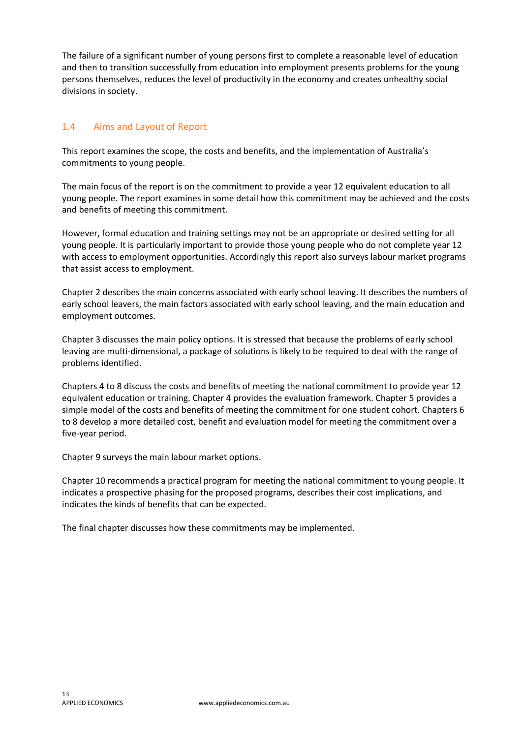The failure of a significant number of young persons first to complete a reasonable level of education and then to transition successfully from education into employment presents problems for the young persons themselves, reduces the level of productivity in the economy and creates unhealthy social divisions in society.

## 1.4 Aims and Layout of Report

This report examines the scope, the costs and benefits, and the implementation of Australia's commitments to young people.

The main focus of the report is on the commitment to provide a year 12 equivalent education to all young people. The report examines in some detail how this commitment may be achieved and the costs and benefits of meeting this commitment.

However, formal education and training settings may not be an appropriate or desired setting for all young people. It is particularly important to provide those young people who do not complete year 12 with access to employment opportunities. Accordingly this report also surveys labour market programs that assist access to employment.

Chapter 2 describes the main concerns associated with early school leaving. It describes the numbers of early school leavers, the main factors associated with early school leaving, and the main education and employment outcomes.

Chapter 3 discusses the main policy options. It is stressed that because the problems of early school leaving are multi-dimensional, a package of solutions is likely to be required to deal with the range of problems identified.

Chapters 4 to 8 discuss the costs and benefits of meeting the national commitment to provide year 12 equivalent education or training. Chapter 4 provides the evaluation framework. Chapter 5 provides a simple model of the costs and benefits of meeting the commitment for one student cohort. Chapters 6 to 8 develop a more detailed cost, benefit and evaluation model for meeting the commitment over a five-year period.

Chapter 9 surveys the main labour market options.

Chapter 10 recommends a practical program for meeting the national commitment to young people. It indicates a prospective phasing for the proposed programs, describes their cost implications, and indicates the kinds of benefits that can be expected.

The final chapter discusses how these commitments may be implemented.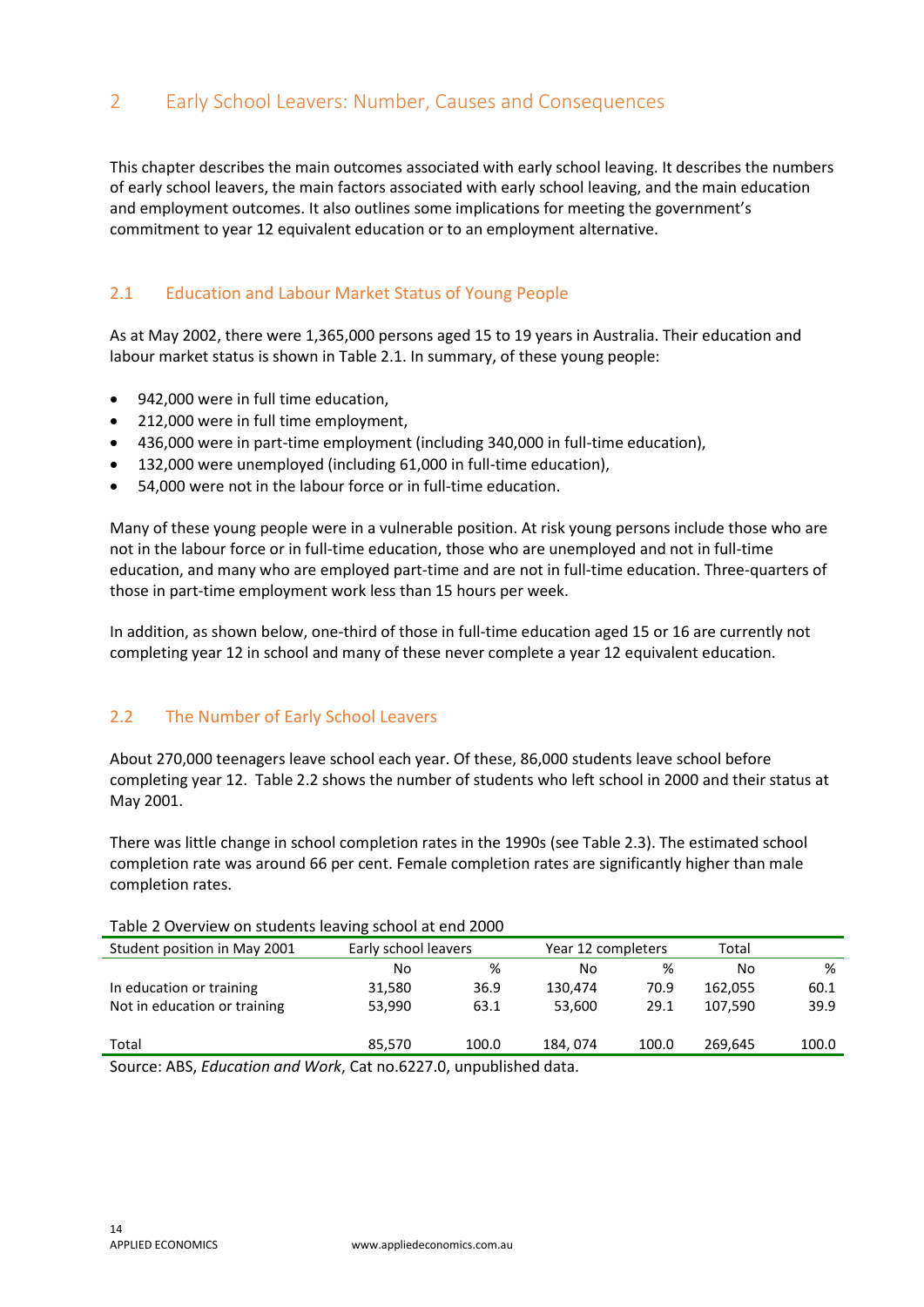# 2 Early School Leavers: Number, Causes and Consequences

This chapter describes the main outcomes associated with early school leaving. It describes the numbers of early school leavers, the main factors associated with early school leaving, and the main education and employment outcomes. It also outlines some implications for meeting the government's commitment to year 12 equivalent education or to an employment alternative.

## 2.1 Education and Labour Market Status of Young People

As at May 2002, there were 1,365,000 persons aged 15 to 19 years in Australia. Their education and labour market status is shown in Table 2.1. In summary, of these young people:

- 942,000 were in full time education,
- 212,000 were in full time employment,
- 436,000 were in part-time employment (including 340,000 in full-time education),
- 132,000 were unemployed (including 61,000 in full-time education),
- 54,000 were not in the labour force or in full-time education.

Many of these young people were in a vulnerable position. At risk young persons include those who are not in the labour force or in full-time education, those who are unemployed and not in full-time education, and many who are employed part-time and are not in full-time education. Three-quarters of those in part-time employment work less than 15 hours per week.

In addition, as shown below, one-third of those in full-time education aged 15 or 16 are currently not completing year 12 in school and many of these never complete a year 12 equivalent education.

## 2.2 The Number of Early School Leavers

About 270,000 teenagers leave school each year. Of these, 86,000 students leave school before completing year 12. Table 2.2 shows the number of students who left school in 2000 and their status at May 2001.

There was little change in school completion rates in the 1990s (see Table 2.3). The estimated school completion rate was around 66 per cent. Female completion rates are significantly higher than male completion rates.

Table 2 Overview on students leaving school at end 2000

| Student position in May 2001 | Early school leavers | | Year 12 completers | | Total | |
|---|---|---|---|---|---|---|
| | No | % | No | % | No | % |
| In education or training | 31,580 | 36.9 | 130,474 | 70.9 | 162,055 | 60.1 |
| Not in education or training | 53,990 | 63.1 | 53,600 | 29.1 | 107,590 | 39.9 |
| Total | 85,570 | 100.0 | 184, 074 | 100.0 | 269,645 | 100.0 |

Source: ABS, *Education and Work*, Cat no.6227.0, unpublished data.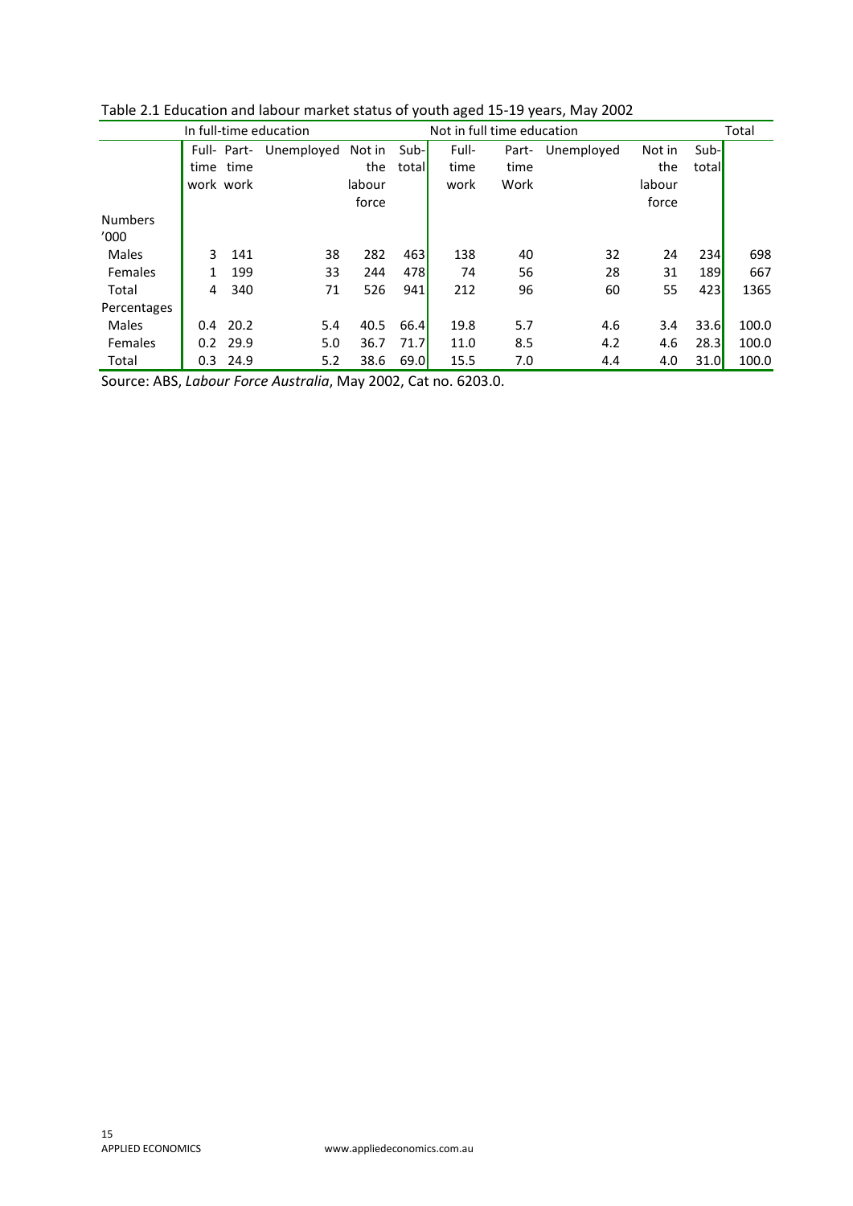Table 2.1 Education and labour market status of youth aged 15-19 years, May 2002

| | In full-time education | | | | | Not in full time education | | | | | Total |
|---|---|---|---|---|---|---|---|---|---|---|---|
| | Full-time work | Part-time work | Unemployed | Not in the labour force | Sub-total | Full-time work | Part-time Work | Unemployed | Not in the labour force | Sub-total | |
| **Numbers '000** | | | | | | | | | | | |
| Males | 3 | 141 | 38 | 282 | 463 | 138 | 40 | 32 | 24 | 234 | 698 |
| Females | 1 | 199 | 33 | 244 | 478 | 74 | 56 | 28 | 31 | 189 | 667 |
| Total | 4 | 340 | 71 | 526 | 941 | 212 | 96 | 60 | 55 | 423 | 1365 |
| **Percentages** | | | | | | | | | | | |
| Males | 0.4 | 20.2 | 5.4 | 40.5 | 66.4 | 19.8 | 5.7 | 4.6 | 3.4 | 33.6 | 100.0 |
| Females | 0.2 | 29.9 | 5.0 | 36.7 | 71.7 | 11.0 | 8.5 | 4.2 | 4.6 | 28.3 | 100.0 |
| Total | 0.3 | 24.9 | 5.2 | 38.6 | 69.0 | 15.5 | 7.0 | 4.4 | 4.0 | 31.0 | 100.0 |

Source: ABS, *Labour Force Australia*, May 2002, Cat no. 6203.0.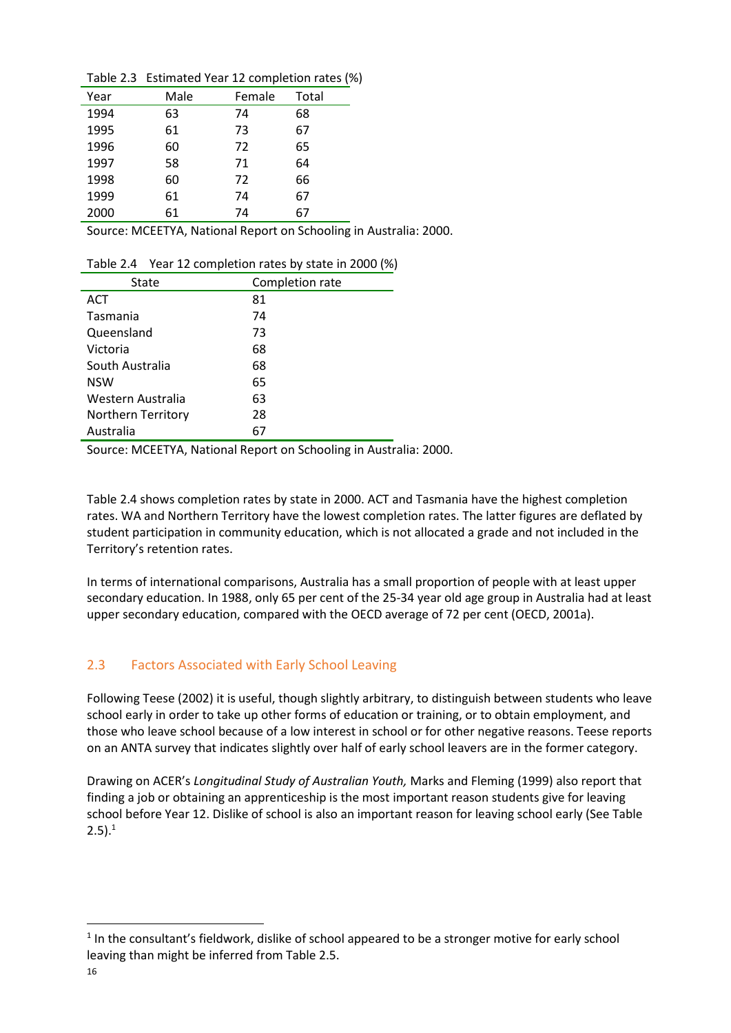Table 2.3 Estimated Year 12 completion rates (%)

| Year | Male | Female | Total |
|---|---|---|---|
| 1994 | 63 | 74 | 68 |
| 1995 | 61 | 73 | 67 |
| 1996 | 60 | 72 | 65 |
| 1997 | 58 | 71 | 64 |
| 1998 | 60 | 72 | 66 |
| 1999 | 61 | 74 | 67 |
| 2000 | 61 | 74 | 67 |

Source: MCEETYA, National Report on Schooling in Australia: 2000.

Table 2.4 Year 12 completion rates by state in 2000 (%)

| State | Completion rate |
|---|---|
| ACT | 81 |
| Tasmania | 74 |
| Queensland | 73 |
| Victoria | 68 |
| South Australia | 68 |
| NSW | 65 |
| Western Australia | 63 |
| Northern Territory | 28 |
| Australia | 67 |

Source: MCEETYA, National Report on Schooling in Australia: 2000.

Table 2.4 shows completion rates by state in 2000. ACT and Tasmania have the highest completion rates. WA and Northern Territory have the lowest completion rates. The latter figures are deflated by student participation in community education, which is not allocated a grade and not included in the Territory's retention rates.

In terms of international comparisons, Australia has a small proportion of people with at least upper secondary education. In 1988, only 65 per cent of the 25-34 year old age group in Australia had at least upper secondary education, compared with the OECD average of 72 per cent (OECD, 2001a).

## 2.3 Factors Associated with Early School Leaving

Following Teese (2002) it is useful, though slightly arbitrary, to distinguish between students who leave school early in order to take up other forms of education or training, or to obtain employment, and those who leave school because of a low interest in school or for other negative reasons. Teese reports on an ANTA survey that indicates slightly over half of early school leavers are in the former category.

Drawing on ACER's *Longitudinal Study of Australian Youth,* Marks and Fleming (1999) also report that finding a job or obtaining an apprenticeship is the most important reason students give for leaving school before Year 12. Dislike of school is also an important reason for leaving school early (See Table 2.5).[1]

[1] In the consultant's fieldwork, dislike of school appeared to be a stronger motive for early school leaving than might be inferred from Table 2.5.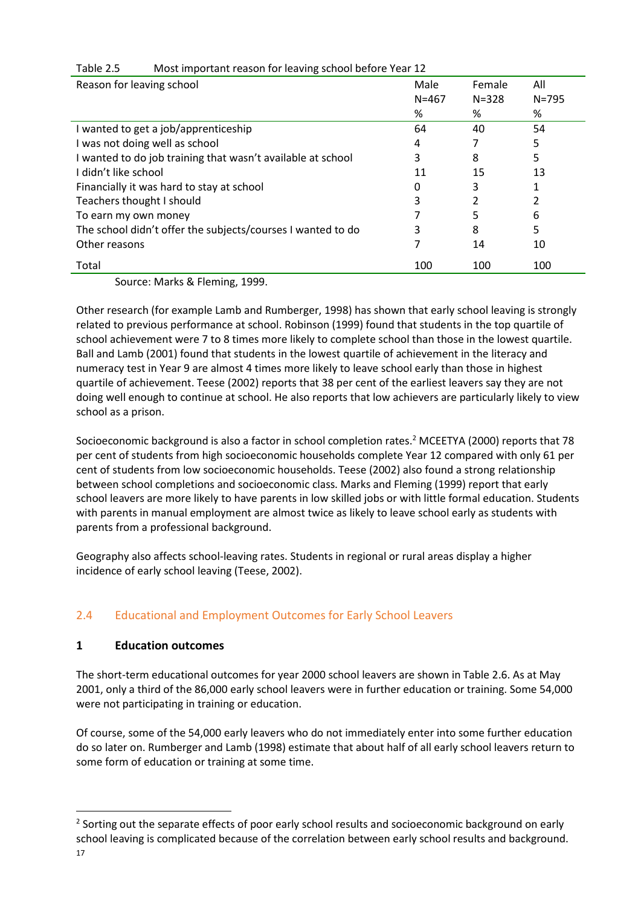Table 2.5 Most important reason for leaving school before Year 12

| Reason for leaving school | Male N=467 % | Female N=328 % | All N=795 % |
|---|---|---|---|
| I wanted to get a job/apprenticeship | 64 | 40 | 54 |
| I was not doing well as school | 4 | 7 | 5 |
| I wanted to do job training that wasn't available at school | 3 | 8 | 5 |
| I didn't like school | 11 | 15 | 13 |
| Financially it was hard to stay at school | 0 | 3 | 1 |
| Teachers thought I should | 3 | 2 | 2 |
| To earn my own money | 7 | 5 | 6 |
| The school didn't offer the subjects/courses I wanted to do | 3 | 8 | 5 |
| Other reasons | 7 | 14 | 10 |
| Total | 100 | 100 | 100 |

Source: Marks & Fleming, 1999.

Other research (for example Lamb and Rumberger, 1998) has shown that early school leaving is strongly related to previous performance at school. Robinson (1999) found that students in the top quartile of school achievement were 7 to 8 times more likely to complete school than those in the lowest quartile. Ball and Lamb (2001) found that students in the lowest quartile of achievement in the literacy and numeracy test in Year 9 are almost 4 times more likely to leave school early than those in highest quartile of achievement. Teese (2002) reports that 38 per cent of the earliest leavers say they are not doing well enough to continue at school. He also reports that low achievers are particularly likely to view school as a prison.

Socioeconomic background is also a factor in school completion rates.[2] MCEETYA (2000) reports that 78 per cent of students from high socioeconomic households complete Year 12 compared with only 61 per cent of students from low socioeconomic households. Teese (2002) also found a strong relationship between school completions and socioeconomic class. Marks and Fleming (1999) report that early school leavers are more likely to have parents in low skilled jobs or with little formal education. Students with parents in manual employment are almost twice as likely to leave school early as students with parents from a professional background.

Geography also affects school-leaving rates. Students in regional or rural areas display a higher incidence of early school leaving (Teese, 2002).

## 2.4 Educational and Employment Outcomes for Early School Leavers

### 1 Education outcomes

The short-term educational outcomes for year 2000 school leavers are shown in Table 2.6. As at May 2001, only a third of the 86,000 early school leavers were in further education or training. Some 54,000 were not participating in training or education.

Of course, some of the 54,000 early leavers who do not immediately enter into some further education do so later on. Rumberger and Lamb (1998) estimate that about half of all early school leavers return to some form of education or training at some time.

[2] Sorting out the separate effects of poor early school results and socioeconomic background on early school leaving is complicated because of the correlation between early school results and background.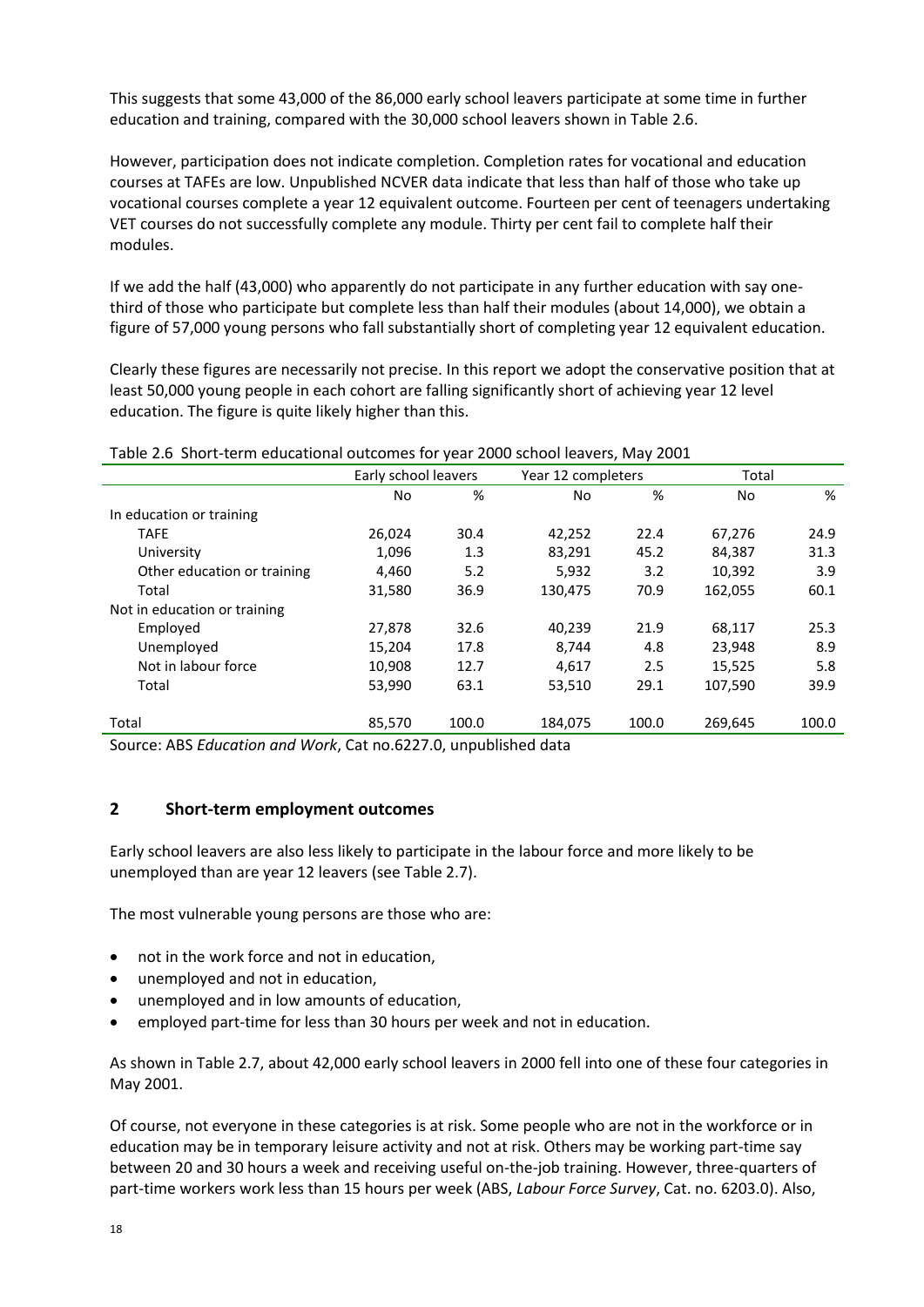This suggests that some 43,000 of the 86,000 early school leavers participate at some time in further education and training, compared with the 30,000 school leavers shown in Table 2.6.

However, participation does not indicate completion. Completion rates for vocational and education courses at TAFEs are low. Unpublished NCVER data indicate that less than half of those who take up vocational courses complete a year 12 equivalent outcome. Fourteen per cent of teenagers undertaking VET courses do not successfully complete any module. Thirty per cent fail to complete half their modules.

If we add the half (43,000) who apparently do not participate in any further education with say one-third of those who participate but complete less than half their modules (about 14,000), we obtain a figure of 57,000 young persons who fall substantially short of completing year 12 equivalent education.

Clearly these figures are necessarily not precise. In this report we adopt the conservative position that at least 50,000 young people in each cohort are falling significantly short of achieving year 12 level education. The figure is quite likely higher than this.

Table 2.6 Short-term educational outcomes for year 2000 school leavers, May 2001

| | Early school leavers | | Year 12 completers | | Total | |
|---|---|---|---|---|---|---|
| | No | % | No | % | No | % |
| In education or training | | | | | | |
| TAFE | 26,024 | 30.4 | 42,252 | 22.4 | 67,276 | 24.9 |
| University | 1,096 | 1.3 | 83,291 | 45.2 | 84,387 | 31.3 |
| Other education or training | 4,460 | 5.2 | 5,932 | 3.2 | 10,392 | 3.9 |
| Total | 31,580 | 36.9 | 130,475 | 70.9 | 162,055 | 60.1 |
| Not in education or training | | | | | | |
| Employed | 27,878 | 32.6 | 40,239 | 21.9 | 68,117 | 25.3 |
| Unemployed | 15,204 | 17.8 | 8,744 | 4.8 | 23,948 | 8.9 |
| Not in labour force | 10,908 | 12.7 | 4,617 | 2.5 | 15,525 | 5.8 |
| Total | 53,990 | 63.1 | 53,510 | 29.1 | 107,590 | 39.9 |
| Total | 85,570 | 100.0 | 184,075 | 100.0 | 269,645 | 100.0 |

Source: ABS *Education and Work*, Cat no.6227.0, unpublished data

## 2 Short-term employment outcomes

Early school leavers are also less likely to participate in the labour force and more likely to be unemployed than are year 12 leavers (see Table 2.7).

The most vulnerable young persons are those who are:

- not in the work force and not in education,
- unemployed and not in education,
- unemployed and in low amounts of education,
- employed part-time for less than 30 hours per week and not in education.

As shown in Table 2.7, about 42,000 early school leavers in 2000 fell into one of these four categories in May 2001.

Of course, not everyone in these categories is at risk. Some people who are not in the workforce or in education may be in temporary leisure activity and not at risk. Others may be working part-time say between 20 and 30 hours a week and receiving useful on-the-job training. However, three-quarters of part-time workers work less than 15 hours per week (ABS, *Labour Force Survey*, Cat. no. 6203.0). Also,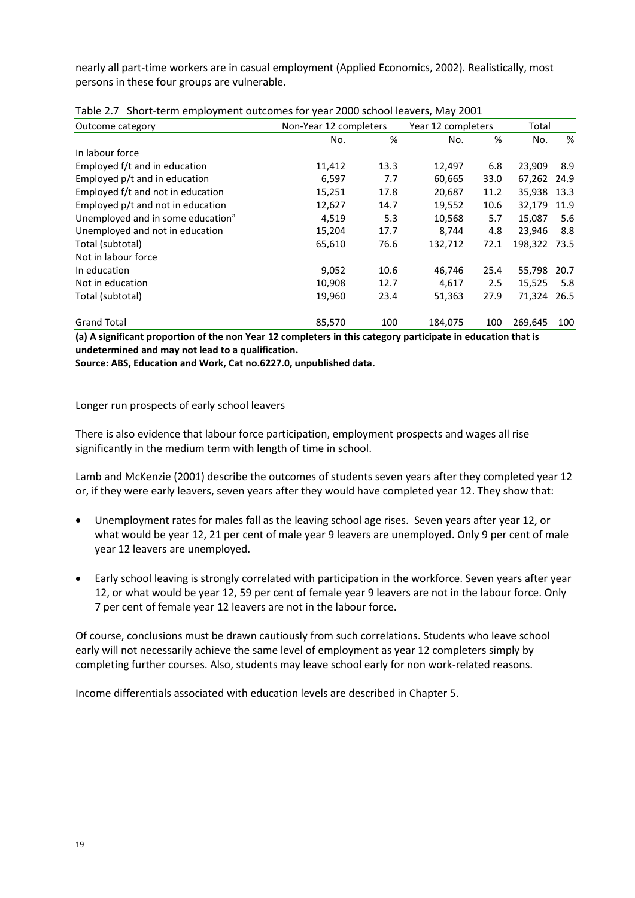nearly all part-time workers are in casual employment (Applied Economics, 2002). Realistically, most persons in these four groups are vulnerable.

Table 2.7 Short-term employment outcomes for year 2000 school leavers, May 2001

| Outcome category | Non-Year 12 completers | | Year 12 completers | | Total | |
|---|---|---|---|---|---|---|
| | No. | % | No. | % | No. | % |
| In labour force | | | | | | |
| Employed f/t and in education | 11,412 | 13.3 | 12,497 | 6.8 | 23,909 | 8.9 |
| Employed p/t and in education | 6,597 | 7.7 | 60,665 | 33.0 | 67,262 | 24.9 |
| Employed f/t and not in education | 15,251 | 17.8 | 20,687 | 11.2 | 35,938 | 13.3 |
| Employed p/t and not in education | 12,627 | 14.7 | 19,552 | 10.6 | 32,179 | 11.9 |
| Unemployed and in some education[a] | 4,519 | 5.3 | 10,568 | 5.7 | 15,087 | 5.6 |
| Unemployed and not in education | 15,204 | 17.7 | 8,744 | 4.8 | 23,946 | 8.8 |
| Total (subtotal) | 65,610 | 76.6 | 132,712 | 72.1 | 198,322 | 73.5 |
| Not in labour force | | | | | | |
| In education | 9,052 | 10.6 | 46,746 | 25.4 | 55,798 | 20.7 |
| Not in education | 10,908 | 12.7 | 4,617 | 2.5 | 15,525 | 5.8 |
| Total (subtotal) | 19,960 | 23.4 | 51,363 | 27.9 | 71,324 | 26.5 |
| Grand Total | 85,570 | 100 | 184,075 | 100 | 269,645 | 100 |

**(a) A significant proportion of the non Year 12 completers in this category participate in education that is undetermined and may not lead to a qualification.**

**Source: ABS, Education and Work, Cat no.6227.0, unpublished data.**

Longer run prospects of early school leavers

There is also evidence that labour force participation, employment prospects and wages all rise significantly in the medium term with length of time in school.

Lamb and McKenzie (2001) describe the outcomes of students seven years after they completed year 12 or, if they were early leavers, seven years after they would have completed year 12. They show that:

- Unemployment rates for males fall as the leaving school age rises. Seven years after year 12, or what would be year 12, 21 per cent of male year 9 leavers are unemployed. Only 9 per cent of male year 12 leavers are unemployed.

- Early school leaving is strongly correlated with participation in the workforce. Seven years after year 12, or what would be year 12, 59 per cent of female year 9 leavers are not in the labour force. Only 7 per cent of female year 12 leavers are not in the labour force.

Of course, conclusions must be drawn cautiously from such correlations. Students who leave school early will not necessarily achieve the same level of employment as year 12 completers simply by completing further courses. Also, students may leave school early for non work-related reasons.

Income differentials associated with education levels are described in Chapter 5.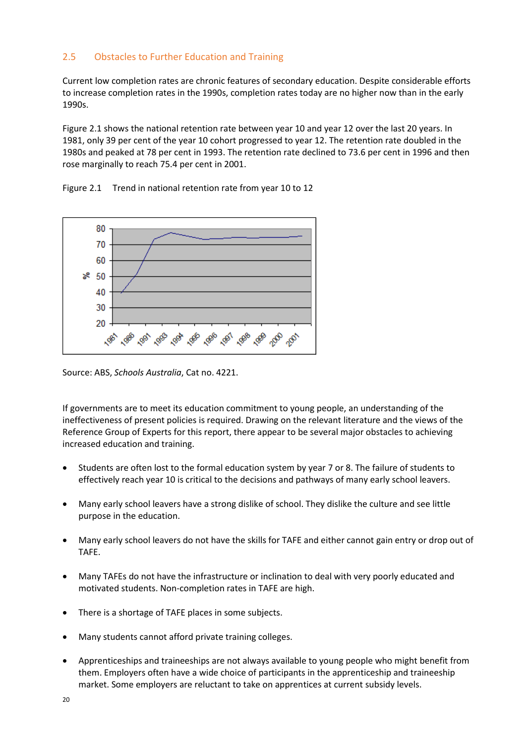## 2.5 Obstacles to Further Education and Training

Current low completion rates are chronic features of secondary education. Despite considerable efforts to increase completion rates in the 1990s, completion rates today are no higher now than in the early 1990s.

Figure 2.1 shows the national retention rate between year 10 and year 12 over the last 20 years. In 1981, only 39 per cent of the year 10 cohort progressed to year 12. The retention rate doubled in the 1980s and peaked at 78 per cent in 1993. The retention rate declined to 73.6 per cent in 1996 and then rose marginally to reach 75.4 per cent in 2001.

Figure 2.1 Trend in national retention rate from year 10 to 12

Source: ABS, *Schools Australia*, Cat no. 4221.

If governments are to meet its education commitment to young people, an understanding of the ineffectiveness of present policies is required. Drawing on the relevant literature and the views of the Reference Group of Experts for this report, there appear to be several major obstacles to achieving increased education and training.

- Students are often lost to the formal education system by year 7 or 8. The failure of students to effectively reach year 10 is critical to the decisions and pathways of many early school leavers.
- Many early school leavers have a strong dislike of school. They dislike the culture and see little purpose in the education.
- Many early school leavers do not have the skills for TAFE and either cannot gain entry or drop out of TAFE.
- Many TAFEs do not have the infrastructure or inclination to deal with very poorly educated and motivated students. Non-completion rates in TAFE are high.
- There is a shortage of TAFE places in some subjects.
- Many students cannot afford private training colleges.
- Apprenticeships and traineeships are not always available to young people who might benefit from them. Employers often have a wide choice of participants in the apprenticeship and traineeship market. Some employers are reluctant to take on apprentices at current subsidy levels.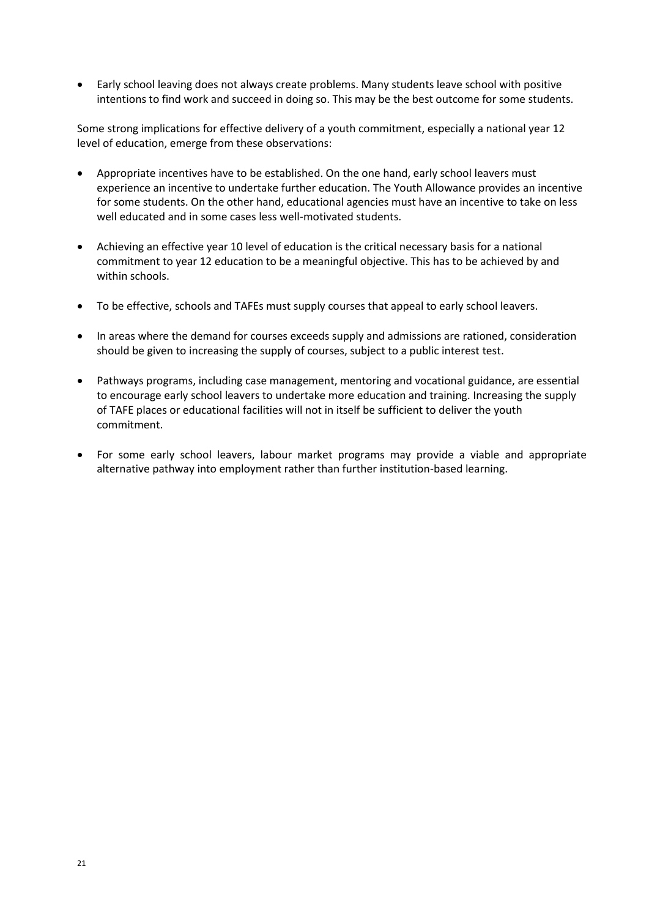- Early school leaving does not always create problems. Many students leave school with positive intentions to find work and succeed in doing so. This may be the best outcome for some students.

Some strong implications for effective delivery of a youth commitment, especially a national year 12 level of education, emerge from these observations:

- Appropriate incentives have to be established. On the one hand, early school leavers must experience an incentive to undertake further education. The Youth Allowance provides an incentive for some students. On the other hand, educational agencies must have an incentive to take on less well educated and in some cases less well-motivated students.

- Achieving an effective year 10 level of education is the critical necessary basis for a national commitment to year 12 education to be a meaningful objective. This has to be achieved by and within schools.

- To be effective, schools and TAFEs must supply courses that appeal to early school leavers.

- In areas where the demand for courses exceeds supply and admissions are rationed, consideration should be given to increasing the supply of courses, subject to a public interest test.

- Pathways programs, including case management, mentoring and vocational guidance, are essential to encourage early school leavers to undertake more education and training. Increasing the supply of TAFE places or educational facilities will not in itself be sufficient to deliver the youth commitment.

- For some early school leavers, labour market programs may provide a viable and appropriate alternative pathway into employment rather than further institution-based learning.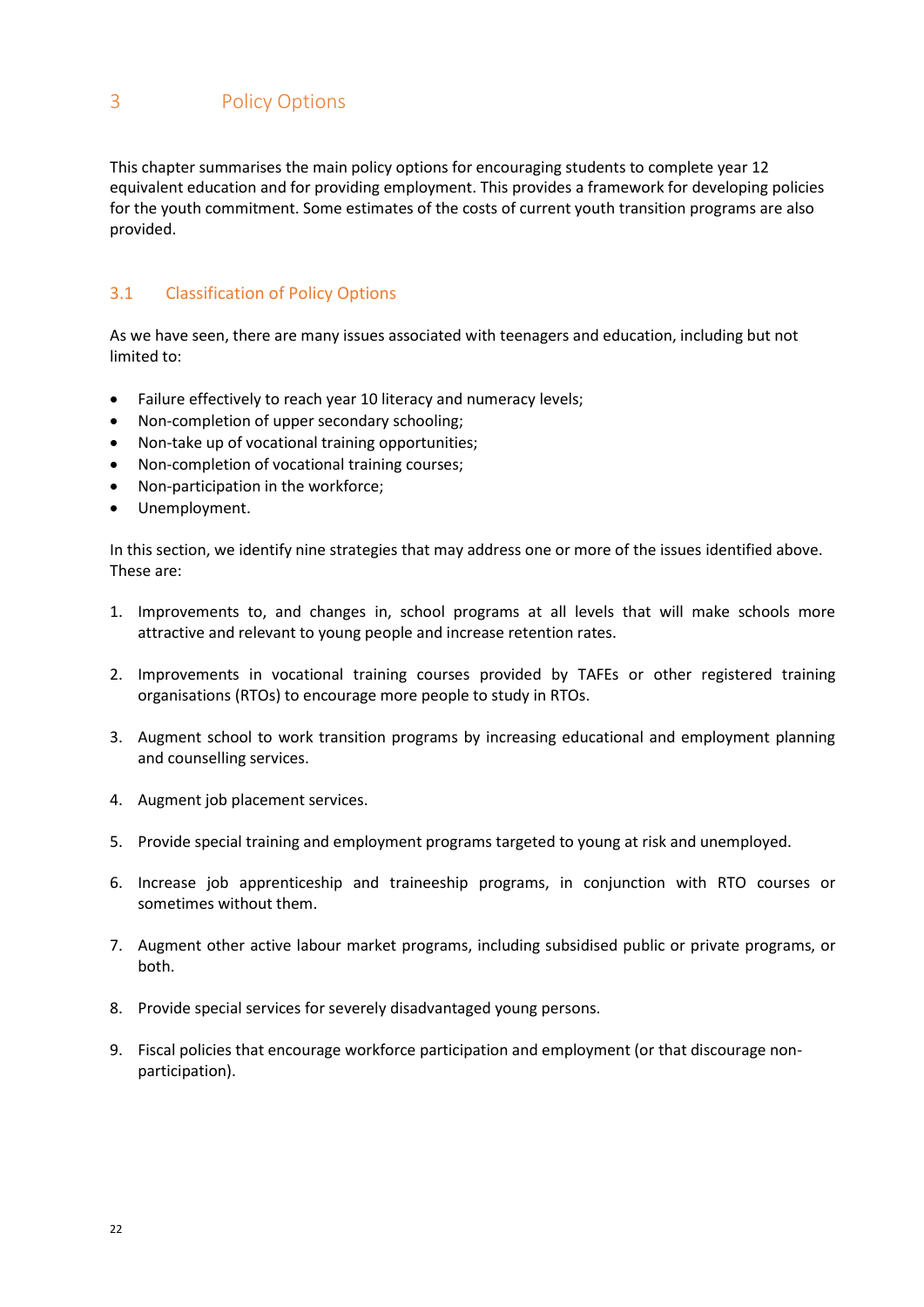# 3 Policy Options

This chapter summarises the main policy options for encouraging students to complete year 12 equivalent education and for providing employment. This provides a framework for developing policies for the youth commitment. Some estimates of the costs of current youth transition programs are also provided.

## 3.1 Classification of Policy Options

As we have seen, there are many issues associated with teenagers and education, including but not limited to:

- Failure effectively to reach year 10 literacy and numeracy levels;
- Non-completion of upper secondary schooling;
- Non-take up of vocational training opportunities;
- Non-completion of vocational training courses;
- Non-participation in the workforce;
- Unemployment.

In this section, we identify nine strategies that may address one or more of the issues identified above. These are:

1. Improvements to, and changes in, school programs at all levels that will make schools more attractive and relevant to young people and increase retention rates.

2. Improvements in vocational training courses provided by TAFEs or other registered training organisations (RTOs) to encourage more people to study in RTOs.

3. Augment school to work transition programs by increasing educational and employment planning and counselling services.

4. Augment job placement services.

5. Provide special training and employment programs targeted to young at risk and unemployed.

6. Increase job apprenticeship and traineeship programs, in conjunction with RTO courses or sometimes without them.

7. Augment other active labour market programs, including subsidised public or private programs, or both.

8. Provide special services for severely disadvantaged young persons.

9. Fiscal policies that encourage workforce participation and employment (or that discourage non-participation).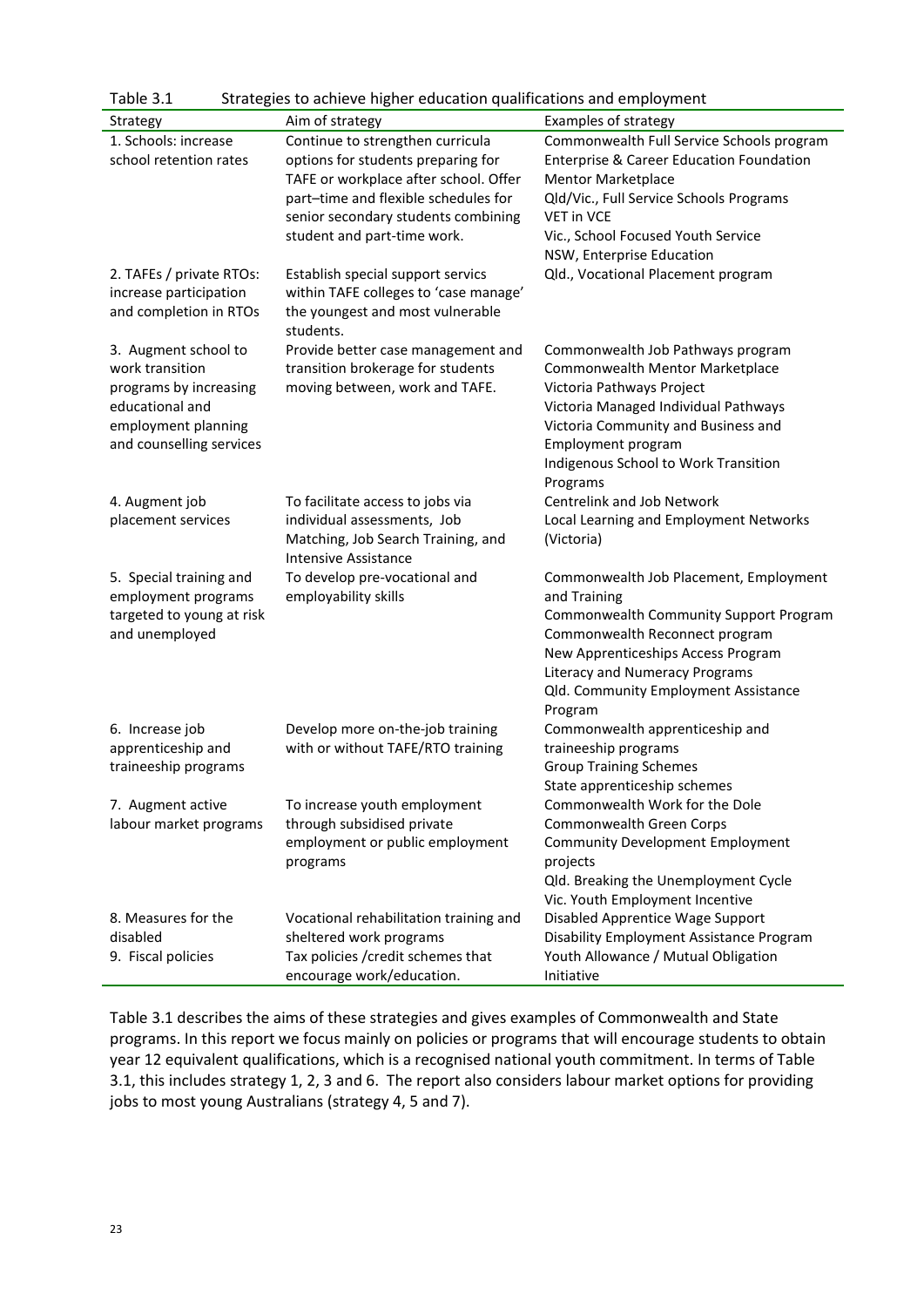Table 3.1 Strategies to achieve higher education qualifications and employment

| Strategy | Aim of strategy | Examples of strategy |
|---|---|---|
| 1. Schools: increase school retention rates | Continue to strengthen curricula options for students preparing for TAFE or workplace after school. Offer part–time and flexible schedules for senior secondary students combining student and part-time work. | Commonwealth Full Service Schools program<br>Enterprise & Career Education Foundation Mentor Marketplace<br>Qld/Vic., Full Service Schools Programs<br>VET in VCE<br>Vic., School Focused Youth Service<br>NSW, Enterprise Education |
| 2. TAFEs / private RTOs: increase participation and completion in RTOs | Establish special support servics within TAFE colleges to 'case manage' the youngest and most vulnerable students. | Qld., Vocational Placement program |
| 3. Augment school to work transition programs by increasing educational and employment planning and counselling services | Provide better case management and transition brokerage for students moving between, work and TAFE. | Commonwealth Job Pathways program<br>Commonwealth Mentor Marketplace<br>Victoria Pathways Project<br>Victoria Managed Individual Pathways<br>Victoria Community and Business and Employment program<br>Indigenous School to Work Transition Programs |
| 4. Augment job placement services | To facilitate access to jobs via individual assessments, Job Matching, Job Search Training, and Intensive Assistance | Centrelink and Job Network<br>Local Learning and Employment Networks (Victoria) |
| 5. Special training and employment programs targeted to young at risk and unemployed | To develop pre-vocational and employability skills | Commonwealth Job Placement, Employment and Training<br>Commonwealth Community Support Program<br>Commonwealth Reconnect program<br>New Apprenticeships Access Program<br>Literacy and Numeracy Programs<br>Qld. Community Employment Assistance Program |
| 6. Increase job apprenticeship and traineeship programs | Develop more on-the-job training with or without TAFE/RTO training | Commonwealth apprenticeship and traineeship programs<br>Group Training Schemes<br>State apprenticeship schemes |
| 7. Augment active labour market programs | To increase youth employment through subsidised private employment or public employment programs | Commonwealth Work for the Dole<br>Commonwealth Green Corps<br>Community Development Employment projects<br>Qld. Breaking the Unemployment Cycle<br>Vic. Youth Employment Incentive |
| 8. Measures for the disabled | Vocational rehabilitation training and sheltered work programs | Disabled Apprentice Wage Support<br>Disability Employment Assistance Program |
| 9. Fiscal policies | Tax policies /credit schemes that encourage work/education. | Youth Allowance / Mutual Obligation Initiative |

Table 3.1 describes the aims of these strategies and gives examples of Commonwealth and State programs. In this report we focus mainly on policies or programs that will encourage students to obtain year 12 equivalent qualifications, which is a recognised national youth commitment. In terms of Table 3.1, this includes strategy 1, 2, 3 and 6. The report also considers labour market options for providing jobs to most young Australians (strategy 4, 5 and 7).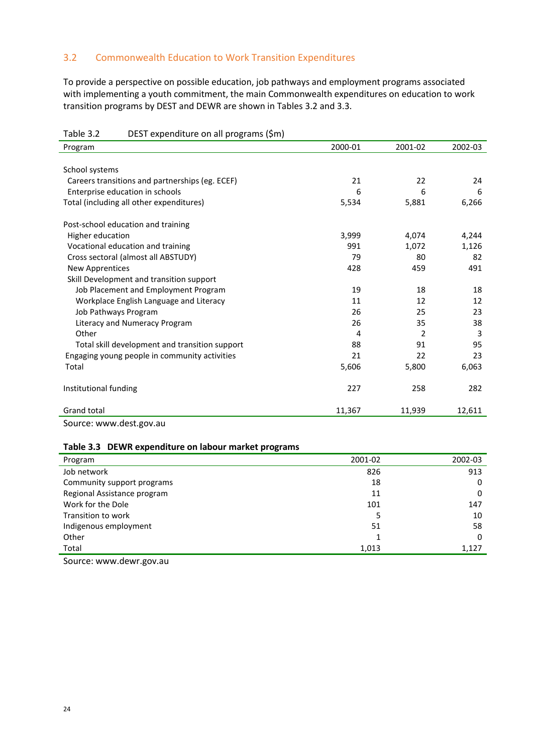## 3.2 Commonwealth Education to Work Transition Expenditures

To provide a perspective on possible education, job pathways and employment programs associated with implementing a youth commitment, the main Commonwealth expenditures on education to work transition programs by DEST and DEWR are shown in Tables 3.2 and 3.3.

Table 3.2 DEST expenditure on all programs ($m)

| Program | 2000-01 | 2001-02 | 2002-03 |
|---|---|---|---|
| School systems | | | |
| Careers transitions and partnerships (eg. ECEF) | 21 | 22 | 24 |
| Enterprise education in schools | 6 | 6 | 6 |
| Total (including all other expenditures) | 5,534 | 5,881 | 6,266 |
| Post-school education and training | | | |
| Higher education | 3,999 | 4,074 | 4,244 |
| Vocational education and training | 991 | 1,072 | 1,126 |
| Cross sectoral (almost all ABSTUDY) | 79 | 80 | 82 |
| New Apprentices | 428 | 459 | 491 |
| Skill Development and transition support | | | |
| Job Placement and Employment Program | 19 | 18 | 18 |
| Workplace English Language and Literacy | 11 | 12 | 12 |
| Job Pathways Program | 26 | 25 | 23 |
| Literacy and Numeracy Program | 26 | 35 | 38 |
| Other | 4 | 2 | 3 |
| Total skill development and transition support | 88 | 91 | 95 |
| Engaging young people in community activities | 21 | 22 | 23 |
| Total | 5,606 | 5,800 | 6,063 |
| Institutional funding | 227 | 258 | 282 |
| Grand total | 11,367 | 11,939 | 12,611 |

Source: www.dest.gov.au

**Table 3.3 DEWR expenditure on labour market programs**

| Program | 2001-02 | 2002-03 |
|---|---|---|
| Job network | 826 | 913 |
| Community support programs | 18 | 0 |
| Regional Assistance program | 11 | 0 |
| Work for the Dole | 101 | 147 |
| Transition to work | 5 | 10 |
| Indigenous employment | 51 | 58 |
| Other | 1 | 0 |
| Total | 1,013 | 1,127 |

Source: www.dewr.gov.au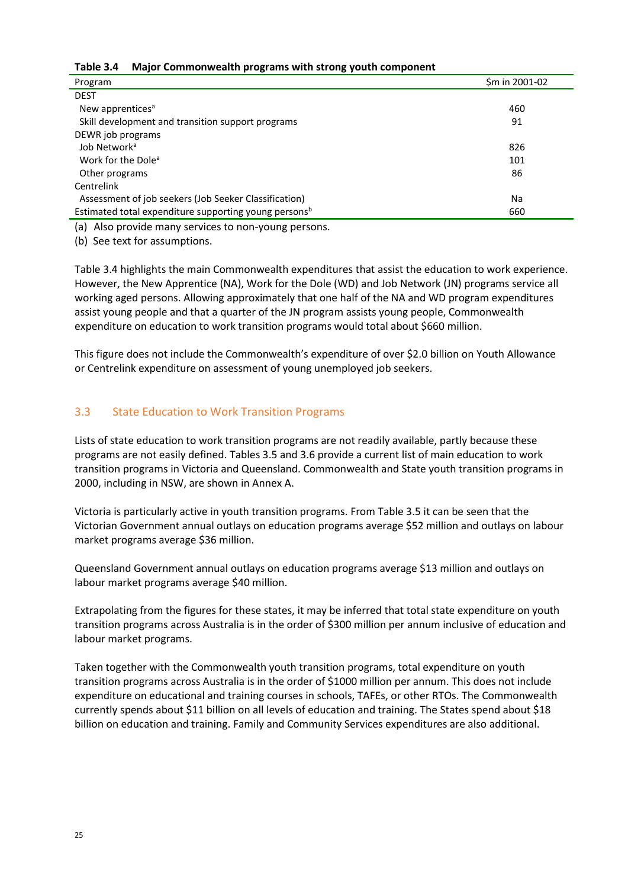**Table 3.4 Major Commonwealth programs with strong youth component**

| Program | $m in 2001-02 |
|---|---|
| DEST | |
| New apprentices[a] | 460 |
| Skill development and transition support programs | 91 |
| DEWR job programs | |
| Job Network[a] | 826 |
| Work for the Dole[a] | 101 |
| Other programs | 86 |
| Centrelink | |
| Assessment of job seekers (Job Seeker Classification) | Na |
| Estimated total expenditure supporting young persons[b] | 660 |

(a) Also provide many services to non-young persons.

(b) See text for assumptions.

Table 3.4 highlights the main Commonwealth expenditures that assist the education to work experience. However, the New Apprentice (NA), Work for the Dole (WD) and Job Network (JN) programs service all working aged persons. Allowing approximately that one half of the NA and WD program expenditures assist young people and that a quarter of the JN program assists young people, Commonwealth expenditure on education to work transition programs would total about $660 million.

This figure does not include the Commonwealth's expenditure of over $2.0 billion on Youth Allowance or Centrelink expenditure on assessment of young unemployed job seekers.

## 3.3 State Education to Work Transition Programs

Lists of state education to work transition programs are not readily available, partly because these programs are not easily defined. Tables 3.5 and 3.6 provide a current list of main education to work transition programs in Victoria and Queensland. Commonwealth and State youth transition programs in 2000, including in NSW, are shown in Annex A.

Victoria is particularly active in youth transition programs. From Table 3.5 it can be seen that the Victorian Government annual outlays on education programs average $52 million and outlays on labour market programs average $36 million.

Queensland Government annual outlays on education programs average $13 million and outlays on labour market programs average $40 million.

Extrapolating from the figures for these states, it may be inferred that total state expenditure on youth transition programs across Australia is in the order of $300 million per annum inclusive of education and labour market programs.

Taken together with the Commonwealth youth transition programs, total expenditure on youth transition programs across Australia is in the order of $1000 million per annum. This does not include expenditure on educational and training courses in schools, TAFEs, or other RTOs. The Commonwealth currently spends about $11 billion on all levels of education and training. The States spend about $18 billion on education and training. Family and Community Services expenditures are also additional.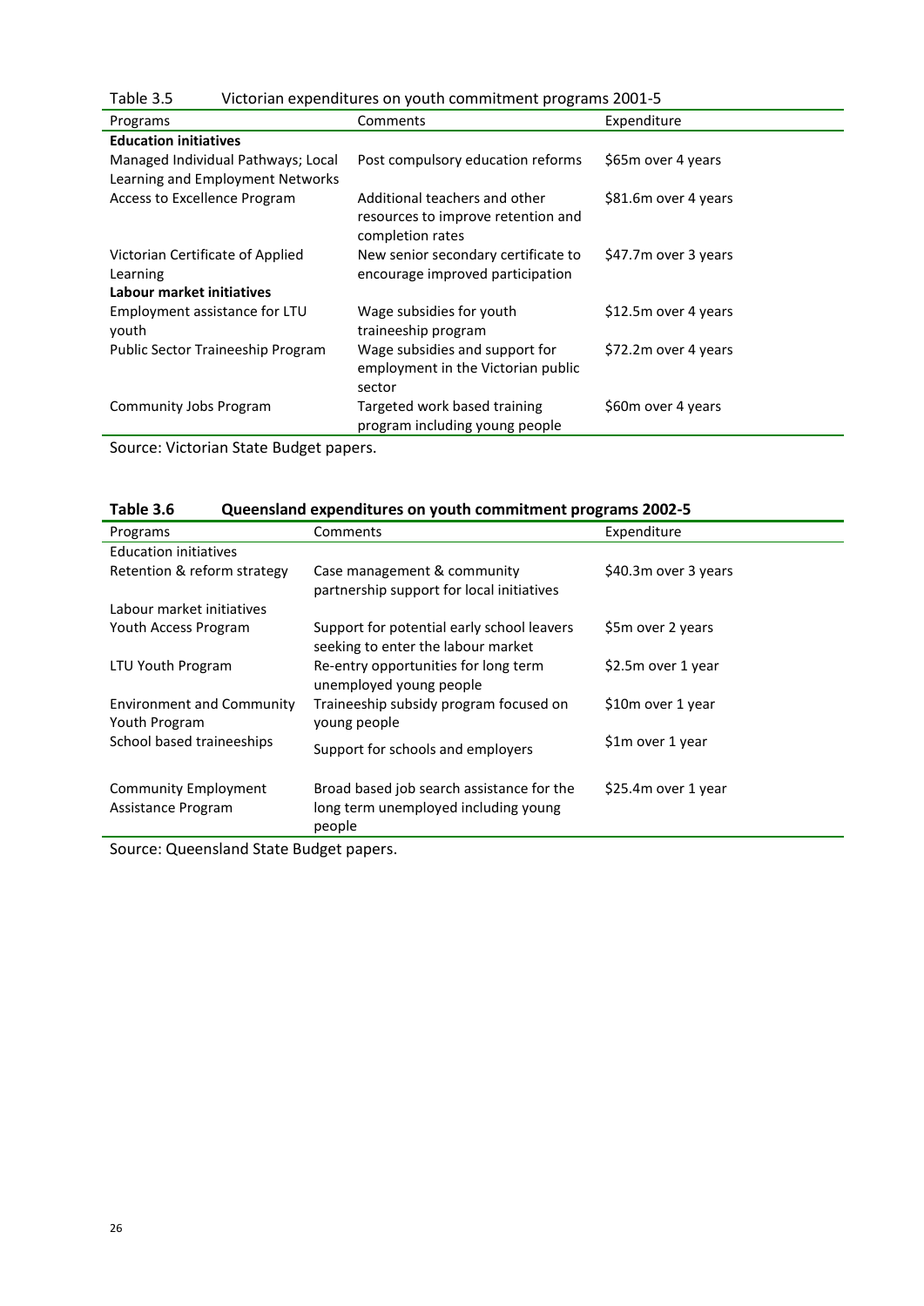Table 3.5 Victorian expenditures on youth commitment programs 2001-5

| Programs | Comments | Expenditure |
|---|---|---|
| **Education initiatives** | | |
| Managed Individual Pathways; Local Learning and Employment Networks | Post compulsory education reforms | $65m over 4 years |
| Access to Excellence Program | Additional teachers and other resources to improve retention and completion rates | $81.6m over 4 years |
| Victorian Certificate of Applied Learning | New senior secondary certificate to encourage improved participation | $47.7m over 3 years |
| **Labour market initiatives** | | |
| Employment assistance for LTU youth | Wage subsidies for youth traineeship program | $12.5m over 4 years |
| Public Sector Traineeship Program | Wage subsidies and support for employment in the Victorian public sector | $72.2m over 4 years |
| Community Jobs Program | Targeted work based training program including young people | $60m over 4 years |

Source: Victorian State Budget papers.

**Table 3.6 Queensland expenditures on youth commitment programs 2002-5**

| Programs | Comments | Expenditure |
|---|---|---|
| Education initiatives | | |
| Retention & reform strategy | Case management & community partnership support for local initiatives | $40.3m over 3 years |
| Labour market initiatives | | |
| Youth Access Program | Support for potential early school leavers seeking to enter the labour market | $5m over 2 years |
| LTU Youth Program | Re-entry opportunities for long term unemployed young people | $2.5m over 1 year |
| Environment and Community Youth Program | Traineeship subsidy program focused on young people | $10m over 1 year |
| School based traineeships | Support for schools and employers | $1m over 1 year |
| Community Employment Assistance Program | Broad based job search assistance for the long term unemployed including young people | $25.4m over 1 year |

Source: Queensland State Budget papers.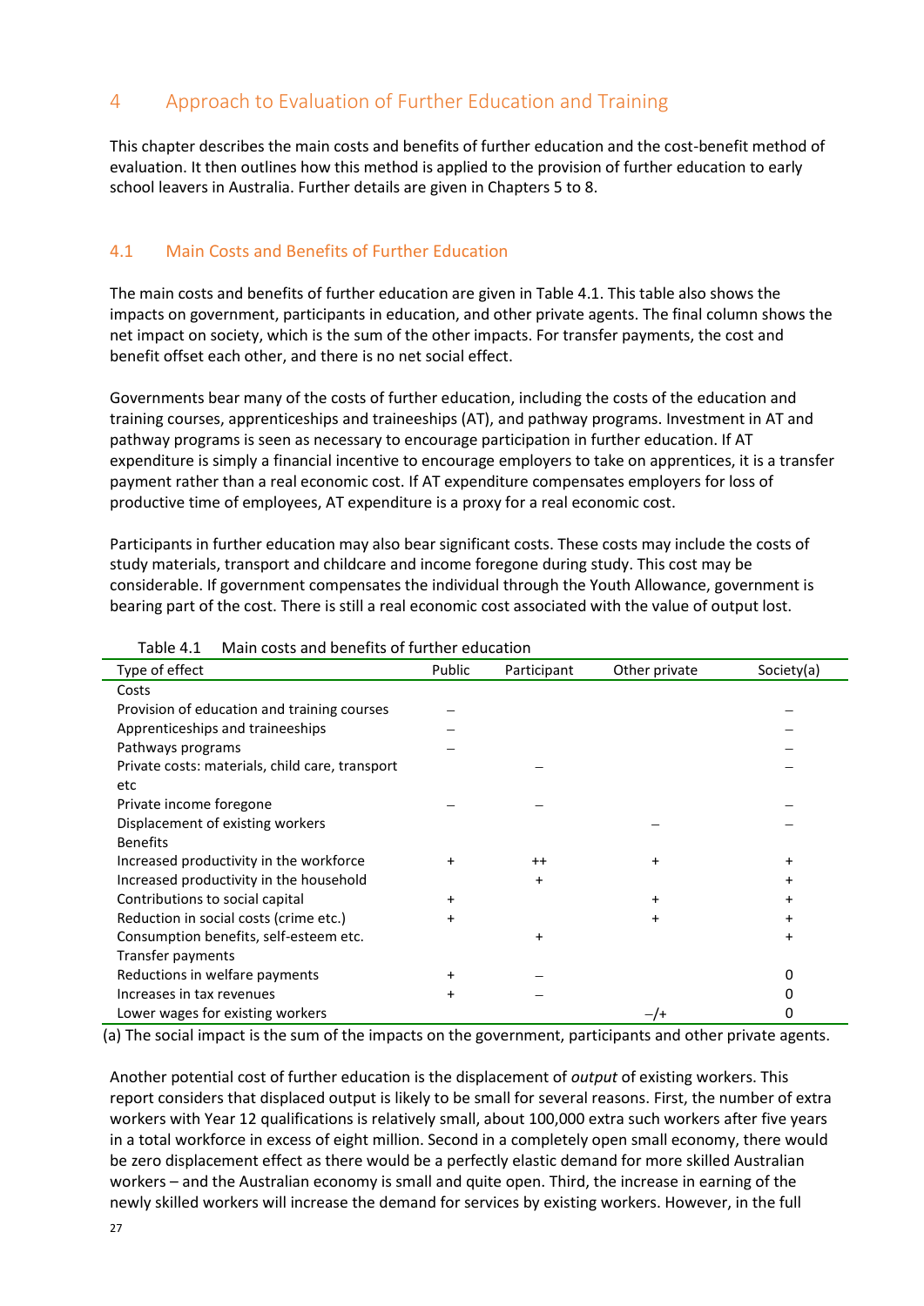# 4 Approach to Evaluation of Further Education and Training

This chapter describes the main costs and benefits of further education and the cost-benefit method of evaluation. It then outlines how this method is applied to the provision of further education to early school leavers in Australia. Further details are given in Chapters 5 to 8.

## 4.1 Main Costs and Benefits of Further Education

The main costs and benefits of further education are given in Table 4.1. This table also shows the impacts on government, participants in education, and other private agents. The final column shows the net impact on society, which is the sum of the other impacts. For transfer payments, the cost and benefit offset each other, and there is no net social effect.

Governments bear many of the costs of further education, including the costs of the education and training courses, apprenticeships and traineeships (AT), and pathway programs. Investment in AT and pathway programs is seen as necessary to encourage participation in further education. If AT expenditure is simply a financial incentive to encourage employers to take on apprentices, it is a transfer payment rather than a real economic cost. If AT expenditure compensates employers for loss of productive time of employees, AT expenditure is a proxy for a real economic cost.

Participants in further education may also bear significant costs. These costs may include the costs of study materials, transport and childcare and income foregone during study. This cost may be considerable. If government compensates the individual through the Youth Allowance, government is bearing part of the cost. There is still a real economic cost associated with the value of output lost.

Table 4.1 Main costs and benefits of further education

| Type of effect | Public | Participant | Other private | Society(a) |
|---|---|---|---|---|
| Costs | | | | |
| Provision of education and training courses | – | | | – |
| Apprenticeships and traineeships | – | | | – |
| Pathways programs | – | | | – |
| Private costs: materials, child care, transport etc | | – | | – |
| Private income foregone | – | – | | – |
| Displacement of existing workers | | | – | – |
| Benefits | | | | |
| Increased productivity in the workforce | + | ++ | + | + |
| Increased productivity in the household | | + | | + |
| Contributions to social capital | + | | + | + |
| Reduction in social costs (crime etc.) | + | | + | + |
| Consumption benefits, self-esteem etc. | | + | | + |
| Transfer payments | | | | |
| Reductions in welfare payments | + | – | | 0 |
| Increases in tax revenues | + | – | | 0 |
| Lower wages for existing workers | | | –/+ | 0 |

(a) The social impact is the sum of the impacts on the government, participants and other private agents.

Another potential cost of further education is the displacement of *output* of existing workers. This report considers that displaced output is likely to be small for several reasons. First, the number of extra workers with Year 12 qualifications is relatively small, about 100,000 extra such workers after five years in a total workforce in excess of eight million. Second in a completely open small economy, there would be zero displacement effect as there would be a perfectly elastic demand for more skilled Australian workers – and the Australian economy is small and quite open. Third, the increase in earning of the newly skilled workers will increase the demand for services by existing workers. However, in the full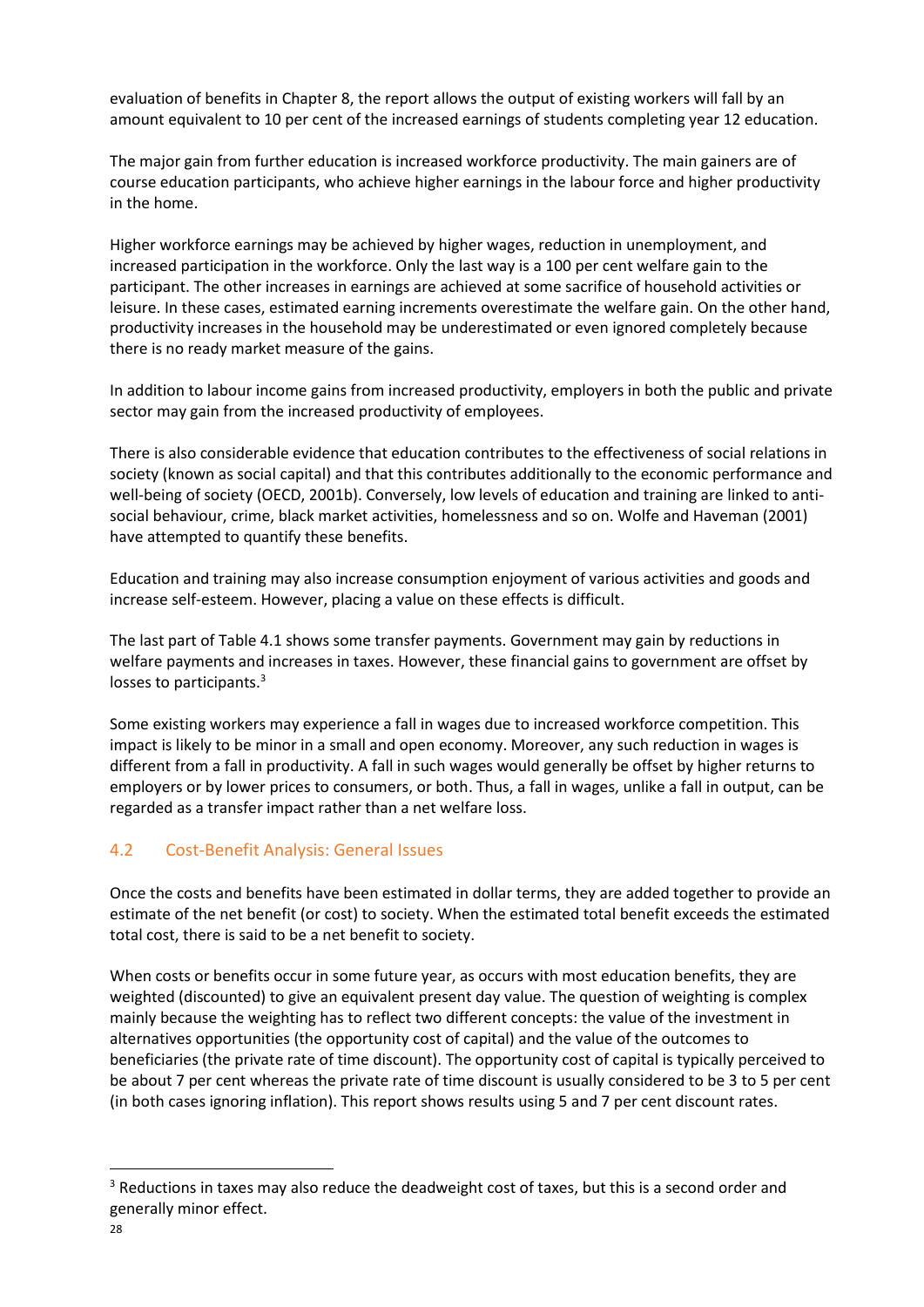evaluation of benefits in Chapter 8, the report allows the output of existing workers will fall by an amount equivalent to 10 per cent of the increased earnings of students completing year 12 education.

The major gain from further education is increased workforce productivity. The main gainers are of course education participants, who achieve higher earnings in the labour force and higher productivity in the home.

Higher workforce earnings may be achieved by higher wages, reduction in unemployment, and increased participation in the workforce. Only the last way is a 100 per cent welfare gain to the participant. The other increases in earnings are achieved at some sacrifice of household activities or leisure. In these cases, estimated earning increments overestimate the welfare gain. On the other hand, productivity increases in the household may be underestimated or even ignored completely because there is no ready market measure of the gains.

In addition to labour income gains from increased productivity, employers in both the public and private sector may gain from the increased productivity of employees.

There is also considerable evidence that education contributes to the effectiveness of social relations in society (known as social capital) and that this contributes additionally to the economic performance and well-being of society (OECD, 2001b). Conversely, low levels of education and training are linked to anti-social behaviour, crime, black market activities, homelessness and so on. Wolfe and Haveman (2001) have attempted to quantify these benefits.

Education and training may also increase consumption enjoyment of various activities and goods and increase self-esteem. However, placing a value on these effects is difficult.

The last part of Table 4.1 shows some transfer payments. Government may gain by reductions in welfare payments and increases in taxes. However, these financial gains to government are offset by losses to participants.[3]

Some existing workers may experience a fall in wages due to increased workforce competition. This impact is likely to be minor in a small and open economy. Moreover, any such reduction in wages is different from a fall in productivity. A fall in such wages would generally be offset by higher returns to employers or by lower prices to consumers, or both. Thus, a fall in wages, unlike a fall in output, can be regarded as a transfer impact rather than a net welfare loss.

## 4.2 Cost-Benefit Analysis: General Issues

Once the costs and benefits have been estimated in dollar terms, they are added together to provide an estimate of the net benefit (or cost) to society. When the estimated total benefit exceeds the estimated total cost, there is said to be a net benefit to society.

When costs or benefits occur in some future year, as occurs with most education benefits, they are weighted (discounted) to give an equivalent present day value. The question of weighting is complex mainly because the weighting has to reflect two different concepts: the value of the investment in alternatives opportunities (the opportunity cost of capital) and the value of the outcomes to beneficiaries (the private rate of time discount). The opportunity cost of capital is typically perceived to be about 7 per cent whereas the private rate of time discount is usually considered to be 3 to 5 per cent (in both cases ignoring inflation). This report shows results using 5 and 7 per cent discount rates.

[3] Reductions in taxes may also reduce the deadweight cost of taxes, but this is a second order and generally minor effect.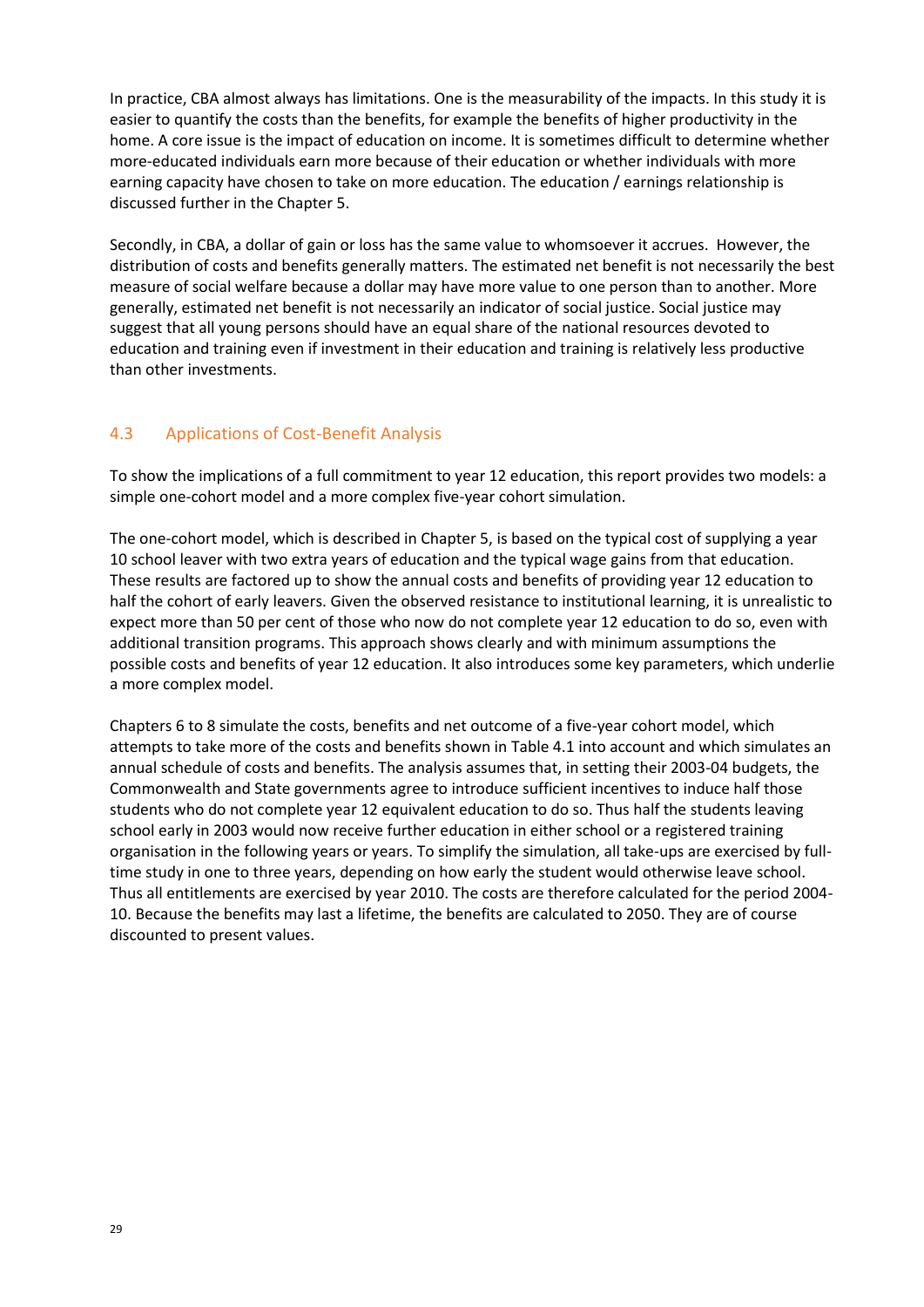In practice, CBA almost always has limitations. One is the measurability of the impacts. In this study it is easier to quantify the costs than the benefits, for example the benefits of higher productivity in the home. A core issue is the impact of education on income. It is sometimes difficult to determine whether more-educated individuals earn more because of their education or whether individuals with more earning capacity have chosen to take on more education. The education / earnings relationship is discussed further in the Chapter 5.

Secondly, in CBA, a dollar of gain or loss has the same value to whomsoever it accrues. However, the distribution of costs and benefits generally matters. The estimated net benefit is not necessarily the best measure of social welfare because a dollar may have more value to one person than to another. More generally, estimated net benefit is not necessarily an indicator of social justice. Social justice may suggest that all young persons should have an equal share of the national resources devoted to education and training even if investment in their education and training is relatively less productive than other investments.

## 4.3 Applications of Cost-Benefit Analysis

To show the implications of a full commitment to year 12 education, this report provides two models: a simple one-cohort model and a more complex five-year cohort simulation.

The one-cohort model, which is described in Chapter 5, is based on the typical cost of supplying a year 10 school leaver with two extra years of education and the typical wage gains from that education. These results are factored up to show the annual costs and benefits of providing year 12 education to half the cohort of early leavers. Given the observed resistance to institutional learning, it is unrealistic to expect more than 50 per cent of those who now do not complete year 12 education to do so, even with additional transition programs. This approach shows clearly and with minimum assumptions the possible costs and benefits of year 12 education. It also introduces some key parameters, which underlie a more complex model.

Chapters 6 to 8 simulate the costs, benefits and net outcome of a five-year cohort model, which attempts to take more of the costs and benefits shown in Table 4.1 into account and which simulates an annual schedule of costs and benefits. The analysis assumes that, in setting their 2003-04 budgets, the Commonwealth and State governments agree to introduce sufficient incentives to induce half those students who do not complete year 12 equivalent education to do so. Thus half the students leaving school early in 2003 would now receive further education in either school or a registered training organisation in the following years or years. To simplify the simulation, all take-ups are exercised by full-time study in one to three years, depending on how early the student would otherwise leave school. Thus all entitlements are exercised by year 2010. The costs are therefore calculated for the period 2004-10. Because the benefits may last a lifetime, the benefits are calculated to 2050. They are of course discounted to present values.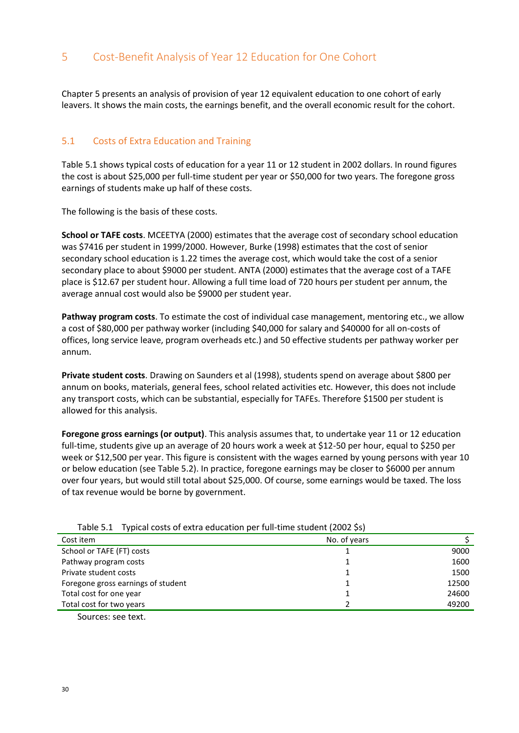# 5 Cost-Benefit Analysis of Year 12 Education for One Cohort

Chapter 5 presents an analysis of provision of year 12 equivalent education to one cohort of early leavers. It shows the main costs, the earnings benefit, and the overall economic result for the cohort.

## 5.1 Costs of Extra Education and Training

Table 5.1 shows typical costs of education for a year 11 or 12 student in 2002 dollars. In round figures the cost is about $25,000 per full-time student per year or $50,000 for two years. The foregone gross earnings of students make up half of these costs.

The following is the basis of these costs.

**School or TAFE costs**. MCEETYA (2000) estimates that the average cost of secondary school education was $7416 per student in 1999/2000. However, Burke (1998) estimates that the cost of senior secondary school education is 1.22 times the average cost, which would take the cost of a senior secondary place to about $9000 per student. ANTA (2000) estimates that the average cost of a TAFE place is $12.67 per student hour. Allowing a full time load of 720 hours per student per annum, the average annual cost would also be $9000 per student year.

**Pathway program costs**. To estimate the cost of individual case management, mentoring etc., we allow a cost of $80,000 per pathway worker (including $40,000 for salary and $40000 for all on-costs of offices, long service leave, program overheads etc.) and 50 effective students per pathway worker per annum.

**Private student costs**. Drawing on Saunders et al (1998), students spend on average about $800 per annum on books, materials, general fees, school related activities etc. However, this does not include any transport costs, which can be substantial, especially for TAFEs. Therefore $1500 per student is allowed for this analysis.

**Foregone gross earnings (or output)**. This analysis assumes that, to undertake year 11 or 12 education full-time, students give up an average of 20 hours work a week at $12-50 per hour, equal to $250 per week or $12,500 per year. This figure is consistent with the wages earned by young persons with year 10 or below education (see Table 5.2). In practice, foregone earnings may be closer to $6000 per annum over four years, but would still total about $25,000. Of course, some earnings would be taxed. The loss of tax revenue would be borne by government.

Table 5.1 Typical costs of extra education per full-time student (2002 $s)

| Cost item | No. of years | $ |
|---|---|---|
| School or TAFE (FT) costs | 1 | 9000 |
| Pathway program costs | 1 | 1600 |
| Private student costs | 1 | 1500 |
| Foregone gross earnings of student | 1 | 12500 |
| Total cost for one year | 1 | 24600 |
| Total cost for two years | 2 | 49200 |

Sources: see text.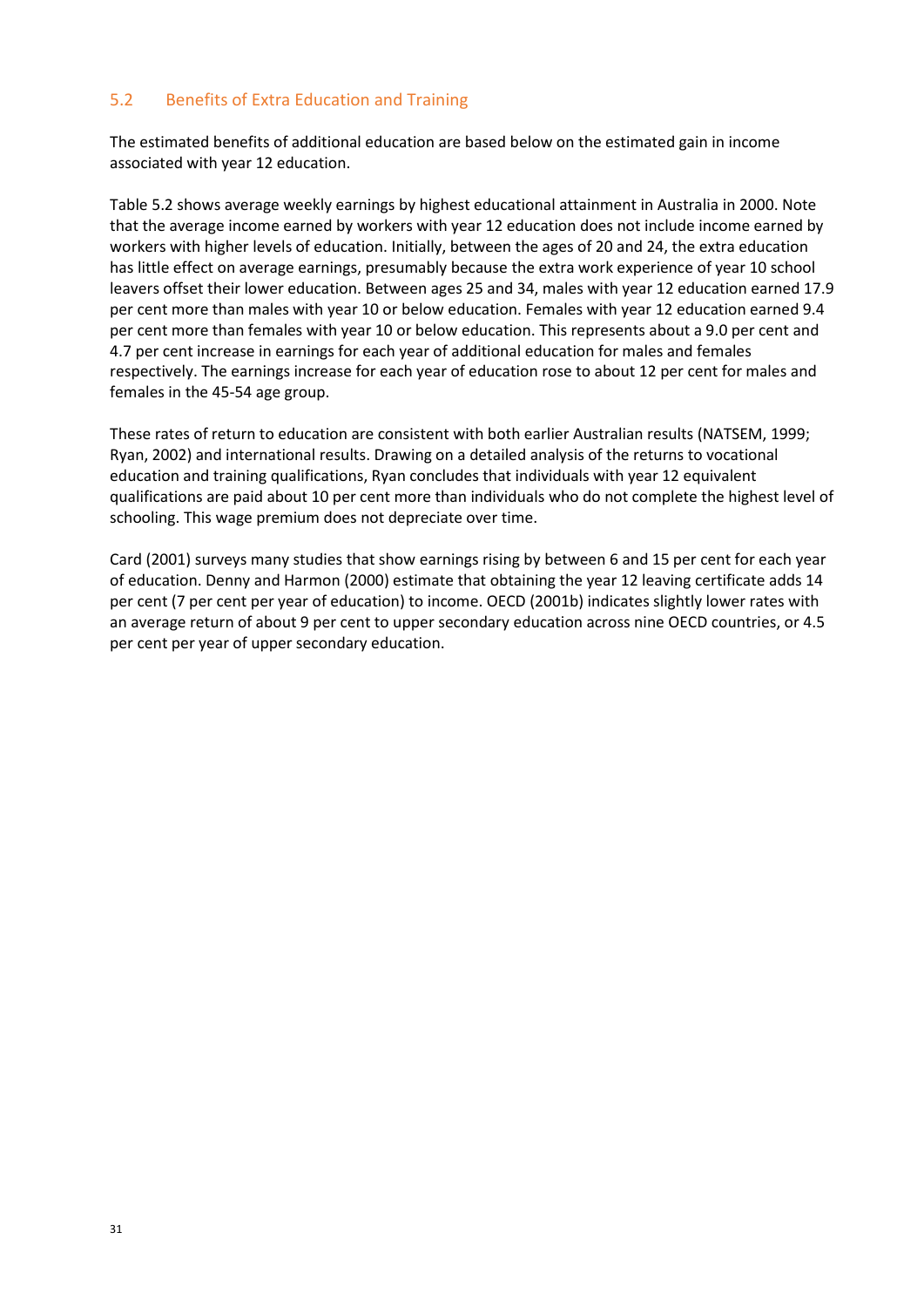## 5.2 Benefits of Extra Education and Training

The estimated benefits of additional education are based below on the estimated gain in income associated with year 12 education.

Table 5.2 shows average weekly earnings by highest educational attainment in Australia in 2000. Note that the average income earned by workers with year 12 education does not include income earned by workers with higher levels of education. Initially, between the ages of 20 and 24, the extra education has little effect on average earnings, presumably because the extra work experience of year 10 school leavers offset their lower education. Between ages 25 and 34, males with year 12 education earned 17.9 per cent more than males with year 10 or below education. Females with year 12 education earned 9.4 per cent more than females with year 10 or below education. This represents about a 9.0 per cent and 4.7 per cent increase in earnings for each year of additional education for males and females respectively. The earnings increase for each year of education rose to about 12 per cent for males and females in the 45-54 age group.

These rates of return to education are consistent with both earlier Australian results (NATSEM, 1999; Ryan, 2002) and international results. Drawing on a detailed analysis of the returns to vocational education and training qualifications, Ryan concludes that individuals with year 12 equivalent qualifications are paid about 10 per cent more than individuals who do not complete the highest level of schooling. This wage premium does not depreciate over time.

Card (2001) surveys many studies that show earnings rising by between 6 and 15 per cent for each year of education. Denny and Harmon (2000) estimate that obtaining the year 12 leaving certificate adds 14 per cent (7 per cent per year of education) to income. OECD (2001b) indicates slightly lower rates with an average return of about 9 per cent to upper secondary education across nine OECD countries, or 4.5 per cent per year of upper secondary education.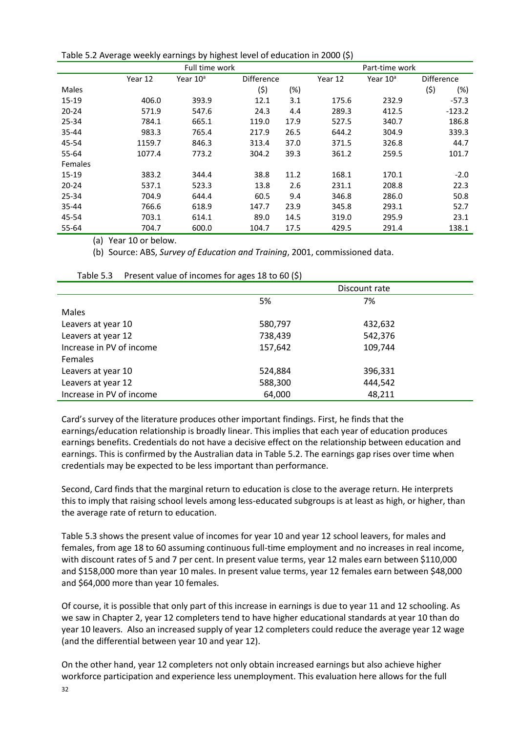Table 5.2 Average weekly earnings by highest level of education in 2000 ($)

| | Full time work | | | | Part-time work | | | |
|---|---|---|---|---|---|---|---|---|
| | Year 12 | Year 10[a] | Difference | | Year 12 | Year 10[a] | Difference | |
| Males | | | ($) | (%) | | | ($) | (%) |
| 15-19 | 406.0 | 393.9 | 12.1 | 3.1 | 175.6 | 232.9 | | -57.3 |
| 20-24 | 571.9 | 547.6 | 24.3 | 4.4 | 289.3 | 412.5 | | -123.2 |
| 25-34 | 784.1 | 665.1 | 119.0 | 17.9 | 527.5 | 340.7 | | 186.8 |
| 35-44 | 983.3 | 765.4 | 217.9 | 26.5 | 644.2 | 304.9 | | 339.3 |
| 45-54 | 1159.7 | 846.3 | 313.4 | 37.0 | 371.5 | 326.8 | | 44.7 |
| 55-64 | 1077.4 | 773.2 | 304.2 | 39.3 | 361.2 | 259.5 | | 101.7 |
| Females | | | | | | | | |
| 15-19 | 383.2 | 344.4 | 38.8 | 11.2 | 168.1 | 170.1 | | -2.0 |
| 20-24 | 537.1 | 523.3 | 13.8 | 2.6 | 231.1 | 208.8 | | 22.3 |
| 25-34 | 704.9 | 644.4 | 60.5 | 9.4 | 346.8 | 286.0 | | 50.8 |
| 35-44 | 766.6 | 618.9 | 147.7 | 23.9 | 345.8 | 293.1 | | 52.7 |
| 45-54 | 703.1 | 614.1 | 89.0 | 14.5 | 319.0 | 295.9 | | 23.1 |
| 55-64 | 704.7 | 600.0 | 104.7 | 17.5 | 429.5 | 291.4 | | 138.1 |

(a) Year 10 or below.

(b) Source: ABS, *Survey of Education and Training*, 2001, commissioned data.

Table 5.3 Present value of incomes for ages 18 to 60 ($)

| | Discount rate | |
|---|---|---|
| | 5% | 7% |
| Males | | |
| Leavers at year 10 | 580,797 | 432,632 |
| Leavers at year 12 | 738,439 | 542,376 |
| Increase in PV of income | 157,642 | 109,744 |
| Females | | |
| Leavers at year 10 | 524,884 | 396,331 |
| Leavers at year 12 | 588,300 | 444,542 |
| Increase in PV of income | 64,000 | 48,211 |

Card's survey of the literature produces other important findings. First, he finds that the earnings/education relationship is broadly linear. This implies that each year of education produces earnings benefits. Credentials do not have a decisive effect on the relationship between education and earnings. This is confirmed by the Australian data in Table 5.2. The earnings gap rises over time when credentials may be expected to be less important than performance.

Second, Card finds that the marginal return to education is close to the average return. He interprets this to imply that raising school levels among less-educated subgroups is at least as high, or higher, than the average rate of return to education.

Table 5.3 shows the present value of incomes for year 10 and year 12 school leavers, for males and females, from age 18 to 60 assuming continuous full-time employment and no increases in real income, with discount rates of 5 and 7 per cent. In present value terms, year 12 males earn between $110,000 and $158,000 more than year 10 males. In present value terms, year 12 females earn between $48,000 and $64,000 more than year 10 females.

Of course, it is possible that only part of this increase in earnings is due to year 11 and 12 schooling. As we saw in Chapter 2, year 12 completers tend to have higher educational standards at year 10 than do year 10 leavers. Also an increased supply of year 12 completers could reduce the average year 12 wage (and the differential between year 10 and year 12).

On the other hand, year 12 completers not only obtain increased earnings but also achieve higher workforce participation and experience less unemployment. This evaluation here allows for the full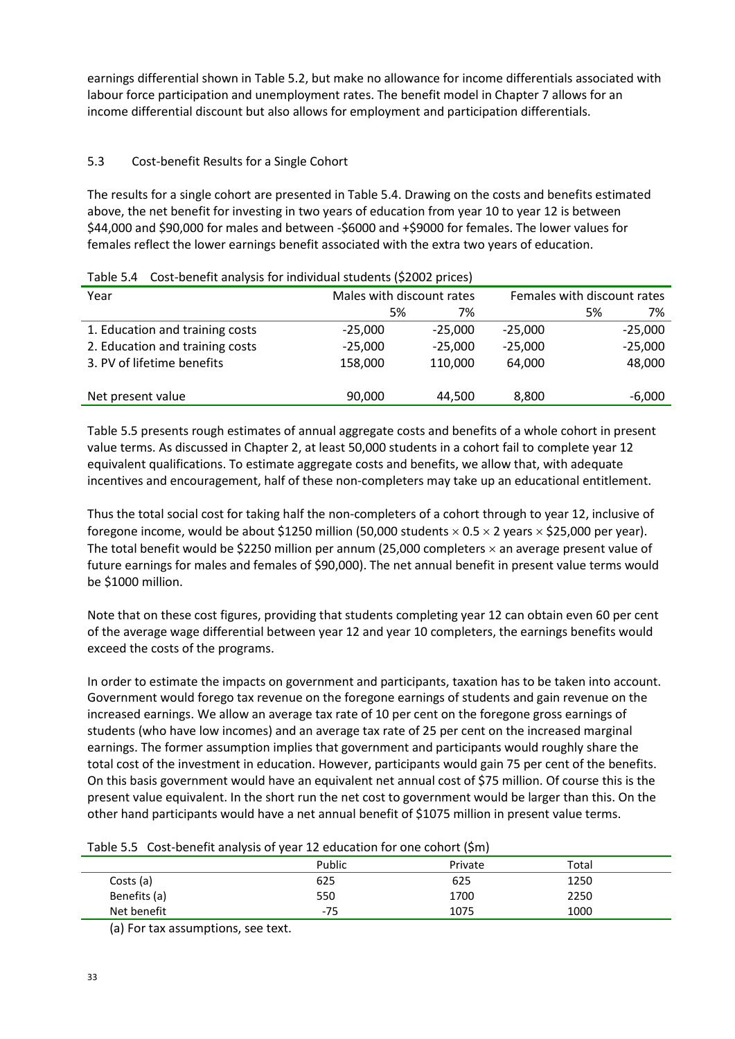earnings differential shown in Table 5.2, but make no allowance for income differentials associated with labour force participation and unemployment rates. The benefit model in Chapter 7 allows for an income differential discount but also allows for employment and participation differentials.

## 5.3 Cost-benefit Results for a Single Cohort

The results for a single cohort are presented in Table 5.4. Drawing on the costs and benefits estimated above, the net benefit for investing in two years of education from year 10 to year 12 is between \$44,000 and \$90,000 for males and between -\$6000 and +\$9000 for females. The lower values for females reflect the lower earnings benefit associated with the extra two years of education.

Table 5.4 Cost-benefit analysis for individual students (\$2002 prices)

| Year | Males with discount rates | | Females with discount rates | |
|---|---|---|---|---|
| | 5% | 7% | 5% | 7% |
| 1. Education and training costs | -25,000 | -25,000 | -25,000 | -25,000 |
| 2. Education and training costs | -25,000 | -25,000 | -25,000 | -25,000 |
| 3. PV of lifetime benefits | 158,000 | 110,000 | 64,000 | 48,000 |
| Net present value | 90,000 | 44,500 | 8,800 | -6,000 |

Table 5.5 presents rough estimates of annual aggregate costs and benefits of a whole cohort in present value terms. As discussed in Chapter 2, at least 50,000 students in a cohort fail to complete year 12 equivalent qualifications. To estimate aggregate costs and benefits, we allow that, with adequate incentives and encouragement, half of these non-completers may take up an educational entitlement.

Thus the total social cost for taking half the non-completers of a cohort through to year 12, inclusive of foregone income, would be about \$1250 million (50,000 students $\times$ 0.5 $\times$ 2 years $\times$ \$25,000 per year). The total benefit would be \$2250 million per annum (25,000 completers $\times$ an average present value of future earnings for males and females of \$90,000). The net annual benefit in present value terms would be \$1000 million.

Note that on these cost figures, providing that students completing year 12 can obtain even 60 per cent of the average wage differential between year 12 and year 10 completers, the earnings benefits would exceed the costs of the programs.

In order to estimate the impacts on government and participants, taxation has to be taken into account. Government would forego tax revenue on the foregone earnings of students and gain revenue on the increased earnings. We allow an average tax rate of 10 per cent on the foregone gross earnings of students (who have low incomes) and an average tax rate of 25 per cent on the increased marginal earnings. The former assumption implies that government and participants would roughly share the total cost of the investment in education. However, participants would gain 75 per cent of the benefits. On this basis government would have an equivalent net annual cost of \$75 million. Of course this is the present value equivalent. In the short run the net cost to government would be larger than this. On the other hand participants would have a net annual benefit of \$1075 million in present value terms.

Table 5.5 Cost-benefit analysis of year 12 education for one cohort (\$m)

| | Public | Private | Total |
|---|---|---|---|
| Costs (a) | 625 | 625 | 1250 |
| Benefits (a) | 550 | 1700 | 2250 |
| Net benefit | -75 | 1075 | 1000 |

(a) For tax assumptions, see text.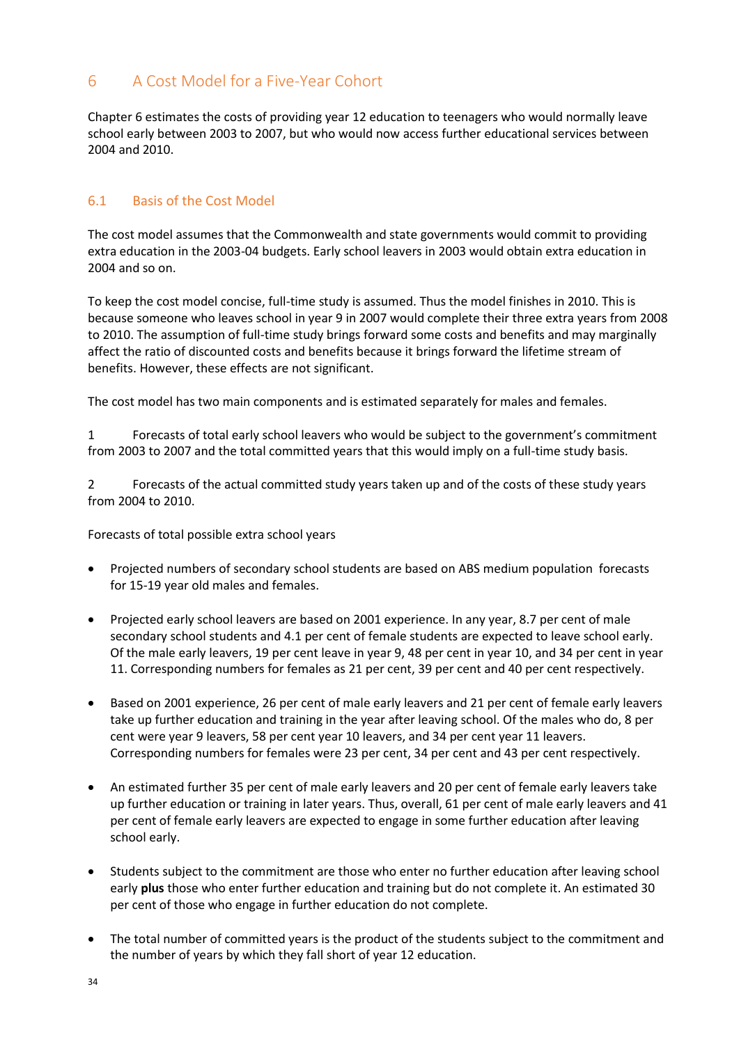# 6 A Cost Model for a Five-Year Cohort

Chapter 6 estimates the costs of providing year 12 education to teenagers who would normally leave school early between 2003 to 2007, but who would now access further educational services between 2004 and 2010.

## 6.1 Basis of the Cost Model

The cost model assumes that the Commonwealth and state governments would commit to providing extra education in the 2003-04 budgets. Early school leavers in 2003 would obtain extra education in 2004 and so on.

To keep the cost model concise, full-time study is assumed. Thus the model finishes in 2010. This is because someone who leaves school in year 9 in 2007 would complete their three extra years from 2008 to 2010. The assumption of full-time study brings forward some costs and benefits and may marginally affect the ratio of discounted costs and benefits because it brings forward the lifetime stream of benefits. However, these effects are not significant.

The cost model has two main components and is estimated separately for males and females.

1 Forecasts of total early school leavers who would be subject to the government's commitment from 2003 to 2007 and the total committed years that this would imply on a full-time study basis.

2 Forecasts of the actual committed study years taken up and of the costs of these study years from 2004 to 2010.

Forecasts of total possible extra school years

- Projected numbers of secondary school students are based on ABS medium population forecasts for 15-19 year old males and females.
- Projected early school leavers are based on 2001 experience. In any year, 8.7 per cent of male secondary school students and 4.1 per cent of female students are expected to leave school early. Of the male early leavers, 19 per cent leave in year 9, 48 per cent in year 10, and 34 per cent in year 11. Corresponding numbers for females as 21 per cent, 39 per cent and 40 per cent respectively.
- Based on 2001 experience, 26 per cent of male early leavers and 21 per cent of female early leavers take up further education and training in the year after leaving school. Of the males who do, 8 per cent were year 9 leavers, 58 per cent year 10 leavers, and 34 per cent year 11 leavers. Corresponding numbers for females were 23 per cent, 34 per cent and 43 per cent respectively.
- An estimated further 35 per cent of male early leavers and 20 per cent of female early leavers take up further education or training in later years. Thus, overall, 61 per cent of male early leavers and 41 per cent of female early leavers are expected to engage in some further education after leaving school early.
- Students subject to the commitment are those who enter no further education after leaving school early **plus** those who enter further education and training but do not complete it. An estimated 30 per cent of those who engage in further education do not complete.
- The total number of committed years is the product of the students subject to the commitment and the number of years by which they fall short of year 12 education.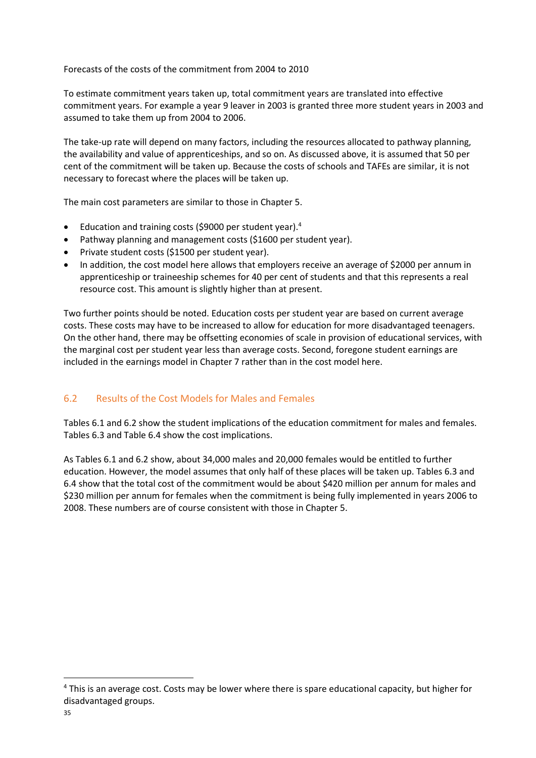Forecasts of the costs of the commitment from 2004 to 2010

To estimate commitment years taken up, total commitment years are translated into effective commitment years. For example a year 9 leaver in 2003 is granted three more student years in 2003 and assumed to take them up from 2004 to 2006.

The take-up rate will depend on many factors, including the resources allocated to pathway planning, the availability and value of apprenticeships, and so on. As discussed above, it is assumed that 50 per cent of the commitment will be taken up. Because the costs of schools and TAFEs are similar, it is not necessary to forecast where the places will be taken up.

The main cost parameters are similar to those in Chapter 5.

- Education and training costs ($9000 per student year).[4]
- Pathway planning and management costs ($1600 per student year).
- Private student costs ($1500 per student year).
- In addition, the cost model here allows that employers receive an average of $2000 per annum in apprenticeship or traineeship schemes for 40 per cent of students and that this represents a real resource cost. This amount is slightly higher than at present.

Two further points should be noted. Education costs per student year are based on current average costs. These costs may have to be increased to allow for education for more disadvantaged teenagers. On the other hand, there may be offsetting economies of scale in provision of educational services, with the marginal cost per student year less than average costs. Second, foregone student earnings are included in the earnings model in Chapter 7 rather than in the cost model here.

## 6.2 Results of the Cost Models for Males and Females

Tables 6.1 and 6.2 show the student implications of the education commitment for males and females. Tables 6.3 and Table 6.4 show the cost implications.

As Tables 6.1 and 6.2 show, about 34,000 males and 20,000 females would be entitled to further education. However, the model assumes that only half of these places will be taken up. Tables 6.3 and 6.4 show that the total cost of the commitment would be about $420 million per annum for males and $230 million per annum for females when the commitment is being fully implemented in years 2006 to 2008. These numbers are of course consistent with those in Chapter 5.

[4] This is an average cost. Costs may be lower where there is spare educational capacity, but higher for disadvantaged groups.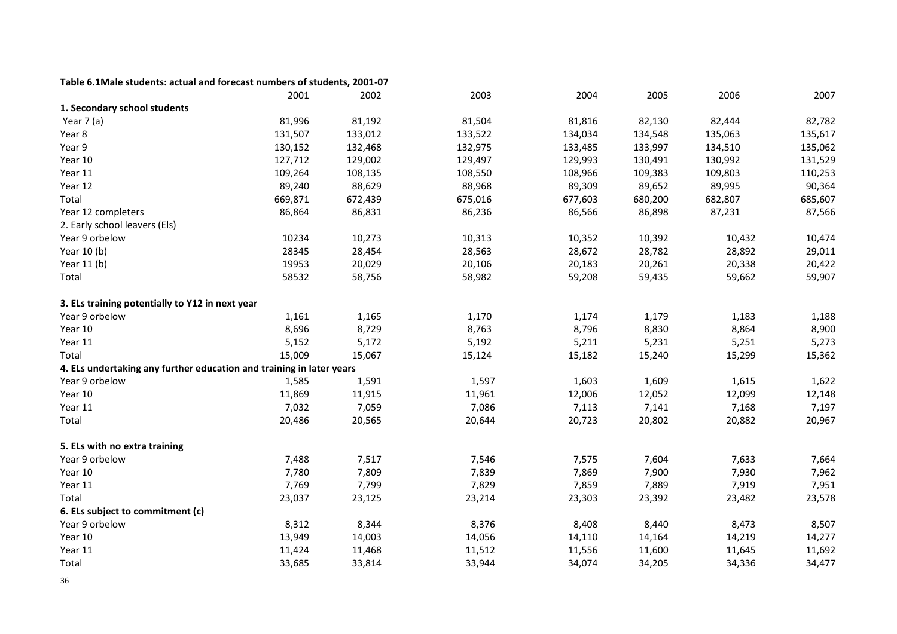**Table 6.1Male students: actual and forecast numbers of students, 2001-07**

| | 2001 | 2002 | 2003 | 2004 | 2005 | 2006 | 2007 |
|---|---|---|---|---|---|---|---|
| **1. Secondary school students** | | | | | | | |
| Year 7 (a) | 81,996 | 81,192 | 81,504 | 81,816 | 82,130 | 82,444 | 82,782 |
| Year 8 | 131,507 | 133,012 | 133,522 | 134,034 | 134,548 | 135,063 | 135,617 |
| Year 9 | 130,152 | 132,468 | 132,975 | 133,485 | 133,997 | 134,510 | 135,062 |
| Year 10 | 127,712 | 129,002 | 129,497 | 129,993 | 130,491 | 130,992 | 131,529 |
| Year 11 | 109,264 | 108,135 | 108,550 | 108,966 | 109,383 | 109,803 | 110,253 |
| Year 12 | 89,240 | 88,629 | 88,968 | 89,309 | 89,652 | 89,995 | 90,364 |
| Total | 669,871 | 672,439 | 675,016 | 677,603 | 680,200 | 682,807 | 685,607 |
| Year 12 completers | 86,864 | 86,831 | 86,236 | 86,566 | 86,898 | 87,231 | 87,566 |
| 2. Early school leavers (Els) | | | | | | | |
| Year 9 orbelow | 10234 | 10,273 | 10,313 | 10,352 | 10,392 | 10,432 | 10,474 |
| Year 10 (b) | 28345 | 28,454 | 28,563 | 28,672 | 28,782 | 28,892 | 29,011 |
| Year 11 (b) | 19953 | 20,029 | 20,106 | 20,183 | 20,261 | 20,338 | 20,422 |
| Total | 58532 | 58,756 | 58,982 | 59,208 | 59,435 | 59,662 | 59,907 |
| **3. ELs training potentially to Y12 in next year** | | | | | | | |
| Year 9 orbelow | 1,161 | 1,165 | 1,170 | 1,174 | 1,179 | 1,183 | 1,188 |
| Year 10 | 8,696 | 8,729 | 8,763 | 8,796 | 8,830 | 8,864 | 8,900 |
| Year 11 | 5,152 | 5,172 | 5,192 | 5,211 | 5,231 | 5,251 | 5,273 |
| Total | 15,009 | 15,067 | 15,124 | 15,182 | 15,240 | 15,299 | 15,362 |
| **4. ELs undertaking any further education and training in later years** | | | | | | | |
| Year 9 orbelow | 1,585 | 1,591 | 1,597 | 1,603 | 1,609 | 1,615 | 1,622 |
| Year 10 | 11,869 | 11,915 | 11,961 | 12,006 | 12,052 | 12,099 | 12,148 |
| Year 11 | 7,032 | 7,059 | 7,086 | 7,113 | 7,141 | 7,168 | 7,197 |
| Total | 20,486 | 20,565 | 20,644 | 20,723 | 20,802 | 20,882 | 20,967 |
| **5. ELs with no extra training** | | | | | | | |
| Year 9 orbelow | 7,488 | 7,517 | 7,546 | 7,575 | 7,604 | 7,633 | 7,664 |
| Year 10 | 7,780 | 7,809 | 7,839 | 7,869 | 7,900 | 7,930 | 7,962 |
| Year 11 | 7,769 | 7,799 | 7,829 | 7,859 | 7,889 | 7,919 | 7,951 |
| Total | 23,037 | 23,125 | 23,214 | 23,303 | 23,392 | 23,482 | 23,578 |
| **6. ELs subject to commitment (c)** | | | | | | | |
| Year 9 orbelow | 8,312 | 8,344 | 8,376 | 8,408 | 8,440 | 8,473 | 8,507 |
| Year 10 | 13,949 | 14,003 | 14,056 | 14,110 | 14,164 | 14,219 | 14,277 |
| Year 11 | 11,424 | 11,468 | 11,512 | 11,556 | 11,600 | 11,645 | 11,692 |
| Total | 33,685 | 33,814 | 33,944 | 34,074 | 34,205 | 34,336 | 34,477 |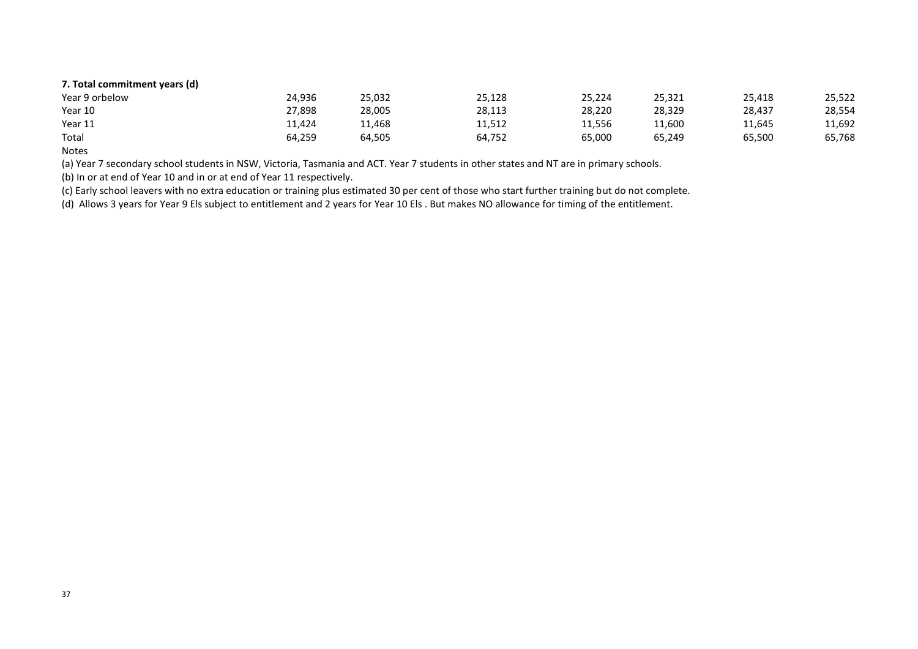**7. Total commitment years (d)**

| | | | | | | | |
|---|---|---|---|---|---|---|---|
| Year 9 orbelow | 24,936 | 25,032 | 25,128 | 25,224 | 25,321 | 25,418 | 25,522 |
| Year 10 | 27,898 | 28,005 | 28,113 | 28,220 | 28,329 | 28,437 | 28,554 |
| Year 11 | 11,424 | 11,468 | 11,512 | 11,556 | 11,600 | 11,645 | 11,692 |
| Total | 64,259 | 64,505 | 64,752 | 65,000 | 65,249 | 65,500 | 65,768 |

Notes

(a) Year 7 secondary school students in NSW, Victoria, Tasmania and ACT. Year 7 students in other states and NT are in primary schools.

(b) In or at end of Year 10 and in or at end of Year 11 respectively.

(c) Early school leavers with no extra education or training plus estimated 30 per cent of those who start further training but do not complete.

(d) Allows 3 years for Year 9 Els subject to entitlement and 2 years for Year 10 Els . But makes NO allowance for timing of the entitlement.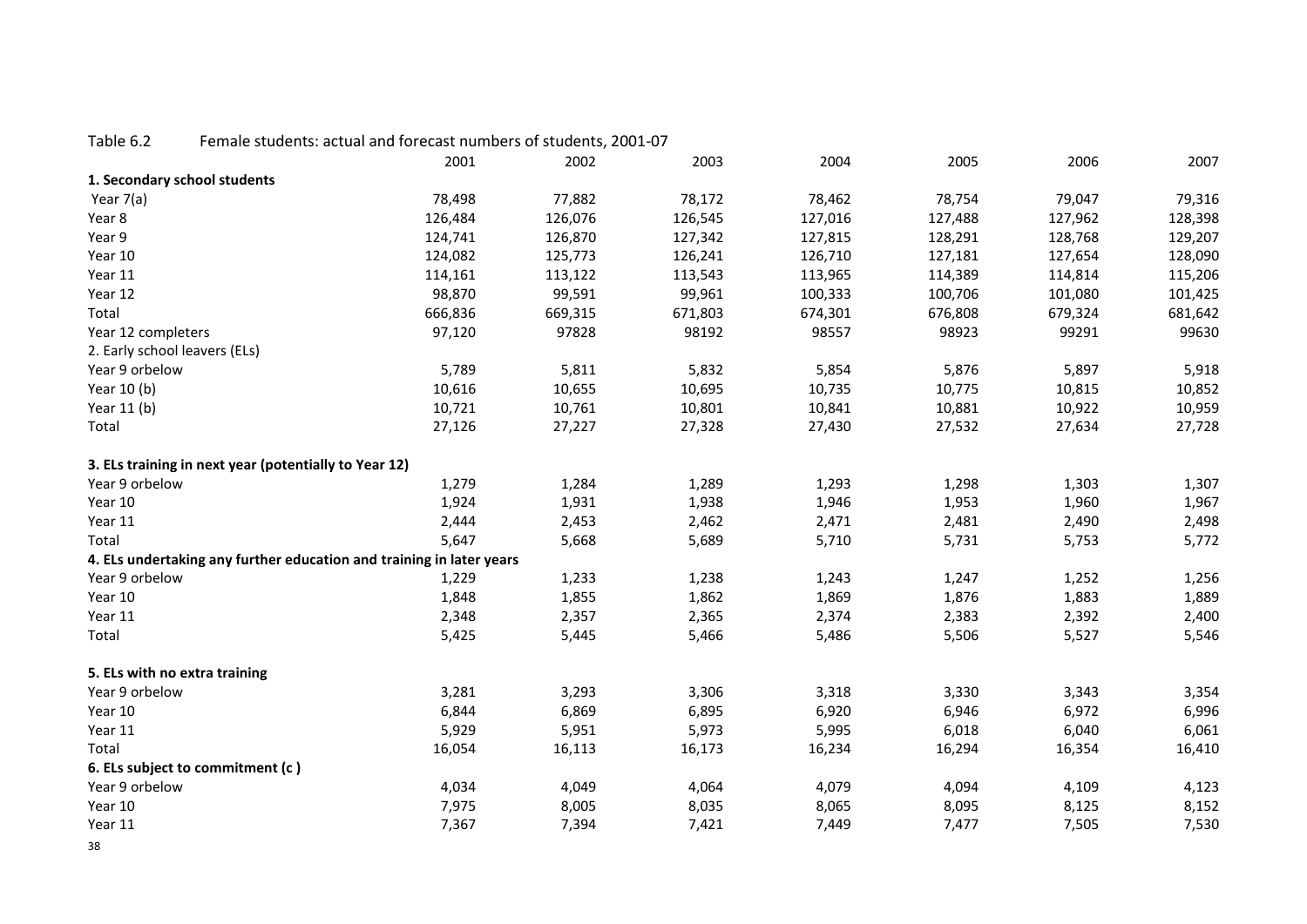Table 6.2 Female students: actual and forecast numbers of students, 2001-07

| | 2001 | 2002 | 2003 | 2004 | 2005 | 2006 | 2007 |
|---|---|---|---|---|---|---|---|
| **1. Secondary school students** | | | | | | | |
| Year 7(a) | 78,498 | 77,882 | 78,172 | 78,462 | 78,754 | 79,047 | 79,316 |
| Year 8 | 126,484 | 126,076 | 126,545 | 127,016 | 127,488 | 127,962 | 128,398 |
| Year 9 | 124,741 | 126,870 | 127,342 | 127,815 | 128,291 | 128,768 | 129,207 |
| Year 10 | 124,082 | 125,773 | 126,241 | 126,710 | 127,181 | 127,654 | 128,090 |
| Year 11 | 114,161 | 113,122 | 113,543 | 113,965 | 114,389 | 114,814 | 115,206 |
| Year 12 | 98,870 | 99,591 | 99,961 | 100,333 | 100,706 | 101,080 | 101,425 |
| Total | 666,836 | 669,315 | 671,803 | 674,301 | 676,808 | 679,324 | 681,642 |
| Year 12 completers | 97,120 | 97828 | 98192 | 98557 | 98923 | 99291 | 99630 |
| 2. Early school leavers (ELs) | | | | | | | |
| Year 9 orbelow | 5,789 | 5,811 | 5,832 | 5,854 | 5,876 | 5,897 | 5,918 |
| Year 10 (b) | 10,616 | 10,655 | 10,695 | 10,735 | 10,775 | 10,815 | 10,852 |
| Year 11 (b) | 10,721 | 10,761 | 10,801 | 10,841 | 10,881 | 10,922 | 10,959 |
| Total | 27,126 | 27,227 | 27,328 | 27,430 | 27,532 | 27,634 | 27,728 |
| **3. ELs training in next year (potentially to Year 12)** | | | | | | | |
| Year 9 orbelow | 1,279 | 1,284 | 1,289 | 1,293 | 1,298 | 1,303 | 1,307 |
| Year 10 | 1,924 | 1,931 | 1,938 | 1,946 | 1,953 | 1,960 | 1,967 |
| Year 11 | 2,444 | 2,453 | 2,462 | 2,471 | 2,481 | 2,490 | 2,498 |
| Total | 5,647 | 5,668 | 5,689 | 5,710 | 5,731 | 5,753 | 5,772 |
| **4. ELs undertaking any further education and training in later years** | | | | | | | |
| Year 9 orbelow | 1,229 | 1,233 | 1,238 | 1,243 | 1,247 | 1,252 | 1,256 |
| Year 10 | 1,848 | 1,855 | 1,862 | 1,869 | 1,876 | 1,883 | 1,889 |
| Year 11 | 2,348 | 2,357 | 2,365 | 2,374 | 2,383 | 2,392 | 2,400 |
| Total | 5,425 | 5,445 | 5,466 | 5,486 | 5,506 | 5,527 | 5,546 |
| **5. ELs with no extra training** | | | | | | | |
| Year 9 orbelow | 3,281 | 3,293 | 3,306 | 3,318 | 3,330 | 3,343 | 3,354 |
| Year 10 | 6,844 | 6,869 | 6,895 | 6,920 | 6,946 | 6,972 | 6,996 |
| Year 11 | 5,929 | 5,951 | 5,973 | 5,995 | 6,018 | 6,040 | 6,061 |
| Total | 16,054 | 16,113 | 16,173 | 16,234 | 16,294 | 16,354 | 16,410 |
| **6. ELs subject to commitment (c )** | | | | | | | |
| Year 9 orbelow | 4,034 | 4,049 | 4,064 | 4,079 | 4,094 | 4,109 | 4,123 |
| Year 10 | 7,975 | 8,005 | 8,035 | 8,065 | 8,095 | 8,125 | 8,152 |
| Year 11 | 7,367 | 7,394 | 7,421 | 7,449 | 7,477 | 7,505 | 7,530 |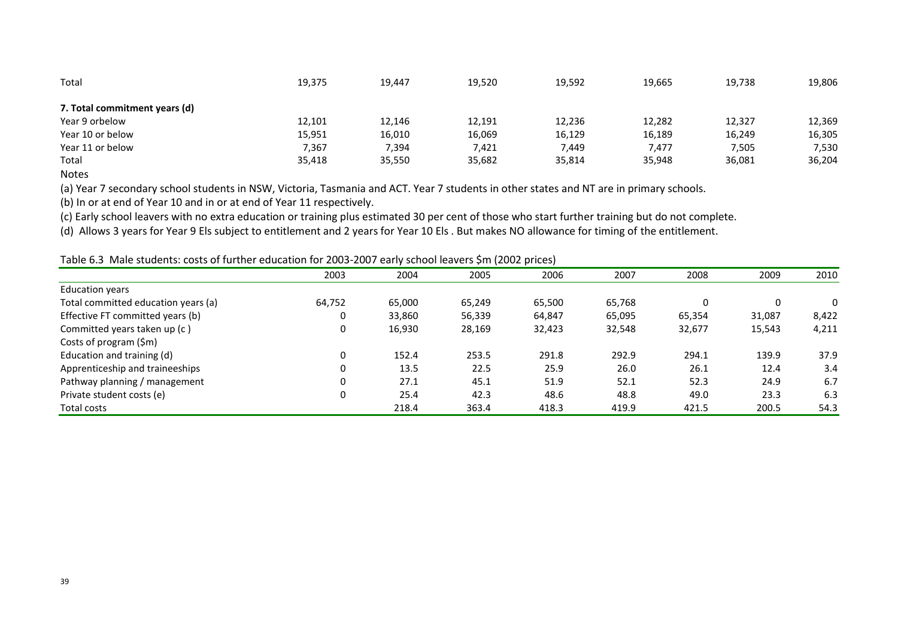| | | | | | | | |
|---|---|---|---|---|---|---|---|
| Total | 19,375 | 19,447 | 19,520 | 19,592 | 19,665 | 19,738 | 19,806 |
| **7. Total commitment years (d)** | | | | | | | |
| Year 9 orbelow | 12,101 | 12,146 | 12,191 | 12,236 | 12,282 | 12,327 | 12,369 |
| Year 10 or below | 15,951 | 16,010 | 16,069 | 16,129 | 16,189 | 16,249 | 16,305 |
| Year 11 or below | 7,367 | 7,394 | 7,421 | 7,449 | 7,477 | 7,505 | 7,530 |
| Total | 35,418 | 35,550 | 35,682 | 35,814 | 35,948 | 36,081 | 36,204 |

Notes

(a) Year 7 secondary school students in NSW, Victoria, Tasmania and ACT. Year 7 students in other states and NT are in primary schools.

(b) In or at end of Year 10 and in or at end of Year 11 respectively.

(c) Early school leavers with no extra education or training plus estimated 30 per cent of those who start further training but do not complete.

(d) Allows 3 years for Year 9 Els subject to entitlement and 2 years for Year 10 Els . But makes NO allowance for timing of the entitlement.

Table 6.3 Male students: costs of further education for 2003-2007 early school leavers $m (2002 prices)

| | 2003 | 2004 | 2005 | 2006 | 2007 | 2008 | 2009 | 2010 |
|---|---|---|---|---|---|---|---|---|
| Education years | | | | | | | | |
| Total committed education years (a) | 64,752 | 65,000 | 65,249 | 65,500 | 65,768 | 0 | 0 | 0 |
| Effective FT committed years (b) | 0 | 33,860 | 56,339 | 64,847 | 65,095 | 65,354 | 31,087 | 8,422 |
| Committed years taken up (c ) | 0 | 16,930 | 28,169 | 32,423 | 32,548 | 32,677 | 15,543 | 4,211 |
| Costs of program ($m) | | | | | | | | |
| Education and training (d) | 0 | 152.4 | 253.5 | 291.8 | 292.9 | 294.1 | 139.9 | 37.9 |
| Apprenticeship and traineeships | 0 | 13.5 | 22.5 | 25.9 | 26.0 | 26.1 | 12.4 | 3.4 |
| Pathway planning / management | 0 | 27.1 | 45.1 | 51.9 | 52.1 | 52.3 | 24.9 | 6.7 |
| Private student costs (e) | 0 | 25.4 | 42.3 | 48.6 | 48.8 | 49.0 | 23.3 | 6.3 |
| Total costs | | 218.4 | 363.4 | 418.3 | 419.9 | 421.5 | 200.5 | 54.3 |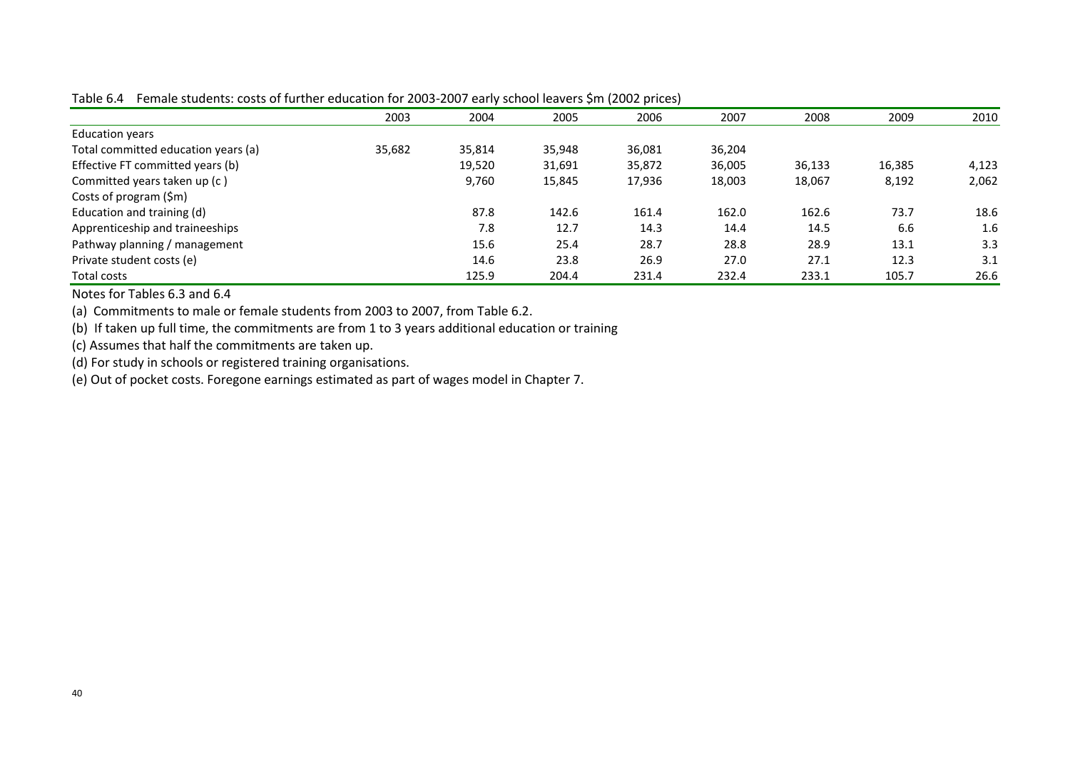Table 6.4 Female students: costs of further education for 2003-2007 early school leavers $m (2002 prices)

| | 2003 | 2004 | 2005 | 2006 | 2007 | 2008 | 2009 | 2010 |
|---|---|---|---|---|---|---|---|---|
| Education years | | | | | | | | |
| Total committed education years (a) | 35,682 | 35,814 | 35,948 | 36,081 | 36,204 | | | |
| Effective FT committed years (b) | | 19,520 | 31,691 | 35,872 | 36,005 | 36,133 | 16,385 | 4,123 |
| Committed years taken up (c ) | | 9,760 | 15,845 | 17,936 | 18,003 | 18,067 | 8,192 | 2,062 |
| Costs of program ($m) | | | | | | | | |
| Education and training (d) | | 87.8 | 142.6 | 161.4 | 162.0 | 162.6 | 73.7 | 18.6 |
| Apprenticeship and traineeships | | 7.8 | 12.7 | 14.3 | 14.4 | 14.5 | 6.6 | 1.6 |
| Pathway planning / management | | 15.6 | 25.4 | 28.7 | 28.8 | 28.9 | 13.1 | 3.3 |
| Private student costs (e) | | 14.6 | 23.8 | 26.9 | 27.0 | 27.1 | 12.3 | 3.1 |
| Total costs | | 125.9 | 204.4 | 231.4 | 232.4 | 233.1 | 105.7 | 26.6 |

Notes for Tables 6.3 and 6.4

(a) Commitments to male or female students from 2003 to 2007, from Table 6.2.

(b) If taken up full time, the commitments are from 1 to 3 years additional education or training

(c) Assumes that half the commitments are taken up.

(d) For study in schools or registered training organisations.

(e) Out of pocket costs. Foregone earnings estimated as part of wages model in Chapter 7.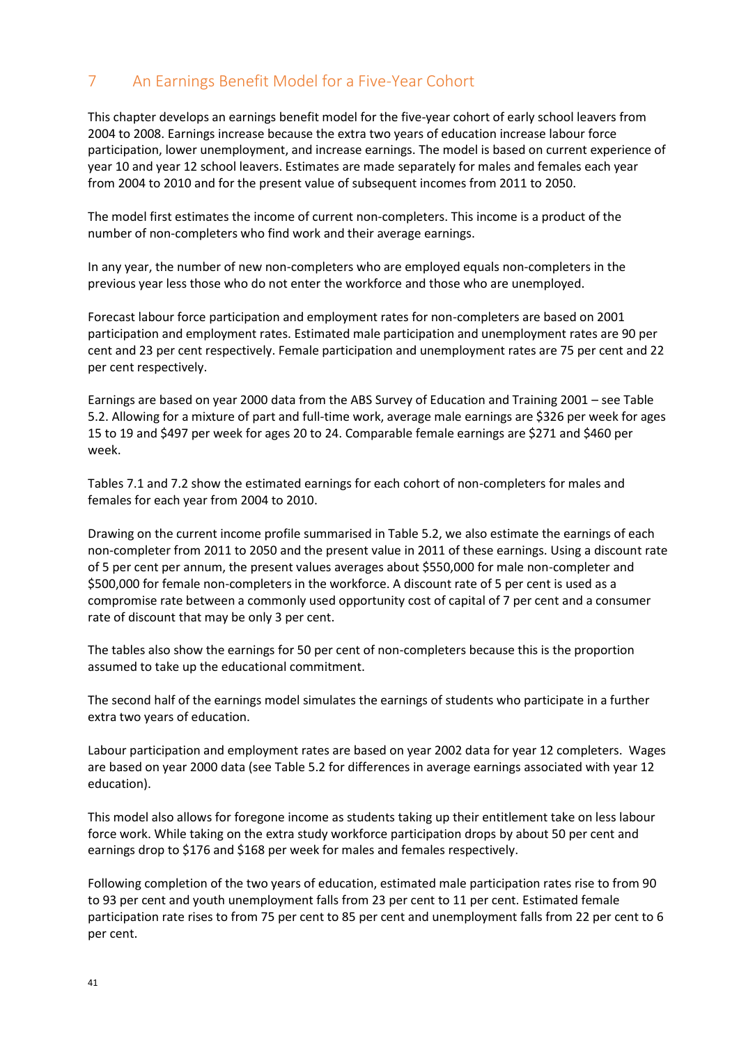## 7 An Earnings Benefit Model for a Five-Year Cohort

This chapter develops an earnings benefit model for the five-year cohort of early school leavers from 2004 to 2008. Earnings increase because the extra two years of education increase labour force participation, lower unemployment, and increase earnings. The model is based on current experience of year 10 and year 12 school leavers. Estimates are made separately for males and females each year from 2004 to 2010 and for the present value of subsequent incomes from 2011 to 2050.

The model first estimates the income of current non-completers. This income is a product of the number of non-completers who find work and their average earnings.

In any year, the number of new non-completers who are employed equals non-completers in the previous year less those who do not enter the workforce and those who are unemployed.

Forecast labour force participation and employment rates for non-completers are based on 2001 participation and employment rates. Estimated male participation and unemployment rates are 90 per cent and 23 per cent respectively. Female participation and unemployment rates are 75 per cent and 22 per cent respectively.

Earnings are based on year 2000 data from the ABS Survey of Education and Training 2001 – see Table 5.2. Allowing for a mixture of part and full-time work, average male earnings are $326 per week for ages 15 to 19 and $497 per week for ages 20 to 24. Comparable female earnings are $271 and $460 per week.

Tables 7.1 and 7.2 show the estimated earnings for each cohort of non-completers for males and females for each year from 2004 to 2010.

Drawing on the current income profile summarised in Table 5.2, we also estimate the earnings of each non-completer from 2011 to 2050 and the present value in 2011 of these earnings. Using a discount rate of 5 per cent per annum, the present values averages about $550,000 for male non-completer and $500,000 for female non-completers in the workforce. A discount rate of 5 per cent is used as a compromise rate between a commonly used opportunity cost of capital of 7 per cent and a consumer rate of discount that may be only 3 per cent.

The tables also show the earnings for 50 per cent of non-completers because this is the proportion assumed to take up the educational commitment.

The second half of the earnings model simulates the earnings of students who participate in a further extra two years of education.

Labour participation and employment rates are based on year 2002 data for year 12 completers. Wages are based on year 2000 data (see Table 5.2 for differences in average earnings associated with year 12 education).

This model also allows for foregone income as students taking up their entitlement take on less labour force work. While taking on the extra study workforce participation drops by about 50 per cent and earnings drop to $176 and $168 per week for males and females respectively.

Following completion of the two years of education, estimated male participation rates rise to from 90 to 93 per cent and youth unemployment falls from 23 per cent to 11 per cent. Estimated female participation rate rises to from 75 per cent to 85 per cent and unemployment falls from 22 per cent to 6 per cent.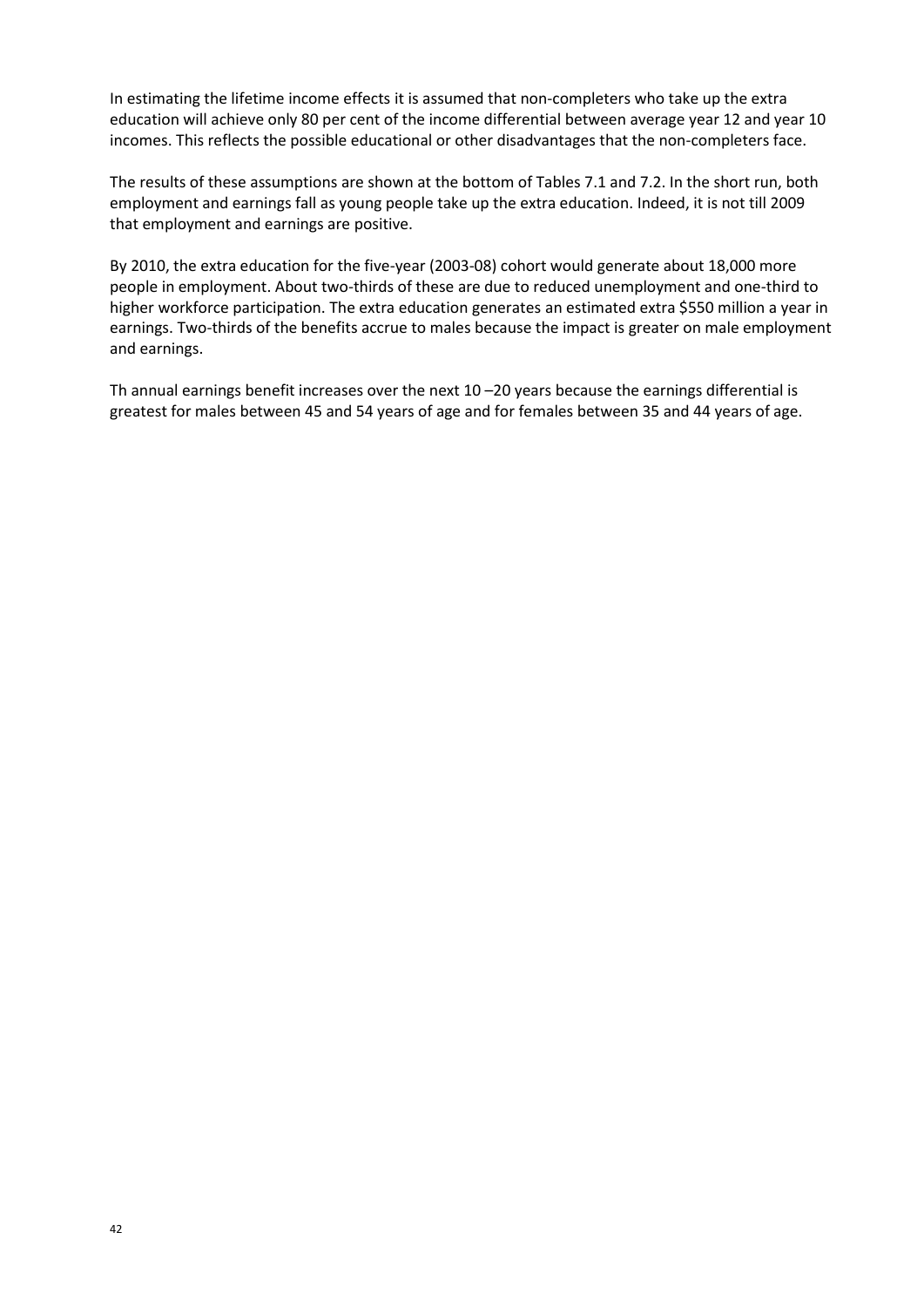In estimating the lifetime income effects it is assumed that non-completers who take up the extra education will achieve only 80 per cent of the income differential between average year 12 and year 10 incomes. This reflects the possible educational or other disadvantages that the non-completers face.

The results of these assumptions are shown at the bottom of Tables 7.1 and 7.2. In the short run, both employment and earnings fall as young people take up the extra education. Indeed, it is not till 2009 that employment and earnings are positive.

By 2010, the extra education for the five-year (2003-08) cohort would generate about 18,000 more people in employment. About two-thirds of these are due to reduced unemployment and one-third to higher workforce participation. The extra education generates an estimated extra $550 million a year in earnings. Two-thirds of the benefits accrue to males because the impact is greater on male employment and earnings.

Th annual earnings benefit increases over the next 10 –20 years because the earnings differential is greatest for males between 45 and 54 years of age and for females between 35 and 44 years of age.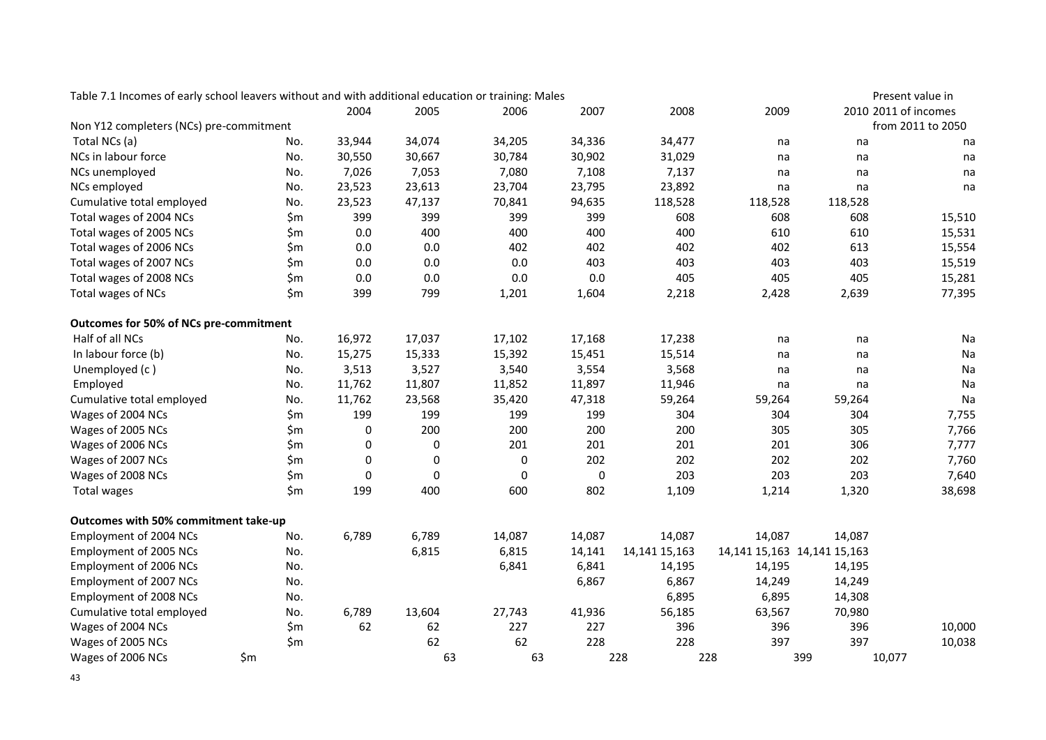Table 7.1 Incomes of early school leavers without and with additional education or training: Males

| | | 2004 | 2005 | 2006 | 2007 | 2008 | 2009 | 2010 | Present value in 2011 of incomes from 2011 to 2050 |
|---|---|---|---|---|---|---|---|---|---|
| Non Y12 completers (NCs) pre-commitment | | | | | | | | | |
| Total NCs (a) | No. | 33,944 | 34,074 | 34,205 | 34,336 | 34,477 | na | na | na |
| NCs in labour force | No. | 30,550 | 30,667 | 30,784 | 30,902 | 31,029 | na | na | na |
| NCs unemployed | No. | 7,026 | 7,053 | 7,080 | 7,108 | 7,137 | na | na | na |
| NCs employed | No. | 23,523 | 23,613 | 23,704 | 23,795 | 23,892 | na | na | na |
| Cumulative total employed | No. | 23,523 | 47,137 | 70,841 | 94,635 | 118,528 | 118,528 | 118,528 | |
| Total wages of 2004 NCs | $m | 399 | 399 | 399 | 399 | 608 | 608 | 608 | 15,510 |
| Total wages of 2005 NCs | $m | 0.0 | 400 | 400 | 400 | 400 | 610 | 610 | 15,531 |
| Total wages of 2006 NCs | $m | 0.0 | 0.0 | 402 | 402 | 402 | 402 | 613 | 15,554 |
| Total wages of 2007 NCs | $m | 0.0 | 0.0 | 0.0 | 403 | 403 | 403 | 403 | 15,519 |
| Total wages of 2008 NCs | $m | 0.0 | 0.0 | 0.0 | 0.0 | 405 | 405 | 405 | 15,281 |
| Total wages of NCs | $m | 399 | 799 | 1,201 | 1,604 | 2,218 | 2,428 | 2,639 | 77,395 |
| **Outcomes for 50% of NCs pre-commitment** | | | | | | | | | |
| Half of all NCs | No. | 16,972 | 17,037 | 17,102 | 17,168 | 17,238 | na | na | Na |
| In labour force (b) | No. | 15,275 | 15,333 | 15,392 | 15,451 | 15,514 | na | na | Na |
| Unemployed (c ) | No. | 3,513 | 3,527 | 3,540 | 3,554 | 3,568 | na | na | Na |
| Employed | No. | 11,762 | 11,807 | 11,852 | 11,897 | 11,946 | na | na | Na |
| Cumulative total employed | No. | 11,762 | 23,568 | 35,420 | 47,318 | 59,264 | 59,264 | 59,264 | Na |
| Wages of 2004 NCs | $m | 199 | 199 | 199 | 199 | 304 | 304 | 304 | 7,755 |
| Wages of 2005 NCs | $m | 0 | 200 | 200 | 200 | 200 | 305 | 305 | 7,766 |
| Wages of 2006 NCs | $m | 0 | 0 | 201 | 201 | 201 | 201 | 306 | 7,777 |
| Wages of 2007 NCs | $m | 0 | 0 | 0 | 202 | 202 | 202 | 202 | 7,760 |
| Wages of 2008 NCs | $m | 0 | 0 | 0 | 0 | 203 | 203 | 203 | 7,640 |
| Total wages | $m | 199 | 400 | 600 | 802 | 1,109 | 1,214 | 1,320 | 38,698 |
| **Outcomes with 50% commitment take-up** | | | | | | | | | |
| Employment of 2004 NCs | No. | 6,789 | 6,789 | 14,087 | 14,087 | 14,087 | 14,087 | 14,087 | |
| Employment of 2005 NCs | No. | | 6,815 | 6,815 | 14,141 | 14,141 15,163 | 14,141 15,163 | 14,141 15,163 | |
| Employment of 2006 NCs | No. | | | 6,841 | 6,841 | 14,195 | 14,195 | 14,195 | |
| Employment of 2007 NCs | No. | | | | 6,867 | 6,867 | 14,249 | 14,249 | |
| Employment of 2008 NCs | No. | | | | | 6,895 | 6,895 | 14,308 | |
| Cumulative total employed | No. | 6,789 | 13,604 | 27,743 | 41,936 | 56,185 | 63,567 | 70,980 | |
| Wages of 2004 NCs | $m | 62 | 62 | 227 | 227 | 396 | 396 | 396 | 10,000 |
| Wages of 2005 NCs | $m | | 62 | 62 | 228 | 228 | 397 | 397 | 10,038 |
| Wages of 2006 NCs | $m | | | 63 | 63 | 228 | 228 | 399 | 10,077 |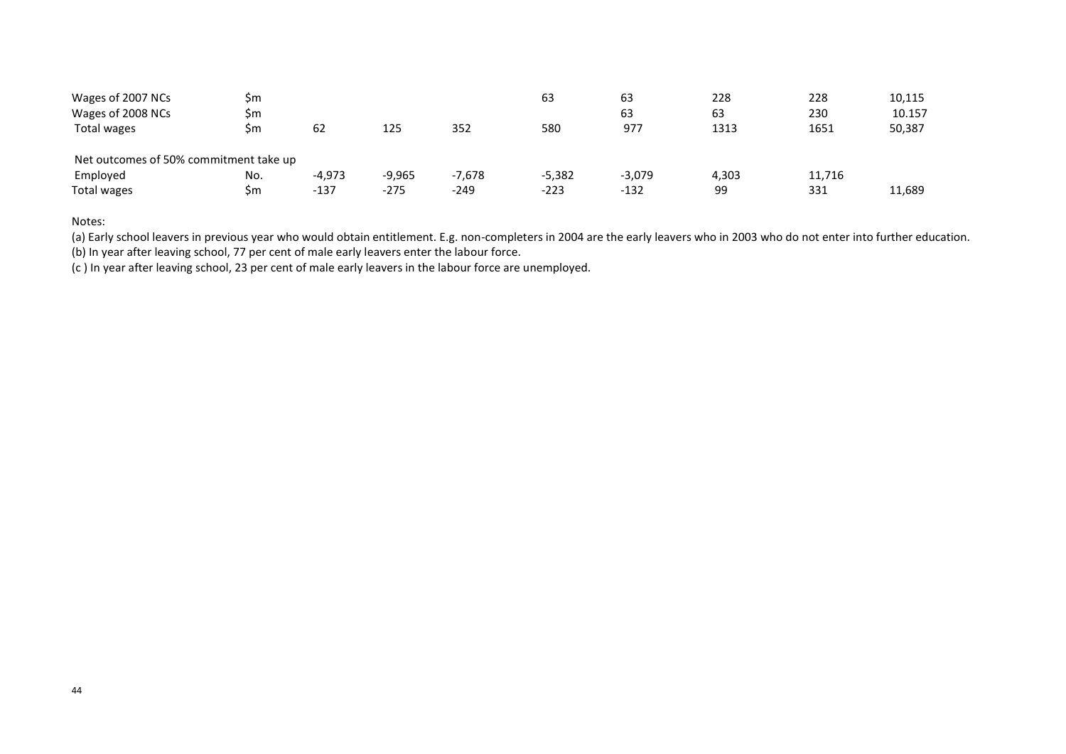| | | | | | | | | | |
|---|---|---|---|---|---|---|---|---|---|
| Wages of 2007 NCs | $m | | | | 63 | 63 | 228 | 228 | 10,115 |
| Wages of 2008 NCs | $m | | | | | 63 | 63 | 230 | 10.157 |
| Total wages | $m | 62 | 125 | 352 | 580 | 977 | 1313 | 1651 | 50,387 |
| | | | | | | | | | |
| Net outcomes of 50% commitment take up | | | | | | | | | |
| Employed | No. | -4,973 | -9,965 | -7,678 | -5,382 | -3,079 | 4,303 | 11,716 | |
| Total wages | $m | -137 | -275 | -249 | -223 | -132 | 99 | 331 | 11,689 |

Notes:

(a) Early school leavers in previous year who would obtain entitlement. E.g. non-completers in 2004 are the early leavers who in 2003 who do not enter into further education.

(b) In year after leaving school, 77 per cent of male early leavers enter the labour force.

(c ) In year after leaving school, 23 per cent of male early leavers in the labour force are unemployed.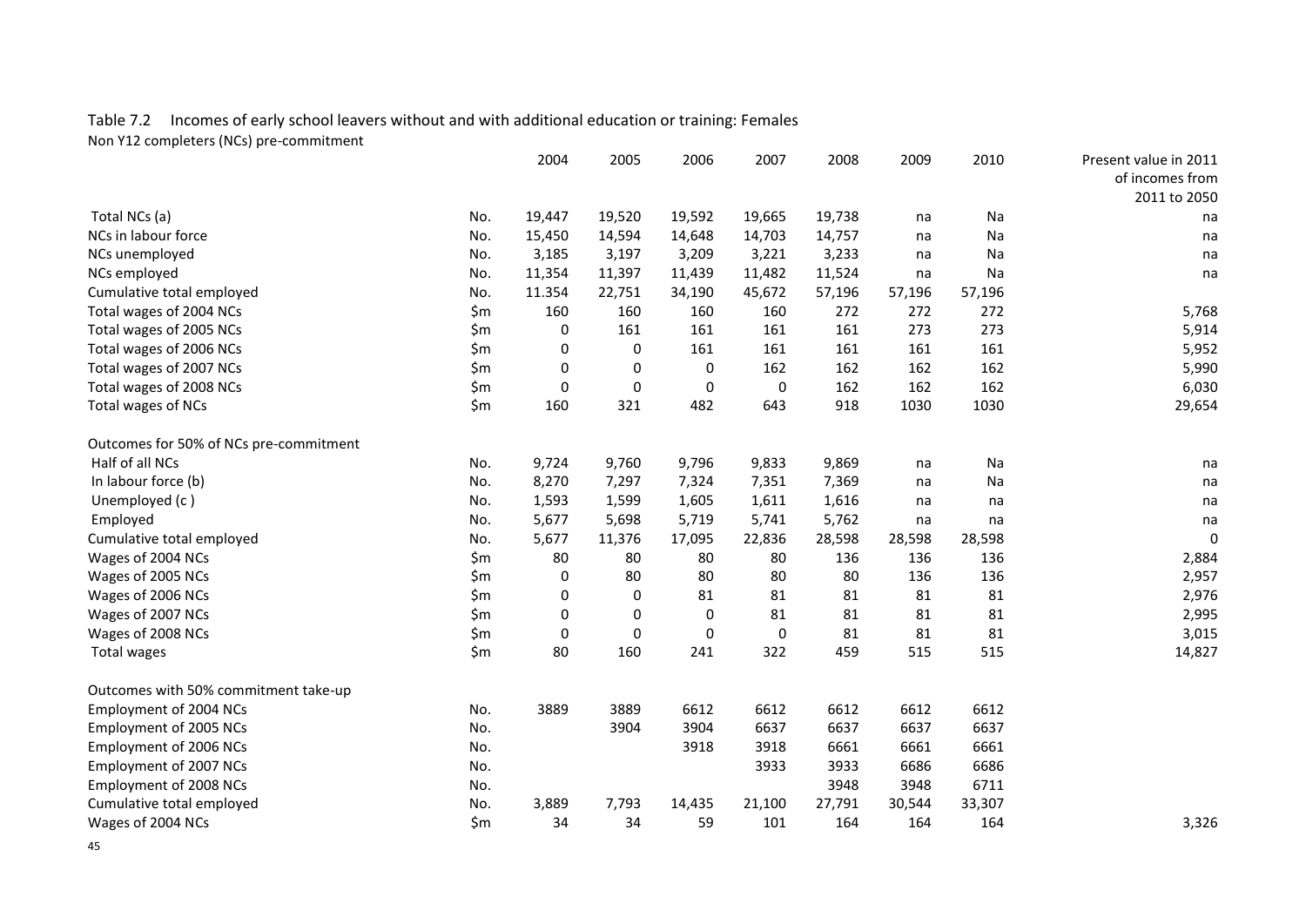Table 7.2 Incomes of early school leavers without and with additional education or training: Females

Non Y12 completers (NCs) pre-commitment

| | | 2004 | 2005 | 2006 | 2007 | 2008 | 2009 | 2010 | Present value in 2011 of incomes from 2011 to 2050 |
|---|---|---|---|---|---|---|---|---|---|
| Total NCs (a) | No. | 19,447 | 19,520 | 19,592 | 19,665 | 19,738 | na | Na | na |
| NCs in labour force | No. | 15,450 | 14,594 | 14,648 | 14,703 | 14,757 | na | Na | na |
| NCs unemployed | No. | 3,185 | 3,197 | 3,209 | 3,221 | 3,233 | na | Na | na |
| NCs employed | No. | 11,354 | 11,397 | 11,439 | 11,482 | 11,524 | na | Na | na |
| Cumulative total employed | No. | 11.354 | 22,751 | 34,190 | 45,672 | 57,196 | 57,196 | 57,196 | |
| Total wages of 2004 NCs | $m | 160 | 160 | 160 | 160 | 272 | 272 | 272 | 5,768 |
| Total wages of 2005 NCs | $m | 0 | 161 | 161 | 161 | 161 | 273 | 273 | 5,914 |
| Total wages of 2006 NCs | $m | 0 | 0 | 161 | 161 | 161 | 161 | 161 | 5,952 |
| Total wages of 2007 NCs | $m | 0 | 0 | 0 | 162 | 162 | 162 | 162 | 5,990 |
| Total wages of 2008 NCs | $m | 0 | 0 | 0 | 0 | 162 | 162 | 162 | 6,030 |
| Total wages of NCs | $m | 160 | 321 | 482 | 643 | 918 | 1030 | 1030 | 29,654 |
| | | | | | | | | | |
| Outcomes for 50% of NCs pre-commitment | | | | | | | | | |
| Half of all NCs | No. | 9,724 | 9,760 | 9,796 | 9,833 | 9,869 | na | Na | na |
| In labour force (b) | No. | 8,270 | 7,297 | 7,324 | 7,351 | 7,369 | na | Na | na |
| Unemployed (c ) | No. | 1,593 | 1,599 | 1,605 | 1,611 | 1,616 | na | na | na |
| Employed | No. | 5,677 | 5,698 | 5,719 | 5,741 | 5,762 | na | na | na |
| Cumulative total employed | No. | 5,677 | 11,376 | 17,095 | 22,836 | 28,598 | 28,598 | 28,598 | 0 |
| Wages of 2004 NCs | $m | 80 | 80 | 80 | 80 | 136 | 136 | 136 | 2,884 |
| Wages of 2005 NCs | $m | 0 | 80 | 80 | 80 | 80 | 136 | 136 | 2,957 |
| Wages of 2006 NCs | $m | 0 | 0 | 81 | 81 | 81 | 81 | 81 | 2,976 |
| Wages of 2007 NCs | $m | 0 | 0 | 0 | 81 | 81 | 81 | 81 | 2,995 |
| Wages of 2008 NCs | $m | 0 | 0 | 0 | 0 | 81 | 81 | 81 | 3,015 |
| Total wages | $m | 80 | 160 | 241 | 322 | 459 | 515 | 515 | 14,827 |
| | | | | | | | | | |
| Outcomes with 50% commitment take-up | | | | | | | | | |
| Employment of 2004 NCs | No. | 3889 | 3889 | 6612 | 6612 | 6612 | 6612 | 6612 | |
| Employment of 2005 NCs | No. | | 3904 | 3904 | 6637 | 6637 | 6637 | 6637 | |
| Employment of 2006 NCs | No. | | | 3918 | 3918 | 6661 | 6661 | 6661 | |
| Employment of 2007 NCs | No. | | | | 3933 | 3933 | 6686 | 6686 | |
| Employment of 2008 NCs | No. | | | | | 3948 | 3948 | 6711 | |
| Cumulative total employed | No. | 3,889 | 7,793 | 14,435 | 21,100 | 27,791 | 30,544 | 33,307 | |
| Wages of 2004 NCs | $m | 34 | 34 | 59 | 101 | 164 | 164 | 164 | 3,326 |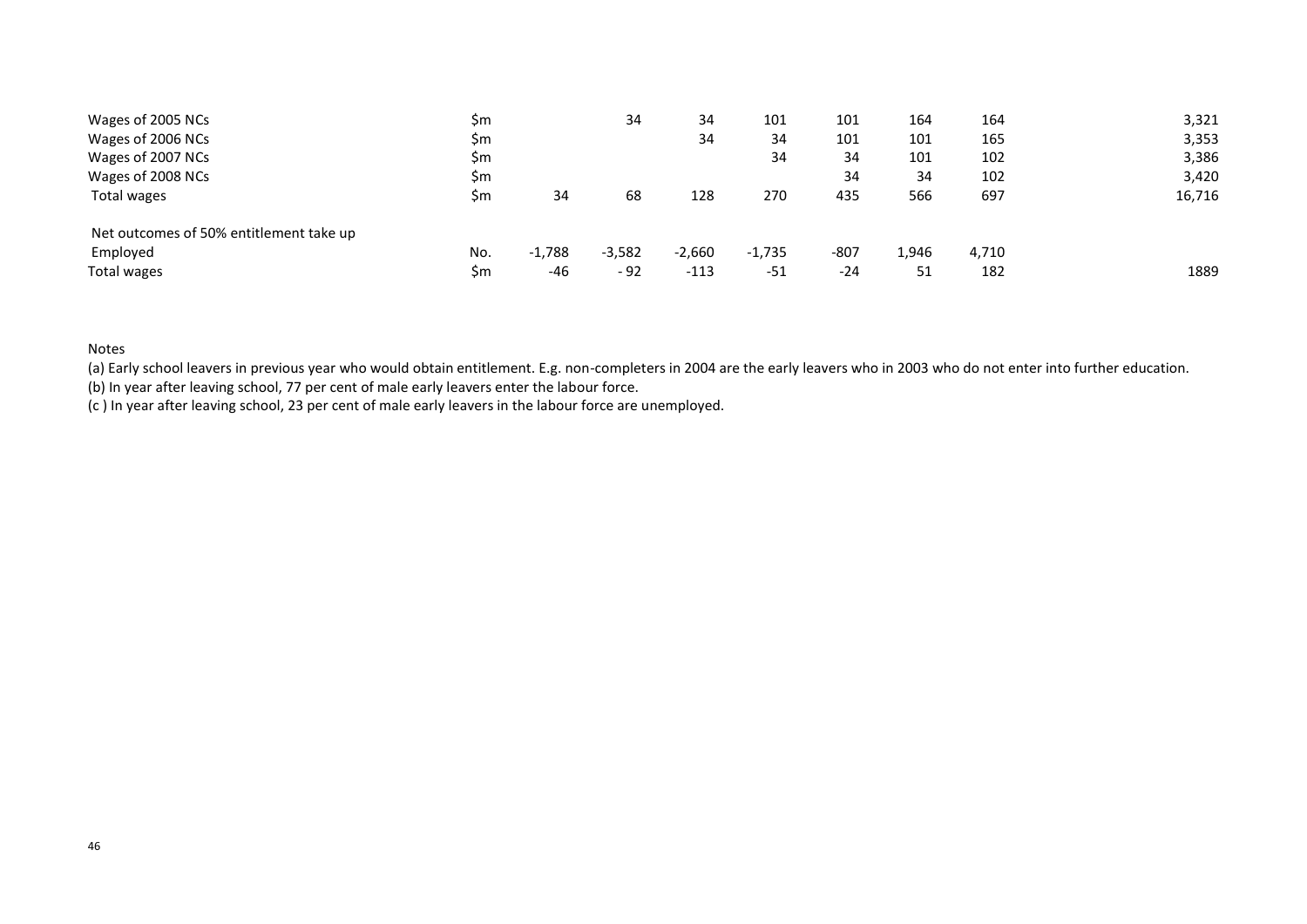| | | | | | | | | | |
|---|---|---|---|---|---|---|---|---|---|
| Wages of 2005 NCs | $m | | 34 | 34 | 101 | 101 | 164 | 164 | 3,321 |
| Wages of 2006 NCs | $m | | | 34 | 34 | 101 | 101 | 165 | 3,353 |
| Wages of 2007 NCs | $m | | | | 34 | 34 | 101 | 102 | 3,386 |
| Wages of 2008 NCs | $m | | | | | 34 | 34 | 102 | 3,420 |
| Total wages | $m | 34 | 68 | 128 | 270 | 435 | 566 | 697 | 16,716 |
| | | | | | | | | | |
| Net outcomes of 50% entitlement take up | | | | | | | | | |
| Employed | No. | -1,788 | -3,582 | -2,660 | -1,735 | -807 | 1,946 | 4,710 | |
| Total wages | $m | -46 | - 92 | -113 | -51 | -24 | 51 | 182 | 1889 |

Notes

(a) Early school leavers in previous year who would obtain entitlement. E.g. non-completers in 2004 are the early leavers who in 2003 who do not enter into further education.

(b) In year after leaving school, 77 per cent of male early leavers enter the labour force.

(c ) In year after leaving school, 23 per cent of male early leavers in the labour force are unemployed.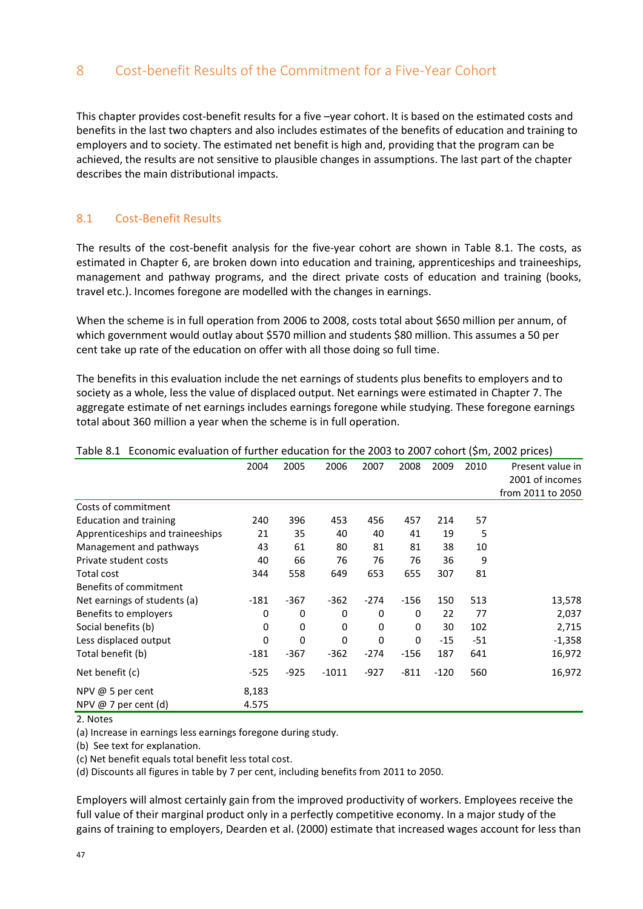# 8 Cost-benefit Results of the Commitment for a Five-Year Cohort

This chapter provides cost-benefit results for a five –year cohort. It is based on the estimated costs and benefits in the last two chapters and also includes estimates of the benefits of education and training to employers and to society. The estimated net benefit is high and, providing that the program can be achieved, the results are not sensitive to plausible changes in assumptions. The last part of the chapter describes the main distributional impacts.

## 8.1 Cost-Benefit Results

The results of the cost-benefit analysis for the five-year cohort are shown in Table 8.1. The costs, as estimated in Chapter 6, are broken down into education and training, apprenticeships and traineeships, management and pathway programs, and the direct private costs of education and training (books, travel etc.). Incomes foregone are modelled with the changes in earnings.

When the scheme is in full operation from 2006 to 2008, costs total about $650 million per annum, of which government would outlay about $570 million and students $80 million. This assumes a 50 per cent take up rate of the education on offer with all those doing so full time.

The benefits in this evaluation include the net earnings of students plus benefits to employers and to society as a whole, less the value of displaced output. Net earnings were estimated in Chapter 7. The aggregate estimate of net earnings includes earnings foregone while studying. These foregone earnings total about 360 million a year when the scheme is in full operation.

Table 8.1 Economic evaluation of further education for the 2003 to 2007 cohort ($m, 2002 prices)

| | 2004 | 2005 | 2006 | 2007 | 2008 | 2009 | 2010 | Present value in 2001 of incomes from 2011 to 2050 |
|---|---|---|---|---|---|---|---|---|
| Costs of commitment | | | | | | | | |
| Education and training | 240 | 396 | 453 | 456 | 457 | 214 | 57 | |
| Apprenticeships and traineeships | 21 | 35 | 40 | 40 | 41 | 19 | 5 | |
| Management and pathways | 43 | 61 | 80 | 81 | 81 | 38 | 10 | |
| Private student costs | 40 | 66 | 76 | 76 | 76 | 36 | 9 | |
| Total cost | 344 | 558 | 649 | 653 | 655 | 307 | 81 | |
| Benefits of commitment | | | | | | | | |
| Net earnings of students (a) | -181 | -367 | -362 | -274 | -156 | 150 | 513 | 13,578 |
| Benefits to employers | 0 | 0 | 0 | 0 | 0 | 22 | 77 | 2,037 |
| Social benefits (b) | 0 | 0 | 0 | 0 | 0 | 30 | 102 | 2,715 |
| Less displaced output | 0 | 0 | 0 | 0 | 0 | -15 | -51 | -1,358 |
| Total benefit (b) | -181 | -367 | -362 | -274 | -156 | 187 | 641 | 16,972 |
| Net benefit (c) | -525 | -925 | -1011 | -927 | -811 | -120 | 560 | 16,972 |
| NPV @ 5 per cent | 8,183 | | | | | | | |
| NPV @ 7 per cent (d) | 4.575 | | | | | | | |

2. Notes

(a) Increase in earnings less earnings foregone during study.

(b) See text for explanation.

(c) Net benefit equals total benefit less total cost.

(d) Discounts all figures in table by 7 per cent, including benefits from 2011 to 2050.

Employers will almost certainly gain from the improved productivity of workers. Employees receive the full value of their marginal product only in a perfectly competitive economy. In a major study of the gains of training to employers, Dearden et al. (2000) estimate that increased wages account for less than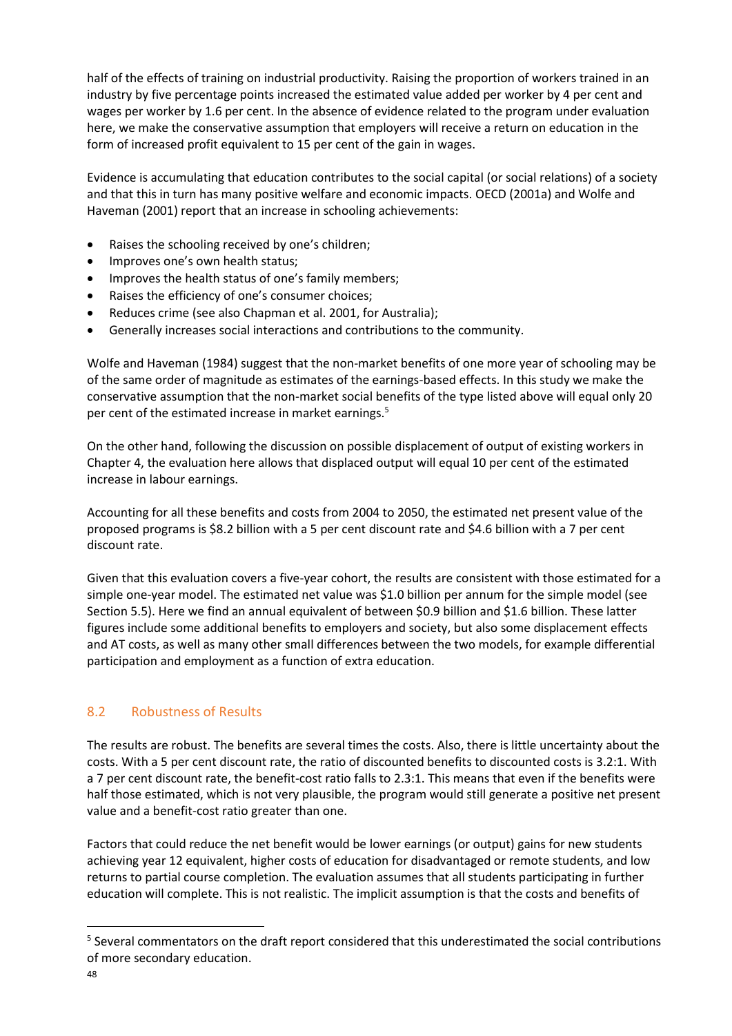half of the effects of training on industrial productivity. Raising the proportion of workers trained in an industry by five percentage points increased the estimated value added per worker by 4 per cent and wages per worker by 1.6 per cent. In the absence of evidence related to the program under evaluation here, we make the conservative assumption that employers will receive a return on education in the form of increased profit equivalent to 15 per cent of the gain in wages.

Evidence is accumulating that education contributes to the social capital (or social relations) of a society and that this in turn has many positive welfare and economic impacts. OECD (2001a) and Wolfe and Haveman (2001) report that an increase in schooling achievements:

- Raises the schooling received by one's children;
- Improves one's own health status;
- Improves the health status of one's family members;
- Raises the efficiency of one's consumer choices;
- Reduces crime (see also Chapman et al. 2001, for Australia);
- Generally increases social interactions and contributions to the community.

Wolfe and Haveman (1984) suggest that the non-market benefits of one more year of schooling may be of the same order of magnitude as estimates of the earnings-based effects. In this study we make the conservative assumption that the non-market social benefits of the type listed above will equal only 20 per cent of the estimated increase in market earnings.[5]

On the other hand, following the discussion on possible displacement of output of existing workers in Chapter 4, the evaluation here allows that displaced output will equal 10 per cent of the estimated increase in labour earnings.

Accounting for all these benefits and costs from 2004 to 2050, the estimated net present value of the proposed programs is $8.2 billion with a 5 per cent discount rate and $4.6 billion with a 7 per cent discount rate.

Given that this evaluation covers a five-year cohort, the results are consistent with those estimated for a simple one-year model. The estimated net value was $1.0 billion per annum for the simple model (see Section 5.5). Here we find an annual equivalent of between $0.9 billion and $1.6 billion. These latter figures include some additional benefits to employers and society, but also some displacement effects and AT costs, as well as many other small differences between the two models, for example differential participation and employment as a function of extra education.

## 8.2 Robustness of Results

The results are robust. The benefits are several times the costs. Also, there is little uncertainty about the costs. With a 5 per cent discount rate, the ratio of discounted benefits to discounted costs is 3.2:1. With a 7 per cent discount rate, the benefit-cost ratio falls to 2.3:1. This means that even if the benefits were half those estimated, which is not very plausible, the program would still generate a positive net present value and a benefit-cost ratio greater than one.

Factors that could reduce the net benefit would be lower earnings (or output) gains for new students achieving year 12 equivalent, higher costs of education for disadvantaged or remote students, and low returns to partial course completion. The evaluation assumes that all students participating in further education will complete. This is not realistic. The implicit assumption is that the costs and benefits of

---

[5] Several commentators on the draft report considered that this underestimated the social contributions of more secondary education.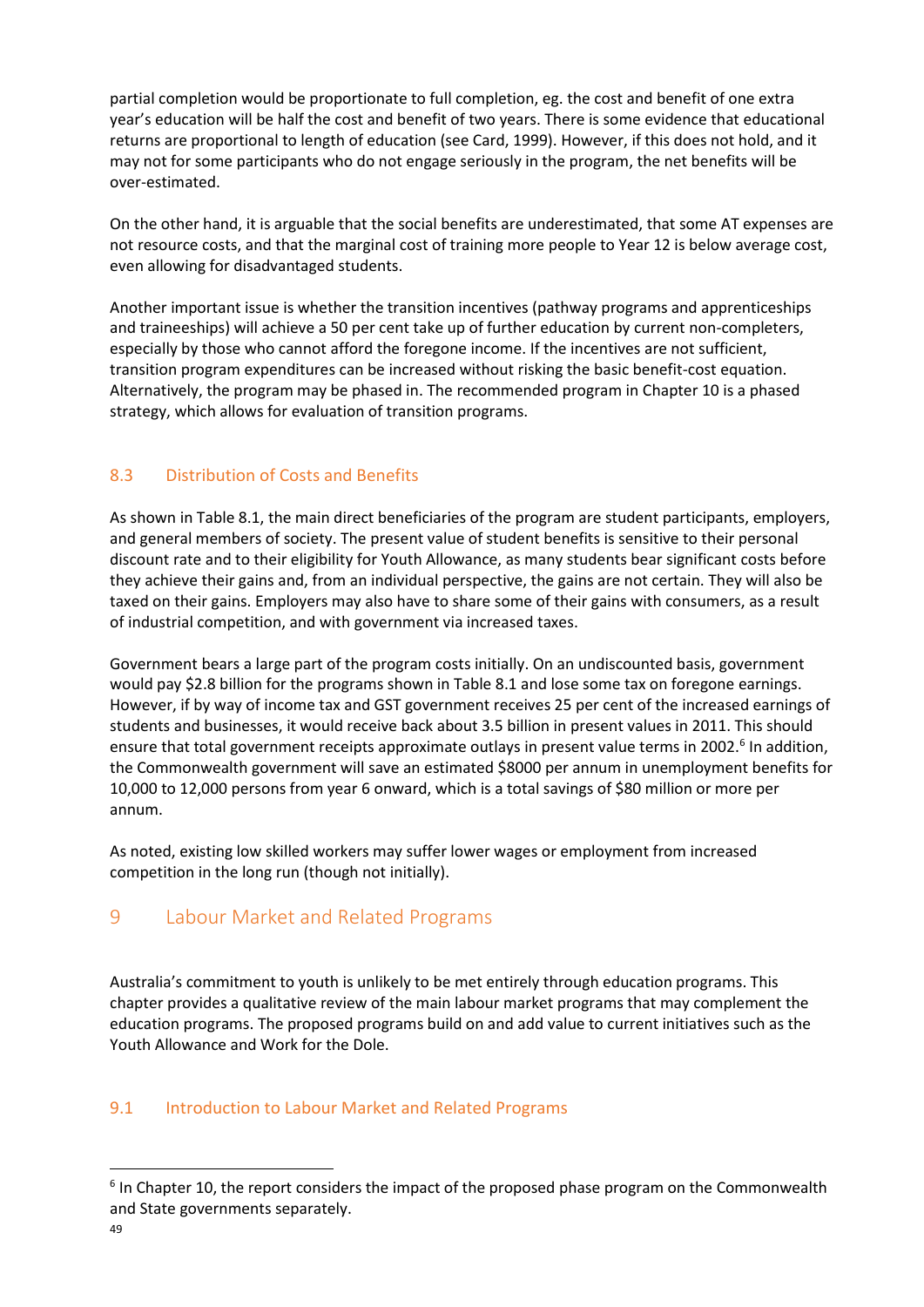partial completion would be proportionate to full completion, eg. the cost and benefit of one extra year's education will be half the cost and benefit of two years. There is some evidence that educational returns are proportional to length of education (see Card, 1999). However, if this does not hold, and it may not for some participants who do not engage seriously in the program, the net benefits will be over-estimated.

On the other hand, it is arguable that the social benefits are underestimated, that some AT expenses are not resource costs, and that the marginal cost of training more people to Year 12 is below average cost, even allowing for disadvantaged students.

Another important issue is whether the transition incentives (pathway programs and apprenticeships and traineeships) will achieve a 50 per cent take up of further education by current non-completers, especially by those who cannot afford the foregone income. If the incentives are not sufficient, transition program expenditures can be increased without risking the basic benefit-cost equation. Alternatively, the program may be phased in. The recommended program in Chapter 10 is a phased strategy, which allows for evaluation of transition programs.

### 8.3 Distribution of Costs and Benefits

As shown in Table 8.1, the main direct beneficiaries of the program are student participants, employers, and general members of society. The present value of student benefits is sensitive to their personal discount rate and to their eligibility for Youth Allowance, as many students bear significant costs before they achieve their gains and, from an individual perspective, the gains are not certain. They will also be taxed on their gains. Employers may also have to share some of their gains with consumers, as a result of industrial competition, and with government via increased taxes.

Government bears a large part of the program costs initially. On an undiscounted basis, government would pay $2.8 billion for the programs shown in Table 8.1 and lose some tax on foregone earnings. However, if by way of income tax and GST government receives 25 per cent of the increased earnings of students and businesses, it would receive back about 3.5 billion in present values in 2011. This should ensure that total government receipts approximate outlays in present value terms in 2002.[6] In addition, the Commonwealth government will save an estimated $8000 per annum in unemployment benefits for 10,000 to 12,000 persons from year 6 onward, which is a total savings of $80 million or more per annum.

As noted, existing low skilled workers may suffer lower wages or employment from increased competition in the long run (though not initially).

## 9 Labour Market and Related Programs

Australia's commitment to youth is unlikely to be met entirely through education programs. This chapter provides a qualitative review of the main labour market programs that may complement the education programs. The proposed programs build on and add value to current initiatives such as the Youth Allowance and Work for the Dole.

### 9.1 Introduction to Labour Market and Related Programs

[6] In Chapter 10, the report considers the impact of the proposed phase program on the Commonwealth and State governments separately.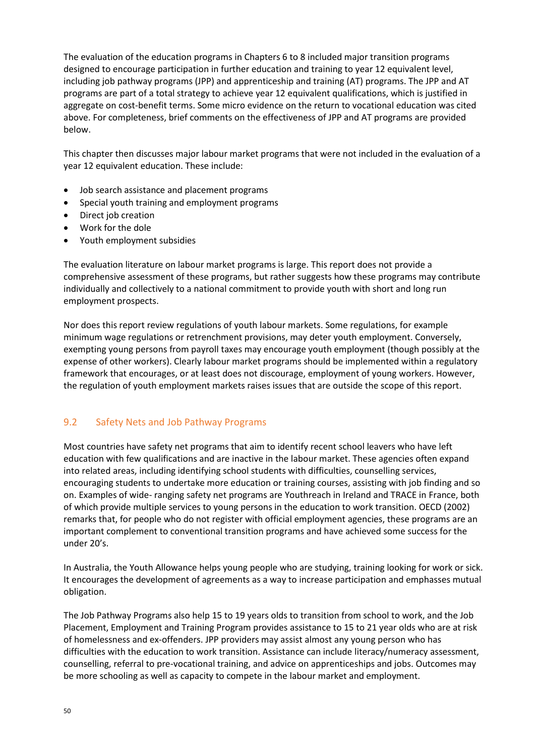The evaluation of the education programs in Chapters 6 to 8 included major transition programs designed to encourage participation in further education and training to year 12 equivalent level, including job pathway programs (JPP) and apprenticeship and training (AT) programs. The JPP and AT programs are part of a total strategy to achieve year 12 equivalent qualifications, which is justified in aggregate on cost-benefit terms. Some micro evidence on the return to vocational education was cited above. For completeness, brief comments on the effectiveness of JPP and AT programs are provided below.

This chapter then discusses major labour market programs that were not included in the evaluation of a year 12 equivalent education. These include:

- Job search assistance and placement programs
- Special youth training and employment programs
- Direct job creation
- Work for the dole
- Youth employment subsidies

The evaluation literature on labour market programs is large. This report does not provide a comprehensive assessment of these programs, but rather suggests how these programs may contribute individually and collectively to a national commitment to provide youth with short and long run employment prospects.

Nor does this report review regulations of youth labour markets. Some regulations, for example minimum wage regulations or retrenchment provisions, may deter youth employment. Conversely, exempting young persons from payroll taxes may encourage youth employment (though possibly at the expense of other workers). Clearly labour market programs should be implemented within a regulatory framework that encourages, or at least does not discourage, employment of young workers. However, the regulation of youth employment markets raises issues that are outside the scope of this report.

## 9.2 Safety Nets and Job Pathway Programs

Most countries have safety net programs that aim to identify recent school leavers who have left education with few qualifications and are inactive in the labour market. These agencies often expand into related areas, including identifying school students with difficulties, counselling services, encouraging students to undertake more education or training courses, assisting with job finding and so on. Examples of wide- ranging safety net programs are Youthreach in Ireland and TRACE in France, both of which provide multiple services to young persons in the education to work transition. OECD (2002) remarks that, for people who do not register with official employment agencies, these programs are an important complement to conventional transition programs and have achieved some success for the under 20's.

In Australia, the Youth Allowance helps young people who are studying, training looking for work or sick. It encourages the development of agreements as a way to increase participation and emphasses mutual obligation.

The Job Pathway Programs also help 15 to 19 years olds to transition from school to work, and the Job Placement, Employment and Training Program provides assistance to 15 to 21 year olds who are at risk of homelessness and ex-offenders. JPP providers may assist almost any young person who has difficulties with the education to work transition. Assistance can include literacy/numeracy assessment, counselling, referral to pre-vocational training, and advice on apprenticeships and jobs. Outcomes may be more schooling as well as capacity to compete in the labour market and employment.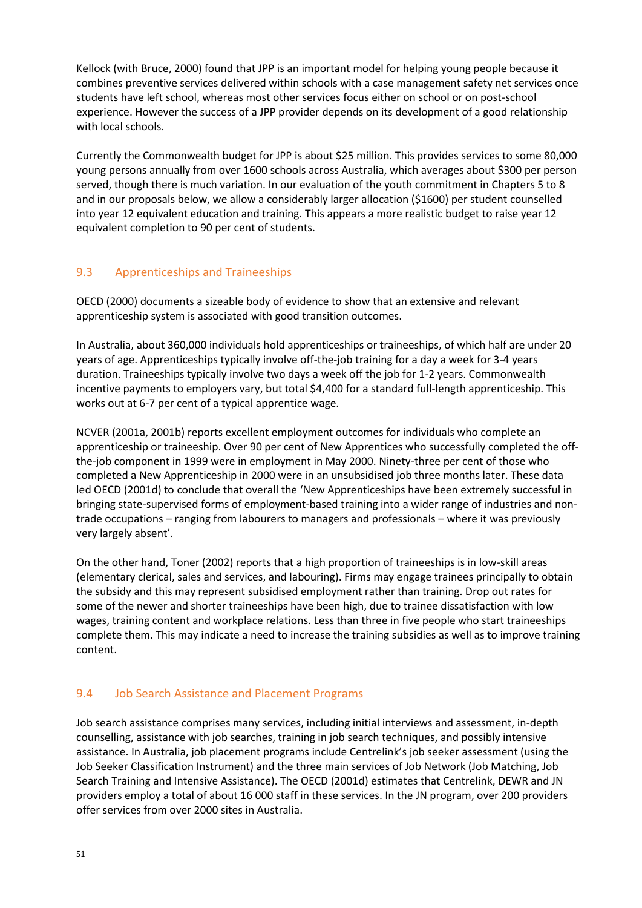Kellock (with Bruce, 2000) found that JPP is an important model for helping young people because it combines preventive services delivered within schools with a case management safety net services once students have left school, whereas most other services focus either on school or on post-school experience. However the success of a JPP provider depends on its development of a good relationship with local schools.

Currently the Commonwealth budget for JPP is about $25 million. This provides services to some 80,000 young persons annually from over 1600 schools across Australia, which averages about $300 per person served, though there is much variation. In our evaluation of the youth commitment in Chapters 5 to 8 and in our proposals below, we allow a considerably larger allocation ($1600) per student counselled into year 12 equivalent education and training. This appears a more realistic budget to raise year 12 equivalent completion to 90 per cent of students.

## 9.3 Apprenticeships and Traineeships

OECD (2000) documents a sizeable body of evidence to show that an extensive and relevant apprenticeship system is associated with good transition outcomes.

In Australia, about 360,000 individuals hold apprenticeships or traineeships, of which half are under 20 years of age. Apprenticeships typically involve off-the-job training for a day a week for 3-4 years duration. Traineeships typically involve two days a week off the job for 1-2 years. Commonwealth incentive payments to employers vary, but total $4,400 for a standard full-length apprenticeship. This works out at 6-7 per cent of a typical apprentice wage.

NCVER (2001a, 2001b) reports excellent employment outcomes for individuals who complete an apprenticeship or traineeship. Over 90 per cent of New Apprentices who successfully completed the off-the-job component in 1999 were in employment in May 2000. Ninety-three per cent of those who completed a New Apprenticeship in 2000 were in an unsubsidised job three months later. These data led OECD (2001d) to conclude that overall the 'New Apprenticeships have been extremely successful in bringing state-supervised forms of employment-based training into a wider range of industries and non-trade occupations – ranging from labourers to managers and professionals – where it was previously very largely absent'.

On the other hand, Toner (2002) reports that a high proportion of traineeships is in low-skill areas (elementary clerical, sales and services, and labouring). Firms may engage trainees principally to obtain the subsidy and this may represent subsidised employment rather than training. Drop out rates for some of the newer and shorter traineeships have been high, due to trainee dissatisfaction with low wages, training content and workplace relations. Less than three in five people who start traineeships complete them. This may indicate a need to increase the training subsidies as well as to improve training content.

## 9.4 Job Search Assistance and Placement Programs

Job search assistance comprises many services, including initial interviews and assessment, in-depth counselling, assistance with job searches, training in job search techniques, and possibly intensive assistance. In Australia, job placement programs include Centrelink's job seeker assessment (using the Job Seeker Classification Instrument) and the three main services of Job Network (Job Matching, Job Search Training and Intensive Assistance). The OECD (2001d) estimates that Centrelink, DEWR and JN providers employ a total of about 16 000 staff in these services. In the JN program, over 200 providers offer services from over 2000 sites in Australia.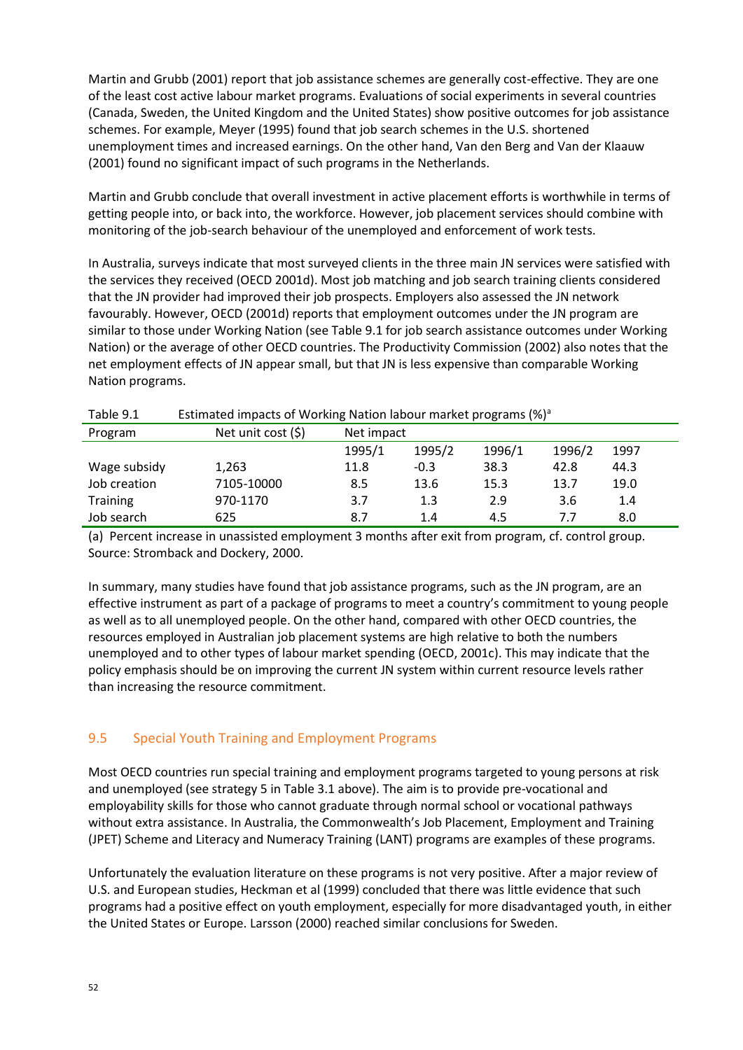Martin and Grubb (2001) report that job assistance schemes are generally cost-effective. They are one of the least cost active labour market programs. Evaluations of social experiments in several countries (Canada, Sweden, the United Kingdom and the United States) show positive outcomes for job assistance schemes. For example, Meyer (1995) found that job search schemes in the U.S. shortened unemployment times and increased earnings. On the other hand, Van den Berg and Van der Klaauw (2001) found no significant impact of such programs in the Netherlands.

Martin and Grubb conclude that overall investment in active placement efforts is worthwhile in terms of getting people into, or back into, the workforce. However, job placement services should combine with monitoring of the job-search behaviour of the unemployed and enforcement of work tests.

In Australia, surveys indicate that most surveyed clients in the three main JN services were satisfied with the services they received (OECD 2001d). Most job matching and job search training clients considered that the JN provider had improved their job prospects. Employers also assessed the JN network favourably. However, OECD (2001d) reports that employment outcomes under the JN program are similar to those under Working Nation (see Table 9.1 for job search assistance outcomes under Working Nation) or the average of other OECD countries. The Productivity Commission (2002) also notes that the net employment effects of JN appear small, but that JN is less expensive than comparable Working Nation programs.

Table 9.1 Estimated impacts of Working Nation labour market programs (%)[a]

| Program | Net unit cost ($) | Net impact | | | | |
|---|---|---|---|---|---|---|
| | | 1995/1 | 1995/2 | 1996/1 | 1996/2 | 1997 |
| Wage subsidy | 1,263 | 11.8 | -0.3 | 38.3 | 42.8 | 44.3 |
| Job creation | 7105-10000 | 8.5 | 13.6 | 15.3 | 13.7 | 19.0 |
| Training | 970-1170 | 3.7 | 1.3 | 2.9 | 3.6 | 1.4 |
| Job search | 625 | 8.7 | 1.4 | 4.5 | 7.7 | 8.0 |

(a) Percent increase in unassisted employment 3 months after exit from program, cf. control group.
Source: Stromback and Dockery, 2000.

In summary, many studies have found that job assistance programs, such as the JN program, are an effective instrument as part of a package of programs to meet a country's commitment to young people as well as to all unemployed people. On the other hand, compared with other OECD countries, the resources employed in Australian job placement systems are high relative to both the numbers unemployed and to other types of labour market spending (OECD, 2001c). This may indicate that the policy emphasis should be on improving the current JN system within current resource levels rather than increasing the resource commitment.

## 9.5 Special Youth Training and Employment Programs

Most OECD countries run special training and employment programs targeted to young persons at risk and unemployed (see strategy 5 in Table 3.1 above). The aim is to provide pre-vocational and employability skills for those who cannot graduate through normal school or vocational pathways without extra assistance. In Australia, the Commonwealth's Job Placement, Employment and Training (JPET) Scheme and Literacy and Numeracy Training (LANT) programs are examples of these programs.

Unfortunately the evaluation literature on these programs is not very positive. After a major review of U.S. and European studies, Heckman et al (1999) concluded that there was little evidence that such programs had a positive effect on youth employment, especially for more disadvantaged youth, in either the United States or Europe. Larsson (2000) reached similar conclusions for Sweden.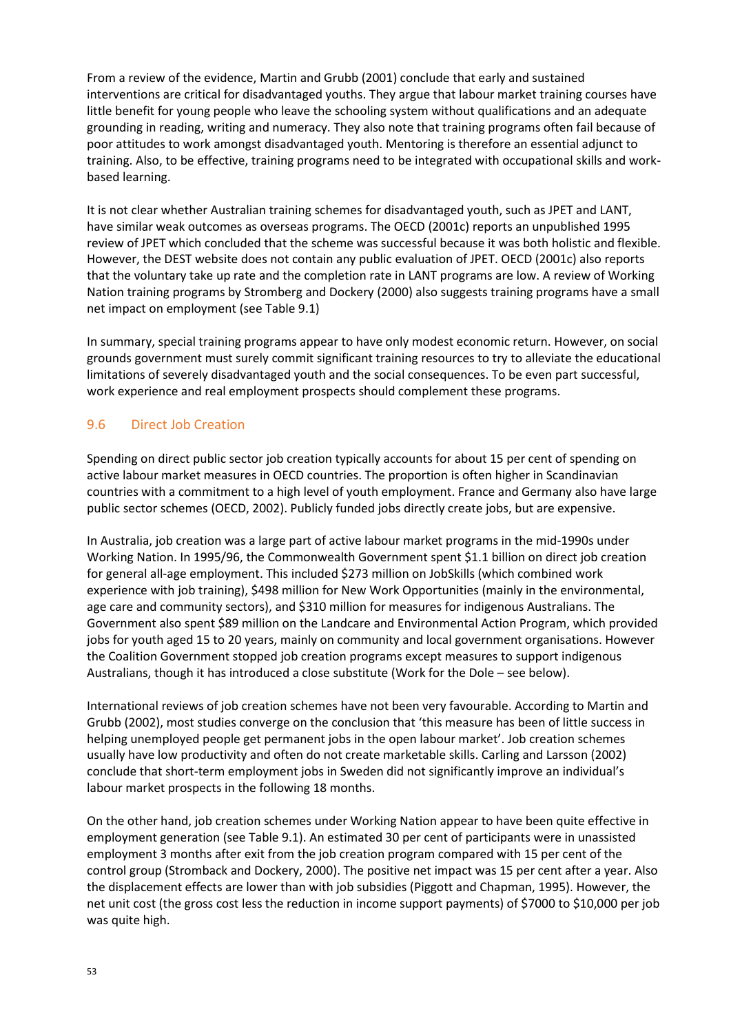From a review of the evidence, Martin and Grubb (2001) conclude that early and sustained interventions are critical for disadvantaged youths. They argue that labour market training courses have little benefit for young people who leave the schooling system without qualifications and an adequate grounding in reading, writing and numeracy. They also note that training programs often fail because of poor attitudes to work amongst disadvantaged youth. Mentoring is therefore an essential adjunct to training. Also, to be effective, training programs need to be integrated with occupational skills and work-based learning.

It is not clear whether Australian training schemes for disadvantaged youth, such as JPET and LANT, have similar weak outcomes as overseas programs. The OECD (2001c) reports an unpublished 1995 review of JPET which concluded that the scheme was successful because it was both holistic and flexible. However, the DEST website does not contain any public evaluation of JPET. OECD (2001c) also reports that the voluntary take up rate and the completion rate in LANT programs are low. A review of Working Nation training programs by Stromberg and Dockery (2000) also suggests training programs have a small net impact on employment (see Table 9.1)

In summary, special training programs appear to have only modest economic return. However, on social grounds government must surely commit significant training resources to try to alleviate the educational limitations of severely disadvantaged youth and the social consequences. To be even part successful, work experience and real employment prospects should complement these programs.

## 9.6 Direct Job Creation

Spending on direct public sector job creation typically accounts for about 15 per cent of spending on active labour market measures in OECD countries. The proportion is often higher in Scandinavian countries with a commitment to a high level of youth employment. France and Germany also have large public sector schemes (OECD, 2002). Publicly funded jobs directly create jobs, but are expensive.

In Australia, job creation was a large part of active labour market programs in the mid-1990s under Working Nation. In 1995/96, the Commonwealth Government spent $1.1 billion on direct job creation for general all-age employment. This included $273 million on JobSkills (which combined work experience with job training), $498 million for New Work Opportunities (mainly in the environmental, age care and community sectors), and $310 million for measures for indigenous Australians. The Government also spent $89 million on the Landcare and Environmental Action Program, which provided jobs for youth aged 15 to 20 years, mainly on community and local government organisations. However the Coalition Government stopped job creation programs except measures to support indigenous Australians, though it has introduced a close substitute (Work for the Dole – see below).

International reviews of job creation schemes have not been very favourable. According to Martin and Grubb (2002), most studies converge on the conclusion that 'this measure has been of little success in helping unemployed people get permanent jobs in the open labour market'. Job creation schemes usually have low productivity and often do not create marketable skills. Carling and Larsson (2002) conclude that short-term employment jobs in Sweden did not significantly improve an individual's labour market prospects in the following 18 months.

On the other hand, job creation schemes under Working Nation appear to have been quite effective in employment generation (see Table 9.1). An estimated 30 per cent of participants were in unassisted employment 3 months after exit from the job creation program compared with 15 per cent of the control group (Stromback and Dockery, 2000). The positive net impact was 15 per cent after a year. Also the displacement effects are lower than with job subsidies (Piggott and Chapman, 1995). However, the net unit cost (the gross cost less the reduction in income support payments) of $7000 to $10,000 per job was quite high.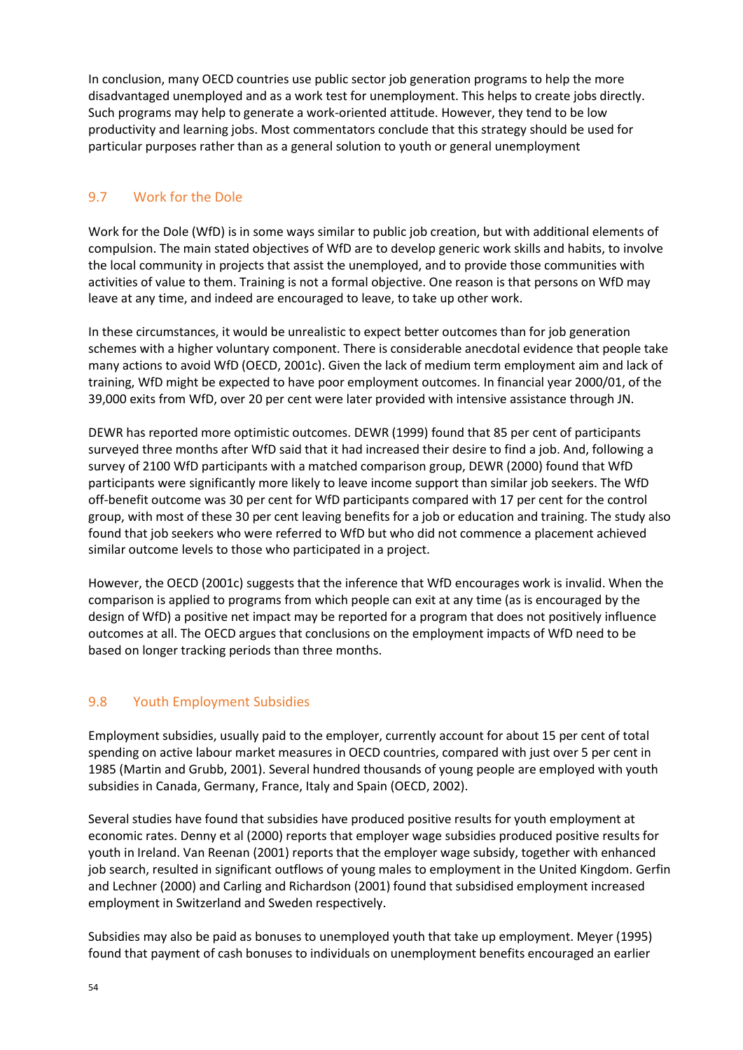In conclusion, many OECD countries use public sector job generation programs to help the more disadvantaged unemployed and as a work test for unemployment. This helps to create jobs directly. Such programs may help to generate a work-oriented attitude. However, they tend to be low productivity and learning jobs. Most commentators conclude that this strategy should be used for particular purposes rather than as a general solution to youth or general unemployment

## 9.7 Work for the Dole

Work for the Dole (WfD) is in some ways similar to public job creation, but with additional elements of compulsion. The main stated objectives of WfD are to develop generic work skills and habits, to involve the local community in projects that assist the unemployed, and to provide those communities with activities of value to them. Training is not a formal objective. One reason is that persons on WfD may leave at any time, and indeed are encouraged to leave, to take up other work.

In these circumstances, it would be unrealistic to expect better outcomes than for job generation schemes with a higher voluntary component. There is considerable anecdotal evidence that people take many actions to avoid WfD (OECD, 2001c). Given the lack of medium term employment aim and lack of training, WfD might be expected to have poor employment outcomes. In financial year 2000/01, of the 39,000 exits from WfD, over 20 per cent were later provided with intensive assistance through JN.

DEWR has reported more optimistic outcomes. DEWR (1999) found that 85 per cent of participants surveyed three months after WfD said that it had increased their desire to find a job. And, following a survey of 2100 WfD participants with a matched comparison group, DEWR (2000) found that WfD participants were significantly more likely to leave income support than similar job seekers. The WfD off-benefit outcome was 30 per cent for WfD participants compared with 17 per cent for the control group, with most of these 30 per cent leaving benefits for a job or education and training. The study also found that job seekers who were referred to WfD but who did not commence a placement achieved similar outcome levels to those who participated in a project.

However, the OECD (2001c) suggests that the inference that WfD encourages work is invalid. When the comparison is applied to programs from which people can exit at any time (as is encouraged by the design of WfD) a positive net impact may be reported for a program that does not positively influence outcomes at all. The OECD argues that conclusions on the employment impacts of WfD need to be based on longer tracking periods than three months.

## 9.8 Youth Employment Subsidies

Employment subsidies, usually paid to the employer, currently account for about 15 per cent of total spending on active labour market measures in OECD countries, compared with just over 5 per cent in 1985 (Martin and Grubb, 2001). Several hundred thousands of young people are employed with youth subsidies in Canada, Germany, France, Italy and Spain (OECD, 2002).

Several studies have found that subsidies have produced positive results for youth employment at economic rates. Denny et al (2000) reports that employer wage subsidies produced positive results for youth in Ireland. Van Reenan (2001) reports that the employer wage subsidy, together with enhanced job search, resulted in significant outflows of young males to employment in the United Kingdom. Gerfin and Lechner (2000) and Carling and Richardson (2001) found that subsidised employment increased employment in Switzerland and Sweden respectively.

Subsidies may also be paid as bonuses to unemployed youth that take up employment. Meyer (1995) found that payment of cash bonuses to individuals on unemployment benefits encouraged an earlier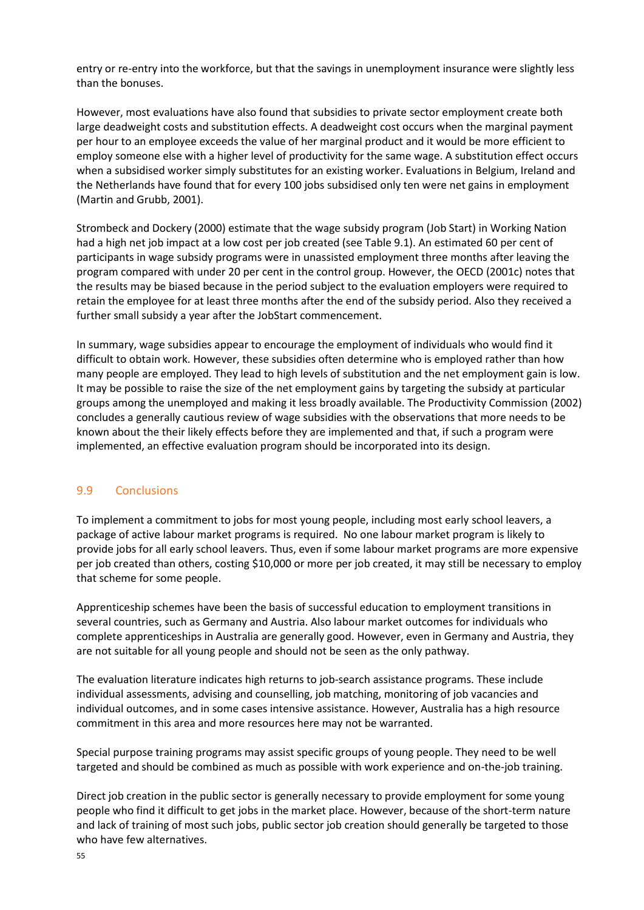entry or re-entry into the workforce, but that the savings in unemployment insurance were slightly less than the bonuses.

However, most evaluations have also found that subsidies to private sector employment create both large deadweight costs and substitution effects. A deadweight cost occurs when the marginal payment per hour to an employee exceeds the value of her marginal product and it would be more efficient to employ someone else with a higher level of productivity for the same wage. A substitution effect occurs when a subsidised worker simply substitutes for an existing worker. Evaluations in Belgium, Ireland and the Netherlands have found that for every 100 jobs subsidised only ten were net gains in employment (Martin and Grubb, 2001).

Strombeck and Dockery (2000) estimate that the wage subsidy program (Job Start) in Working Nation had a high net job impact at a low cost per job created (see Table 9.1). An estimated 60 per cent of participants in wage subsidy programs were in unassisted employment three months after leaving the program compared with under 20 per cent in the control group. However, the OECD (2001c) notes that the results may be biased because in the period subject to the evaluation employers were required to retain the employee for at least three months after the end of the subsidy period. Also they received a further small subsidy a year after the JobStart commencement.

In summary, wage subsidies appear to encourage the employment of individuals who would find it difficult to obtain work. However, these subsidies often determine who is employed rather than how many people are employed. They lead to high levels of substitution and the net employment gain is low. It may be possible to raise the size of the net employment gains by targeting the subsidy at particular groups among the unemployed and making it less broadly available. The Productivity Commission (2002) concludes a generally cautious review of wage subsidies with the observations that more needs to be known about the their likely effects before they are implemented and that, if such a program were implemented, an effective evaluation program should be incorporated into its design.

## 9.9 Conclusions

To implement a commitment to jobs for most young people, including most early school leavers, a package of active labour market programs is required. No one labour market program is likely to provide jobs for all early school leavers. Thus, even if some labour market programs are more expensive per job created than others, costing $10,000 or more per job created, it may still be necessary to employ that scheme for some people.

Apprenticeship schemes have been the basis of successful education to employment transitions in several countries, such as Germany and Austria. Also labour market outcomes for individuals who complete apprenticeships in Australia are generally good. However, even in Germany and Austria, they are not suitable for all young people and should not be seen as the only pathway.

The evaluation literature indicates high returns to job-search assistance programs. These include individual assessments, advising and counselling, job matching, monitoring of job vacancies and individual outcomes, and in some cases intensive assistance. However, Australia has a high resource commitment in this area and more resources here may not be warranted.

Special purpose training programs may assist specific groups of young people. They need to be well targeted and should be combined as much as possible with work experience and on-the-job training.

Direct job creation in the public sector is generally necessary to provide employment for some young people who find it difficult to get jobs in the market place. However, because of the short-term nature and lack of training of most such jobs, public sector job creation should generally be targeted to those who have few alternatives.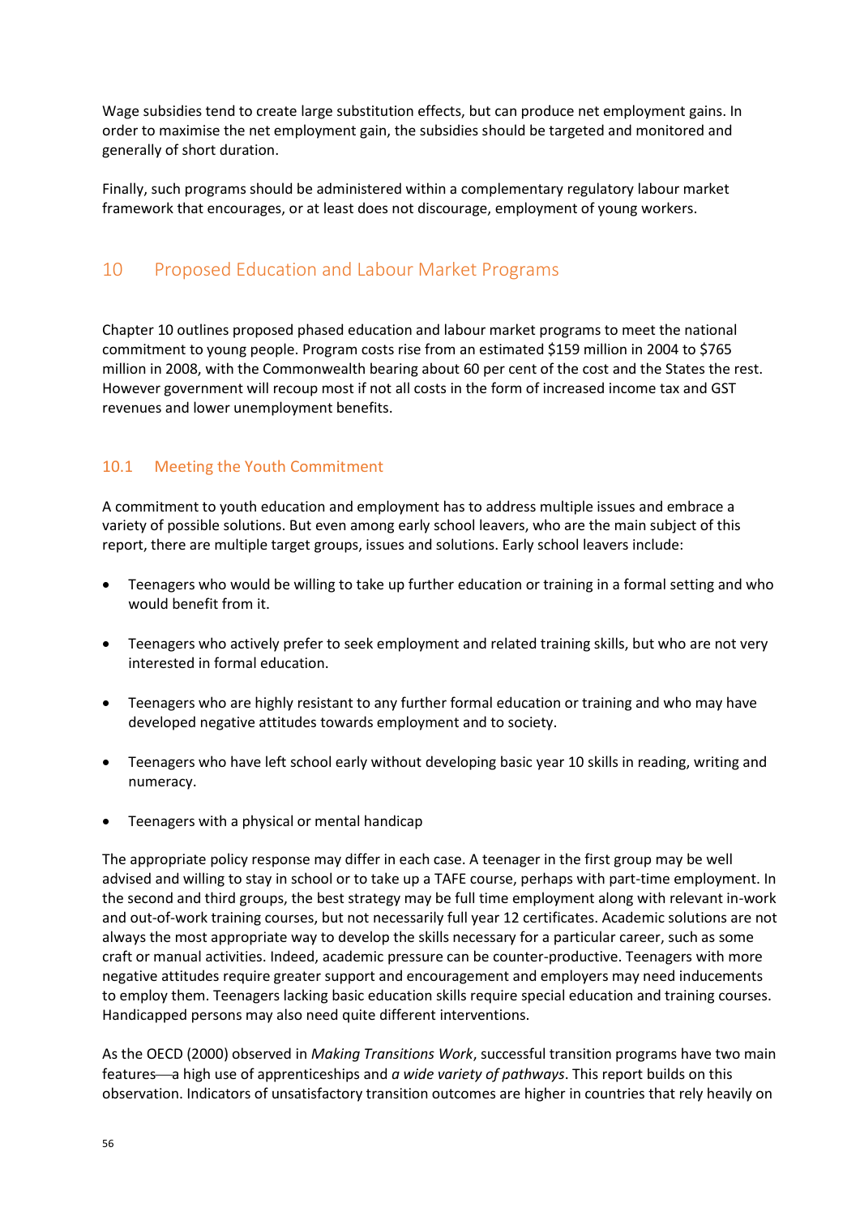Wage subsidies tend to create large substitution effects, but can produce net employment gains. In order to maximise the net employment gain, the subsidies should be targeted and monitored and generally of short duration.

Finally, such programs should be administered within a complementary regulatory labour market framework that encourages, or at least does not discourage, employment of young workers.

# 10 Proposed Education and Labour Market Programs

Chapter 10 outlines proposed phased education and labour market programs to meet the national commitment to young people. Program costs rise from an estimated $159 million in 2004 to $765 million in 2008, with the Commonwealth bearing about 60 per cent of the cost and the States the rest. However government will recoup most if not all costs in the form of increased income tax and GST revenues and lower unemployment benefits.

## 10.1 Meeting the Youth Commitment

A commitment to youth education and employment has to address multiple issues and embrace a variety of possible solutions. But even among early school leavers, who are the main subject of this report, there are multiple target groups, issues and solutions. Early school leavers include:

- Teenagers who would be willing to take up further education or training in a formal setting and who would benefit from it.
- Teenagers who actively prefer to seek employment and related training skills, but who are not very interested in formal education.
- Teenagers who are highly resistant to any further formal education or training and who may have developed negative attitudes towards employment and to society.
- Teenagers who have left school early without developing basic year 10 skills in reading, writing and numeracy.
- Teenagers with a physical or mental handicap

The appropriate policy response may differ in each case. A teenager in the first group may be well advised and willing to stay in school or to take up a TAFE course, perhaps with part-time employment. In the second and third groups, the best strategy may be full time employment along with relevant in-work and out-of-work training courses, but not necessarily full year 12 certificates. Academic solutions are not always the most appropriate way to develop the skills necessary for a particular career, such as some craft or manual activities. Indeed, academic pressure can be counter-productive. Teenagers with more negative attitudes require greater support and encouragement and employers may need inducements to employ them. Teenagers lacking basic education skills require special education and training courses. Handicapped persons may also need quite different interventions.

As the OECD (2000) observed in *Making Transitions Work*, successful transition programs have two main features—a high use of apprenticeships and *a wide variety of pathways*. This report builds on this observation. Indicators of unsatisfactory transition outcomes are higher in countries that rely heavily on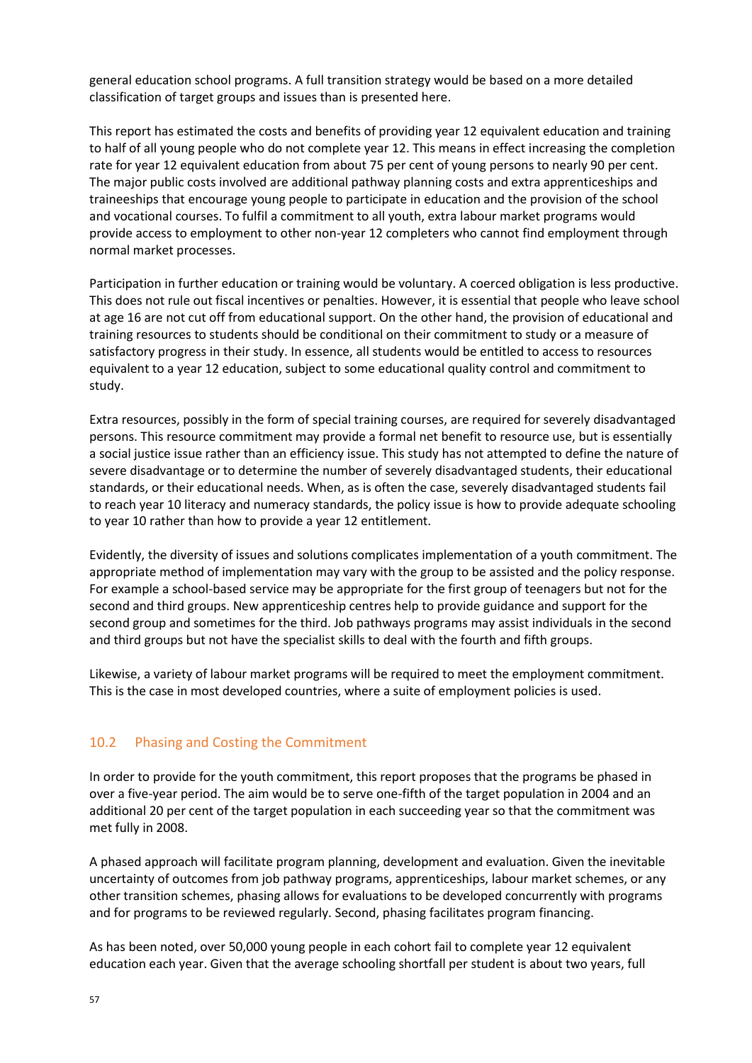general education school programs. A full transition strategy would be based on a more detailed classification of target groups and issues than is presented here.

This report has estimated the costs and benefits of providing year 12 equivalent education and training to half of all young people who do not complete year 12. This means in effect increasing the completion rate for year 12 equivalent education from about 75 per cent of young persons to nearly 90 per cent. The major public costs involved are additional pathway planning costs and extra apprenticeships and traineeships that encourage young people to participate in education and the provision of the school and vocational courses. To fulfil a commitment to all youth, extra labour market programs would provide access to employment to other non-year 12 completers who cannot find employment through normal market processes.

Participation in further education or training would be voluntary. A coerced obligation is less productive. This does not rule out fiscal incentives or penalties. However, it is essential that people who leave school at age 16 are not cut off from educational support. On the other hand, the provision of educational and training resources to students should be conditional on their commitment to study or a measure of satisfactory progress in their study. In essence, all students would be entitled to access to resources equivalent to a year 12 education, subject to some educational quality control and commitment to study.

Extra resources, possibly in the form of special training courses, are required for severely disadvantaged persons. This resource commitment may provide a formal net benefit to resource use, but is essentially a social justice issue rather than an efficiency issue. This study has not attempted to define the nature of severe disadvantage or to determine the number of severely disadvantaged students, their educational standards, or their educational needs. When, as is often the case, severely disadvantaged students fail to reach year 10 literacy and numeracy standards, the policy issue is how to provide adequate schooling to year 10 rather than how to provide a year 12 entitlement.

Evidently, the diversity of issues and solutions complicates implementation of a youth commitment. The appropriate method of implementation may vary with the group to be assisted and the policy response. For example a school-based service may be appropriate for the first group of teenagers but not for the second and third groups. New apprenticeship centres help to provide guidance and support for the second group and sometimes for the third. Job pathways programs may assist individuals in the second and third groups but not have the specialist skills to deal with the fourth and fifth groups.

Likewise, a variety of labour market programs will be required to meet the employment commitment. This is the case in most developed countries, where a suite of employment policies is used.

## 10.2 Phasing and Costing the Commitment

In order to provide for the youth commitment, this report proposes that the programs be phased in over a five-year period. The aim would be to serve one-fifth of the target population in 2004 and an additional 20 per cent of the target population in each succeeding year so that the commitment was met fully in 2008.

A phased approach will facilitate program planning, development and evaluation. Given the inevitable uncertainty of outcomes from job pathway programs, apprenticeships, labour market schemes, or any other transition schemes, phasing allows for evaluations to be developed concurrently with programs and for programs to be reviewed regularly. Second, phasing facilitates program financing.

As has been noted, over 50,000 young people in each cohort fail to complete year 12 equivalent education each year. Given that the average schooling shortfall per student is about two years, full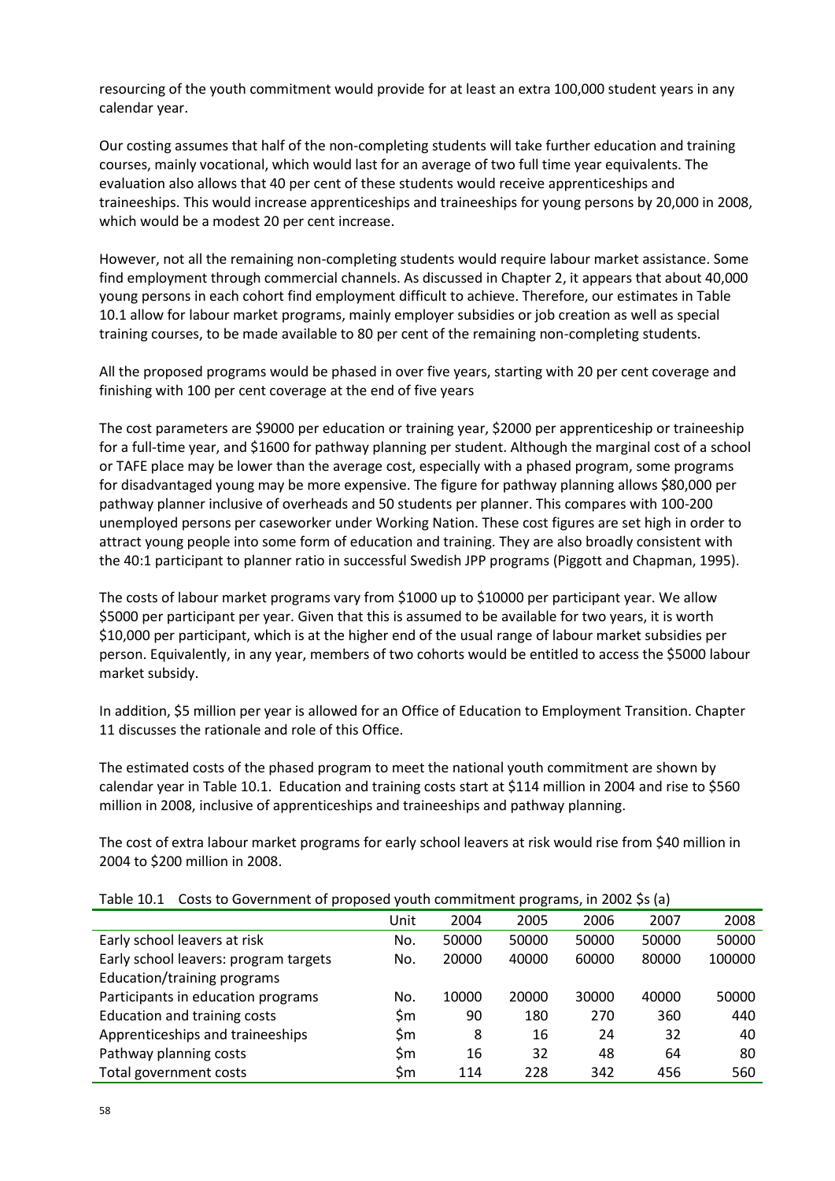resourcing of the youth commitment would provide for at least an extra 100,000 student years in any calendar year.

Our costing assumes that half of the non-completing students will take further education and training courses, mainly vocational, which would last for an average of two full time year equivalents. The evaluation also allows that 40 per cent of these students would receive apprenticeships and traineeships. This would increase apprenticeships and traineeships for young persons by 20,000 in 2008, which would be a modest 20 per cent increase.

However, not all the remaining non-completing students would require labour market assistance. Some find employment through commercial channels. As discussed in Chapter 2, it appears that about 40,000 young persons in each cohort find employment difficult to achieve. Therefore, our estimates in Table 10.1 allow for labour market programs, mainly employer subsidies or job creation as well as special training courses, to be made available to 80 per cent of the remaining non-completing students.

All the proposed programs would be phased in over five years, starting with 20 per cent coverage and finishing with 100 per cent coverage at the end of five years

The cost parameters are $9000 per education or training year, $2000 per apprenticeship or traineeship for a full-time year, and $1600 for pathway planning per student. Although the marginal cost of a school or TAFE place may be lower than the average cost, especially with a phased program, some programs for disadvantaged young may be more expensive. The figure for pathway planning allows $80,000 per pathway planner inclusive of overheads and 50 students per planner. This compares with 100-200 unemployed persons per caseworker under Working Nation. These cost figures are set high in order to attract young people into some form of education and training. They are also broadly consistent with the 40:1 participant to planner ratio in successful Swedish JPP programs (Piggott and Chapman, 1995).

The costs of labour market programs vary from $1000 up to $10000 per participant year. We allow $5000 per participant per year. Given that this is assumed to be available for two years, it is worth $10,000 per participant, which is at the higher end of the usual range of labour market subsidies per person. Equivalently, in any year, members of two cohorts would be entitled to access the $5000 labour market subsidy.

In addition, $5 million per year is allowed for an Office of Education to Employment Transition. Chapter 11 discusses the rationale and role of this Office.

The estimated costs of the phased program to meet the national youth commitment are shown by calendar year in Table 10.1. Education and training costs start at $114 million in 2004 and rise to $560 million in 2008, inclusive of apprenticeships and traineeships and pathway planning.

The cost of extra labour market programs for early school leavers at risk would rise from $40 million in 2004 to $200 million in 2008.

Table 10.1 Costs to Government of proposed youth commitment programs, in 2002 $s (a)

| | Unit | 2004 | 2005 | 2006 | 2007 | 2008 |
|---|---|---|---|---|---|---|
| Early school leavers at risk | No. | 50000 | 50000 | 50000 | 50000 | 50000 |
| Early school leavers: program targets | No. | 20000 | 40000 | 60000 | 80000 | 100000 |
| Education/training programs | | | | | | |
| Participants in education programs | No. | 10000 | 20000 | 30000 | 40000 | 50000 |
| Education and training costs | $m | 90 | 180 | 270 | 360 | 440 |
| Apprenticeships and traineeships | $m | 8 | 16 | 24 | 32 | 40 |
| Pathway planning costs | $m | 16 | 32 | 48 | 64 | 80 |
| Total government costs | $m | 114 | 228 | 342 | 456 | 560 |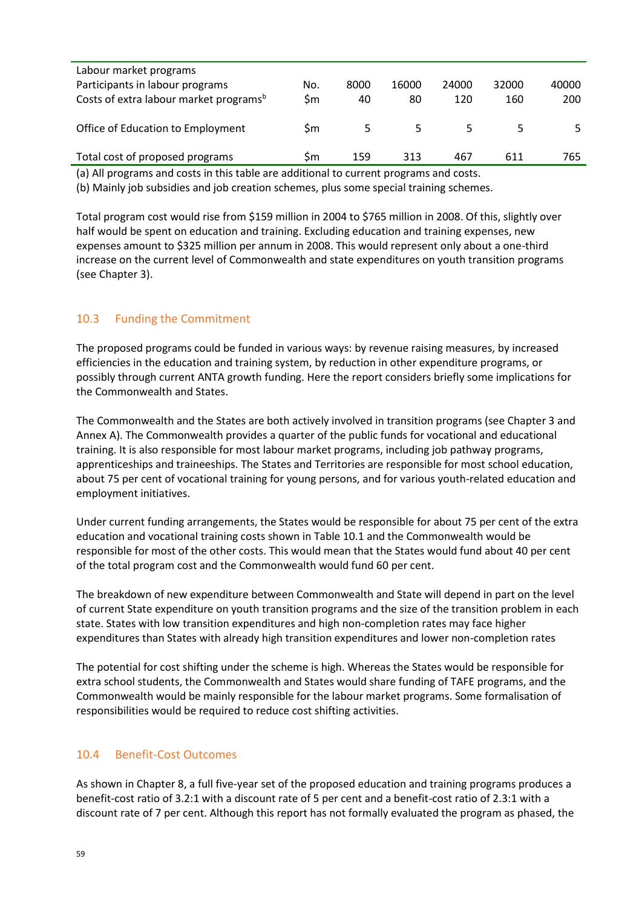| | | | | | | |
|---|---|---|---|---|---|---|
| Labour market programs | | | | | | |
| Participants in labour programs | No. | 8000 | 16000 | 24000 | 32000 | 40000 |
| Costs of extra labour market programs[b] | $m | 40 | 80 | 120 | 160 | 200 |
| Office of Education to Employment | $m | 5 | 5 | 5 | 5 | 5 |
| Total cost of proposed programs | $m | 159 | 313 | 467 | 611 | 765 |

(a) All programs and costs in this table are additional to current programs and costs.
(b) Mainly job subsidies and job creation schemes, plus some special training schemes.

Total program cost would rise from $159 million in 2004 to $765 million in 2008. Of this, slightly over half would be spent on education and training. Excluding education and training expenses, new expenses amount to $325 million per annum in 2008. This would represent only about a one-third increase on the current level of Commonwealth and state expenditures on youth transition programs (see Chapter 3).

## 10.3 Funding the Commitment

The proposed programs could be funded in various ways: by revenue raising measures, by increased efficiencies in the education and training system, by reduction in other expenditure programs, or possibly through current ANTA growth funding. Here the report considers briefly some implications for the Commonwealth and States.

The Commonwealth and the States are both actively involved in transition programs (see Chapter 3 and Annex A). The Commonwealth provides a quarter of the public funds for vocational and educational training. It is also responsible for most labour market programs, including job pathway programs, apprenticeships and traineeships. The States and Territories are responsible for most school education, about 75 per cent of vocational training for young persons, and for various youth-related education and employment initiatives.

Under current funding arrangements, the States would be responsible for about 75 per cent of the extra education and vocational training costs shown in Table 10.1 and the Commonwealth would be responsible for most of the other costs. This would mean that the States would fund about 40 per cent of the total program cost and the Commonwealth would fund 60 per cent.

The breakdown of new expenditure between Commonwealth and State will depend in part on the level of current State expenditure on youth transition programs and the size of the transition problem in each state. States with low transition expenditures and high non-completion rates may face higher expenditures than States with already high transition expenditures and lower non-completion rates

The potential for cost shifting under the scheme is high. Whereas the States would be responsible for extra school students, the Commonwealth and States would share funding of TAFE programs, and the Commonwealth would be mainly responsible for the labour market programs. Some formalisation of responsibilities would be required to reduce cost shifting activities.

## 10.4 Benefit-Cost Outcomes

As shown in Chapter 8, a full five-year set of the proposed education and training programs produces a benefit-cost ratio of 3.2:1 with a discount rate of 5 per cent and a benefit-cost ratio of 2.3:1 with a discount rate of 7 per cent. Although this report has not formally evaluated the program as phased, the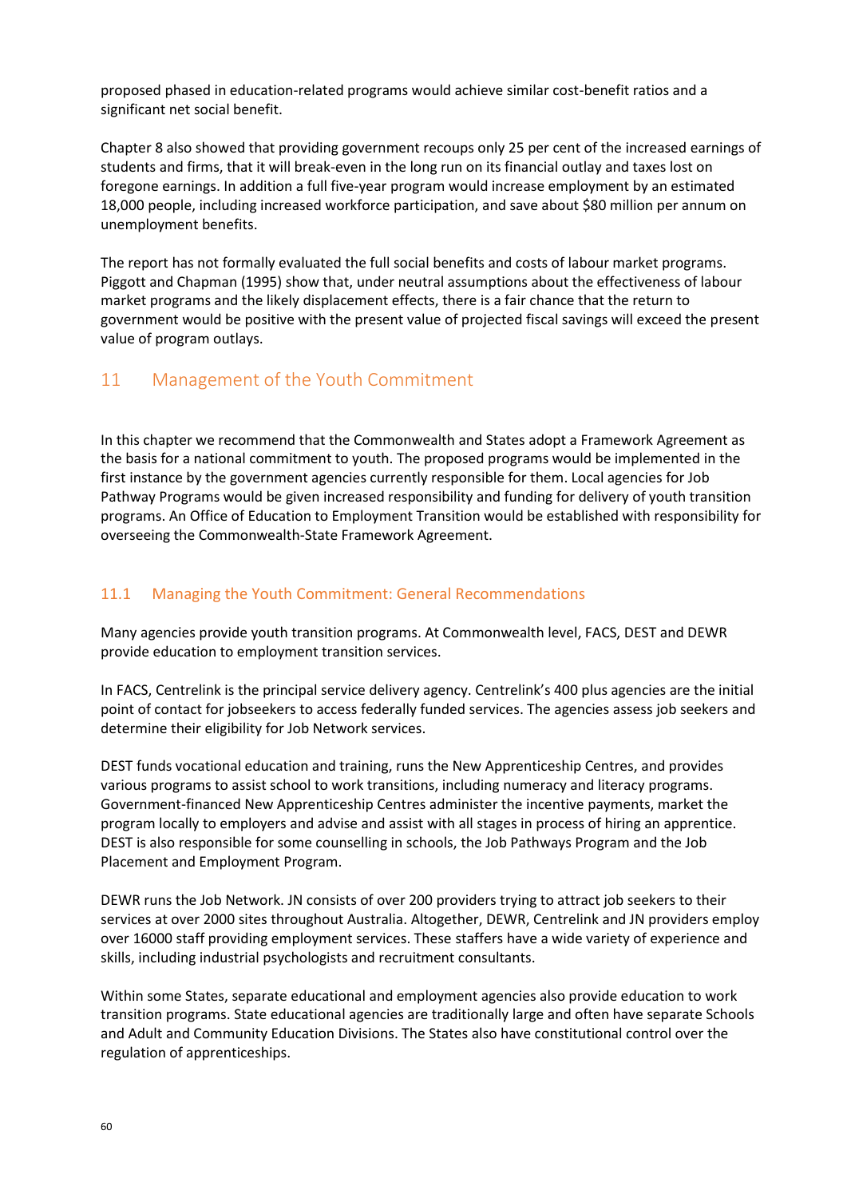proposed phased in education-related programs would achieve similar cost-benefit ratios and a significant net social benefit.

Chapter 8 also showed that providing government recoups only 25 per cent of the increased earnings of students and firms, that it will break-even in the long run on its financial outlay and taxes lost on foregone earnings. In addition a full five-year program would increase employment by an estimated 18,000 people, including increased workforce participation, and save about $80 million per annum on unemployment benefits.

The report has not formally evaluated the full social benefits and costs of labour market programs. Piggott and Chapman (1995) show that, under neutral assumptions about the effectiveness of labour market programs and the likely displacement effects, there is a fair chance that the return to government would be positive with the present value of projected fiscal savings will exceed the present value of program outlays.

# 11 Management of the Youth Commitment

In this chapter we recommend that the Commonwealth and States adopt a Framework Agreement as the basis for a national commitment to youth. The proposed programs would be implemented in the first instance by the government agencies currently responsible for them. Local agencies for Job Pathway Programs would be given increased responsibility and funding for delivery of youth transition programs. An Office of Education to Employment Transition would be established with responsibility for overseeing the Commonwealth-State Framework Agreement.

## 11.1 Managing the Youth Commitment: General Recommendations

Many agencies provide youth transition programs. At Commonwealth level, FACS, DEST and DEWR provide education to employment transition services.

In FACS, Centrelink is the principal service delivery agency. Centrelink's 400 plus agencies are the initial point of contact for jobseekers to access federally funded services. The agencies assess job seekers and determine their eligibility for Job Network services.

DEST funds vocational education and training, runs the New Apprenticeship Centres, and provides various programs to assist school to work transitions, including numeracy and literacy programs. Government-financed New Apprenticeship Centres administer the incentive payments, market the program locally to employers and advise and assist with all stages in process of hiring an apprentice. DEST is also responsible for some counselling in schools, the Job Pathways Program and the Job Placement and Employment Program.

DEWR runs the Job Network. JN consists of over 200 providers trying to attract job seekers to their services at over 2000 sites throughout Australia. Altogether, DEWR, Centrelink and JN providers employ over 16000 staff providing employment services. These staffers have a wide variety of experience and skills, including industrial psychologists and recruitment consultants.

Within some States, separate educational and employment agencies also provide education to work transition programs. State educational agencies are traditionally large and often have separate Schools and Adult and Community Education Divisions. The States also have constitutional control over the regulation of apprenticeships.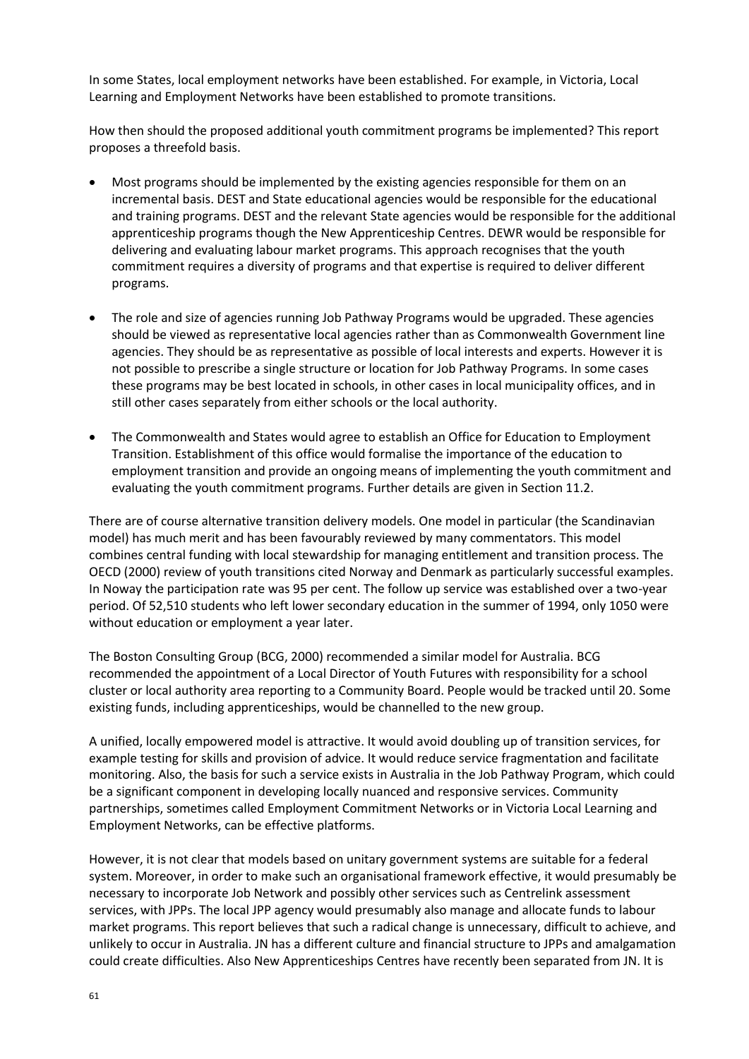In some States, local employment networks have been established. For example, in Victoria, Local Learning and Employment Networks have been established to promote transitions.

How then should the proposed additional youth commitment programs be implemented? This report proposes a threefold basis.

- Most programs should be implemented by the existing agencies responsible for them on an incremental basis. DEST and State educational agencies would be responsible for the educational and training programs. DEST and the relevant State agencies would be responsible for the additional apprenticeship programs though the New Apprenticeship Centres. DEWR would be responsible for delivering and evaluating labour market programs. This approach recognises that the youth commitment requires a diversity of programs and that expertise is required to deliver different programs.

- The role and size of agencies running Job Pathway Programs would be upgraded. These agencies should be viewed as representative local agencies rather than as Commonwealth Government line agencies. They should be as representative as possible of local interests and experts. However it is not possible to prescribe a single structure or location for Job Pathway Programs. In some cases these programs may be best located in schools, in other cases in local municipality offices, and in still other cases separately from either schools or the local authority.

- The Commonwealth and States would agree to establish an Office for Education to Employment Transition. Establishment of this office would formalise the importance of the education to employment transition and provide an ongoing means of implementing the youth commitment and evaluating the youth commitment programs. Further details are given in Section 11.2.

There are of course alternative transition delivery models. One model in particular (the Scandinavian model) has much merit and has been favourably reviewed by many commentators. This model combines central funding with local stewardship for managing entitlement and transition process. The OECD (2000) review of youth transitions cited Norway and Denmark as particularly successful examples. In Noway the participation rate was 95 per cent. The follow up service was established over a two-year period. Of 52,510 students who left lower secondary education in the summer of 1994, only 1050 were without education or employment a year later.

The Boston Consulting Group (BCG, 2000) recommended a similar model for Australia. BCG recommended the appointment of a Local Director of Youth Futures with responsibility for a school cluster or local authority area reporting to a Community Board. People would be tracked until 20. Some existing funds, including apprenticeships, would be channelled to the new group.

A unified, locally empowered model is attractive. It would avoid doubling up of transition services, for example testing for skills and provision of advice. It would reduce service fragmentation and facilitate monitoring. Also, the basis for such a service exists in Australia in the Job Pathway Program, which could be a significant component in developing locally nuanced and responsive services. Community partnerships, sometimes called Employment Commitment Networks or in Victoria Local Learning and Employment Networks, can be effective platforms.

However, it is not clear that models based on unitary government systems are suitable for a federal system. Moreover, in order to make such an organisational framework effective, it would presumably be necessary to incorporate Job Network and possibly other services such as Centrelink assessment services, with JPPs. The local JPP agency would presumably also manage and allocate funds to labour market programs. This report believes that such a radical change is unnecessary, difficult to achieve, and unlikely to occur in Australia. JN has a different culture and financial structure to JPPs and amalgamation could create difficulties. Also New Apprenticeships Centres have recently been separated from JN. It is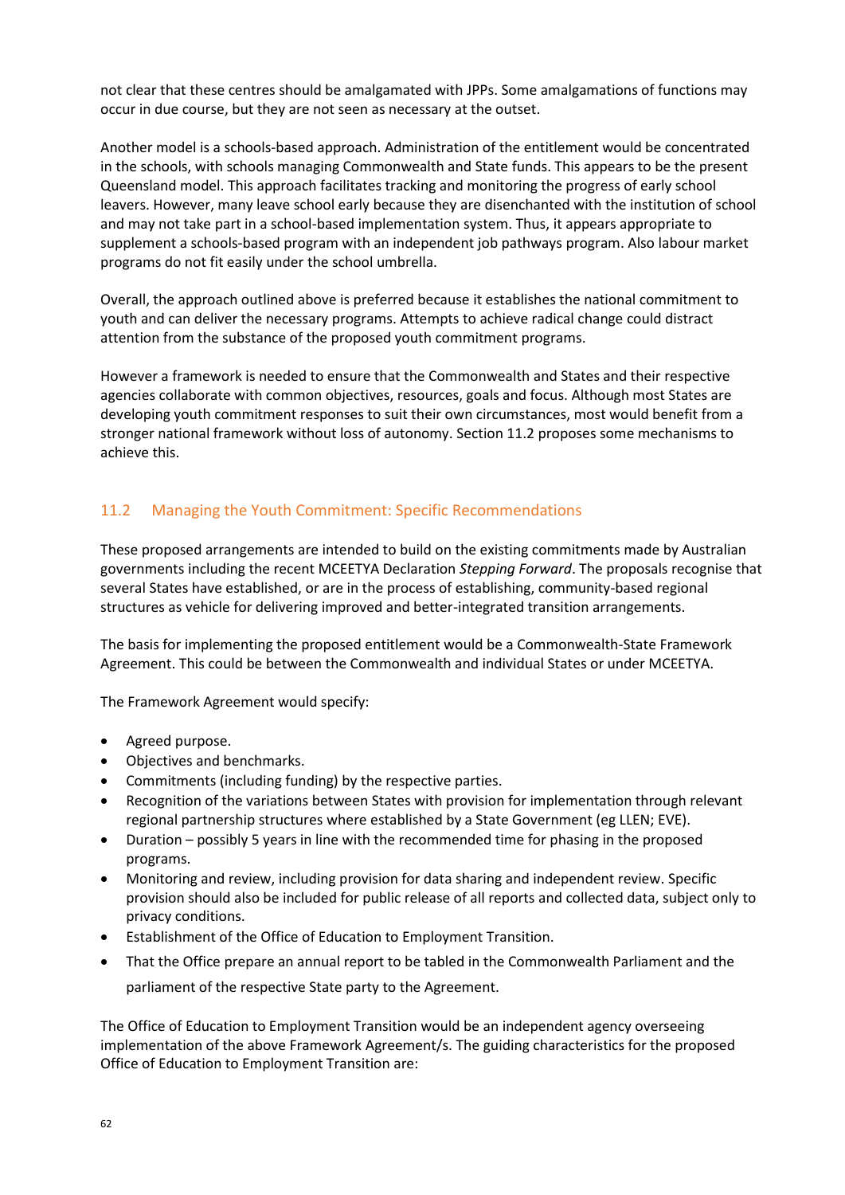not clear that these centres should be amalgamated with JPPs. Some amalgamations of functions may occur in due course, but they are not seen as necessary at the outset.

Another model is a schools-based approach. Administration of the entitlement would be concentrated in the schools, with schools managing Commonwealth and State funds. This appears to be the present Queensland model. This approach facilitates tracking and monitoring the progress of early school leavers. However, many leave school early because they are disenchanted with the institution of school and may not take part in a school-based implementation system. Thus, it appears appropriate to supplement a schools-based program with an independent job pathways program. Also labour market programs do not fit easily under the school umbrella.

Overall, the approach outlined above is preferred because it establishes the national commitment to youth and can deliver the necessary programs. Attempts to achieve radical change could distract attention from the substance of the proposed youth commitment programs.

However a framework is needed to ensure that the Commonwealth and States and their respective agencies collaborate with common objectives, resources, goals and focus. Although most States are developing youth commitment responses to suit their own circumstances, most would benefit from a stronger national framework without loss of autonomy. Section 11.2 proposes some mechanisms to achieve this.

## 11.2 Managing the Youth Commitment: Specific Recommendations

These proposed arrangements are intended to build on the existing commitments made by Australian governments including the recent MCEETYA Declaration *Stepping Forward*. The proposals recognise that several States have established, or are in the process of establishing, community-based regional structures as vehicle for delivering improved and better-integrated transition arrangements.

The basis for implementing the proposed entitlement would be a Commonwealth-State Framework Agreement. This could be between the Commonwealth and individual States or under MCEETYA.

The Framework Agreement would specify:

- Agreed purpose.
- Objectives and benchmarks.
- Commitments (including funding) by the respective parties.
- Recognition of the variations between States with provision for implementation through relevant regional partnership structures where established by a State Government (eg LLEN; EVE).
- Duration – possibly 5 years in line with the recommended time for phasing in the proposed programs.
- Monitoring and review, including provision for data sharing and independent review. Specific provision should also be included for public release of all reports and collected data, subject only to privacy conditions.
- Establishment of the Office of Education to Employment Transition.
- That the Office prepare an annual report to be tabled in the Commonwealth Parliament and the parliament of the respective State party to the Agreement.

The Office of Education to Employment Transition would be an independent agency overseeing implementation of the above Framework Agreement/s. The guiding characteristics for the proposed Office of Education to Employment Transition are: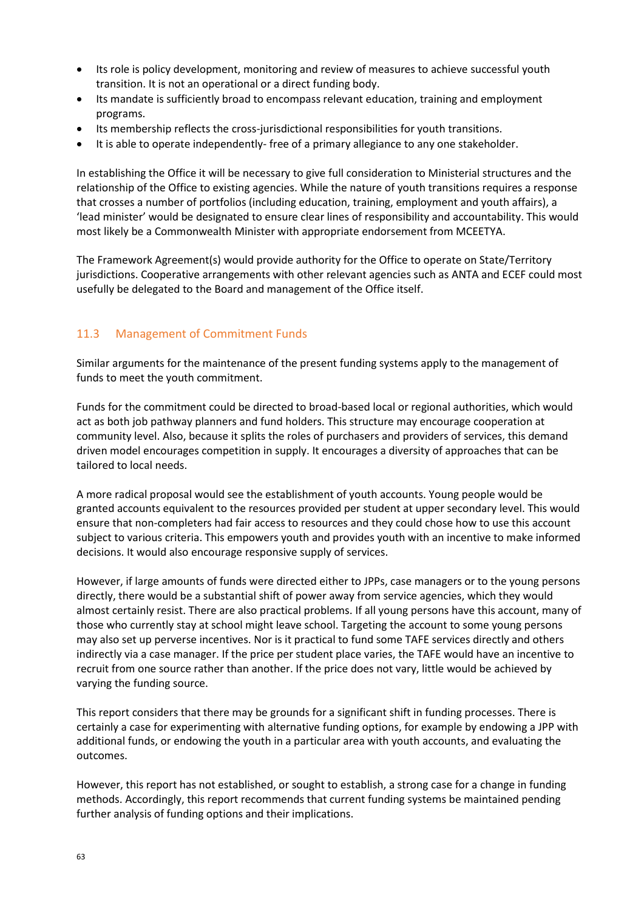- Its role is policy development, monitoring and review of measures to achieve successful youth transition. It is not an operational or a direct funding body.
- Its mandate is sufficiently broad to encompass relevant education, training and employment programs.
- Its membership reflects the cross-jurisdictional responsibilities for youth transitions.
- It is able to operate independently- free of a primary allegiance to any one stakeholder.

In establishing the Office it will be necessary to give full consideration to Ministerial structures and the relationship of the Office to existing agencies. While the nature of youth transitions requires a response that crosses a number of portfolios (including education, training, employment and youth affairs), a 'lead minister' would be designated to ensure clear lines of responsibility and accountability. This would most likely be a Commonwealth Minister with appropriate endorsement from MCEETYA.

The Framework Agreement(s) would provide authority for the Office to operate on State/Territory jurisdictions. Cooperative arrangements with other relevant agencies such as ANTA and ECEF could most usefully be delegated to the Board and management of the Office itself.

## 11.3 Management of Commitment Funds

Similar arguments for the maintenance of the present funding systems apply to the management of funds to meet the youth commitment.

Funds for the commitment could be directed to broad-based local or regional authorities, which would act as both job pathway planners and fund holders. This structure may encourage cooperation at community level. Also, because it splits the roles of purchasers and providers of services, this demand driven model encourages competition in supply. It encourages a diversity of approaches that can be tailored to local needs.

A more radical proposal would see the establishment of youth accounts. Young people would be granted accounts equivalent to the resources provided per student at upper secondary level. This would ensure that non-completers had fair access to resources and they could chose how to use this account subject to various criteria. This empowers youth and provides youth with an incentive to make informed decisions. It would also encourage responsive supply of services.

However, if large amounts of funds were directed either to JPPs, case managers or to the young persons directly, there would be a substantial shift of power away from service agencies, which they would almost certainly resist. There are also practical problems. If all young persons have this account, many of those who currently stay at school might leave school. Targeting the account to some young persons may also set up perverse incentives. Nor is it practical to fund some TAFE services directly and others indirectly via a case manager. If the price per student place varies, the TAFE would have an incentive to recruit from one source rather than another. If the price does not vary, little would be achieved by varying the funding source.

This report considers that there may be grounds for a significant shift in funding processes. There is certainly a case for experimenting with alternative funding options, for example by endowing a JPP with additional funds, or endowing the youth in a particular area with youth accounts, and evaluating the outcomes.

However, this report has not established, or sought to establish, a strong case for a change in funding methods. Accordingly, this report recommends that current funding systems be maintained pending further analysis of funding options and their implications.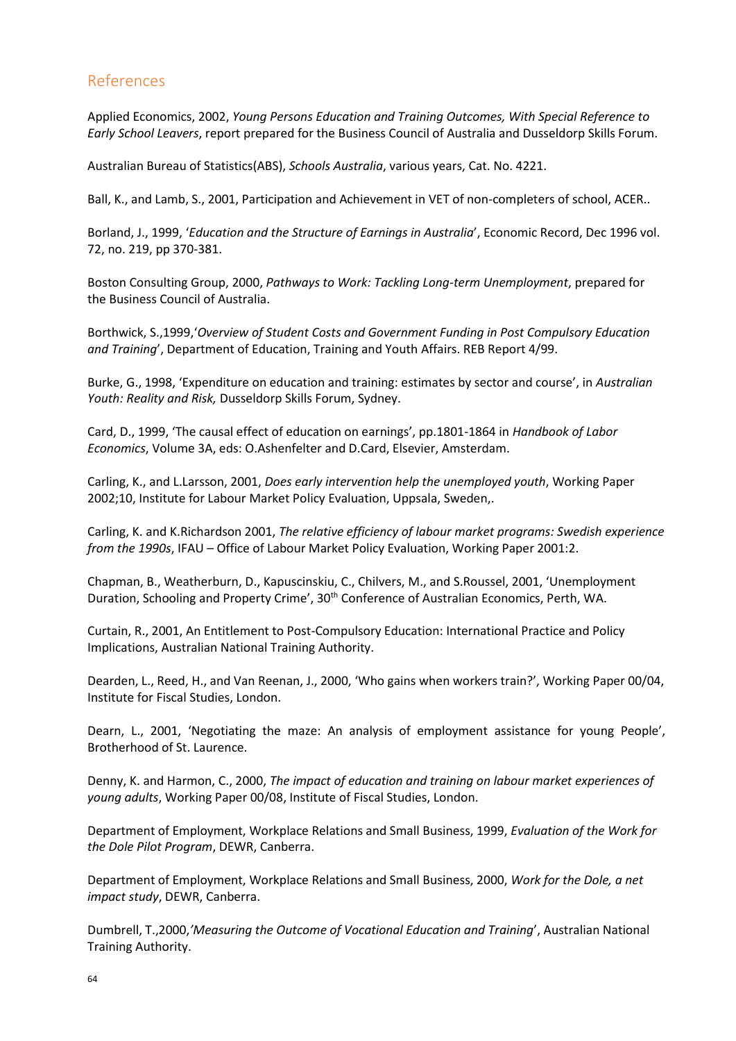## References

Applied Economics, 2002, *Young Persons Education and Training Outcomes, With Special Reference to Early School Leavers*, report prepared for the Business Council of Australia and Dusseldorp Skills Forum.

Australian Bureau of Statistics(ABS), *Schools Australia*, various years, Cat. No. 4221.

Ball, K., and Lamb, S., 2001, Participation and Achievement in VET of non-completers of school, ACER..

Borland, J., 1999, '*Education and the Structure of Earnings in Australia*', Economic Record, Dec 1996 vol. 72, no. 219, pp 370-381.

Boston Consulting Group, 2000, *Pathways to Work: Tackling Long-term Unemployment*, prepared for the Business Council of Australia.

Borthwick, S.,1999,'*Overview of Student Costs and Government Funding in Post Compulsory Education and Training*', Department of Education, Training and Youth Affairs. REB Report 4/99.

Burke, G., 1998, 'Expenditure on education and training: estimates by sector and course', in *Australian Youth: Reality and Risk,* Dusseldorp Skills Forum, Sydney.

Card, D., 1999, 'The causal effect of education on earnings', pp.1801-1864 in *Handbook of Labor Economics*, Volume 3A, eds: O.Ashenfelter and D.Card, Elsevier, Amsterdam.

Carling, K., and L.Larsson, 2001, *Does early intervention help the unemployed youth*, Working Paper 2002;10, Institute for Labour Market Policy Evaluation, Uppsala, Sweden,.

Carling, K. and K.Richardson 2001, *The relative efficiency of labour market programs: Swedish experience from the 1990s*, IFAU – Office of Labour Market Policy Evaluation, Working Paper 2001:2.

Chapman, B., Weatherburn, D., Kapuscinskiu, C., Chilvers, M., and S.Roussel, 2001, 'Unemployment Duration, Schooling and Property Crime', 30th Conference of Australian Economics, Perth, WA.

Curtain, R., 2001, An Entitlement to Post-Compulsory Education: International Practice and Policy Implications, Australian National Training Authority.

Dearden, L., Reed, H., and Van Reenan, J., 2000, 'Who gains when workers train?', Working Paper 00/04, Institute for Fiscal Studies, London.

Dearn, L., 2001, 'Negotiating the maze: An analysis of employment assistance for young People', Brotherhood of St. Laurence.

Denny, K. and Harmon, C., 2000, *The impact of education and training on labour market experiences of young adults*, Working Paper 00/08, Institute of Fiscal Studies, London.

Department of Employment, Workplace Relations and Small Business, 1999, *Evaluation of the Work for the Dole Pilot Program*, DEWR, Canberra.

Department of Employment, Workplace Relations and Small Business, 2000, *Work for the Dole, a net impact study*, DEWR, Canberra.

Dumbrell, T.,2000,*'Measuring the Outcome of Vocational Education and Training*', Australian National Training Authority.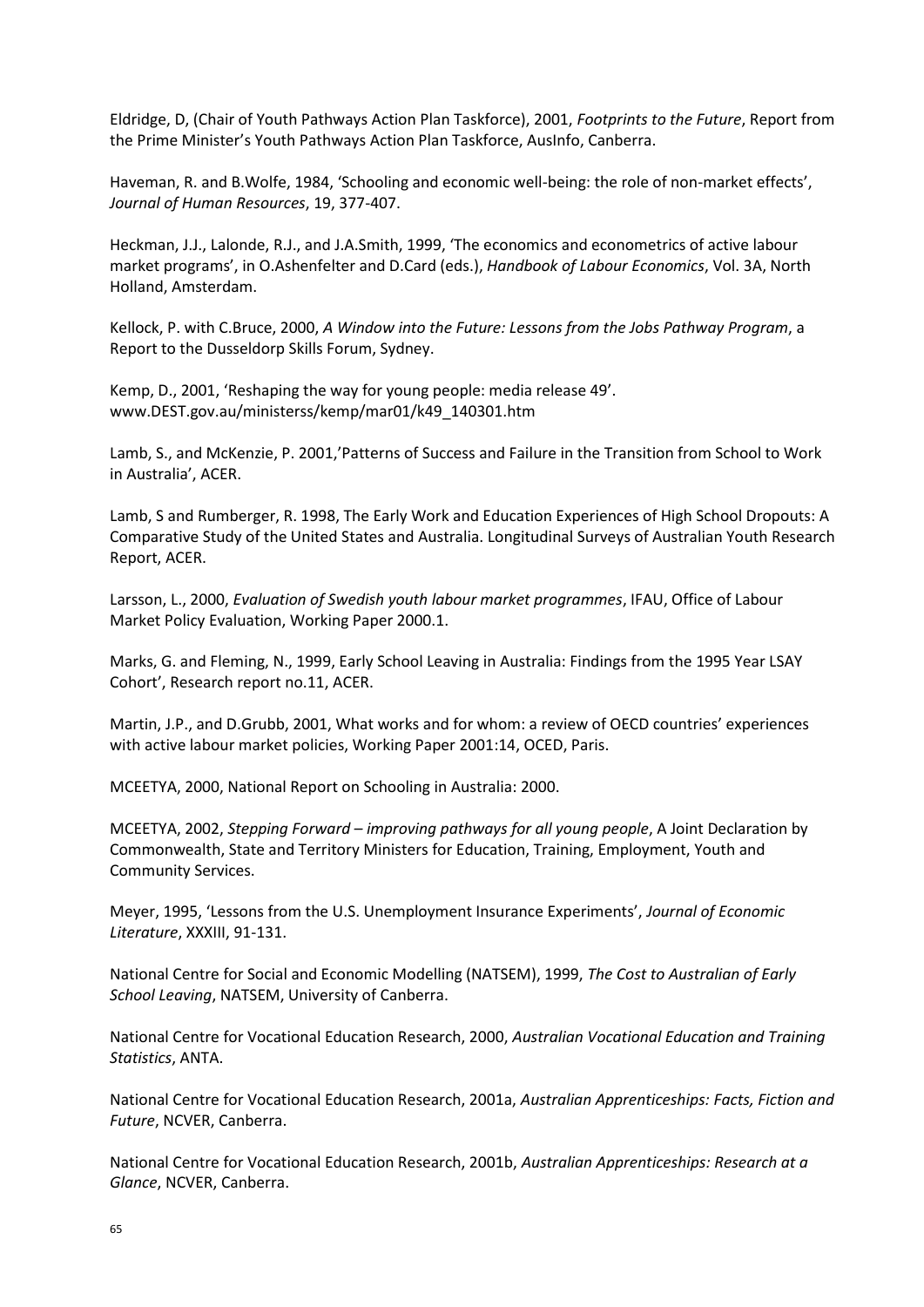Eldridge, D, (Chair of Youth Pathways Action Plan Taskforce), 2001, *Footprints to the Future*, Report from the Prime Minister's Youth Pathways Action Plan Taskforce, AusInfo, Canberra.

Haveman, R. and B.Wolfe, 1984, 'Schooling and economic well-being: the role of non-market effects', *Journal of Human Resources*, 19, 377-407.

Heckman, J.J., Lalonde, R.J., and J.A.Smith, 1999, 'The economics and econometrics of active labour market programs', in O.Ashenfelter and D.Card (eds.), *Handbook of Labour Economics*, Vol. 3A, North Holland, Amsterdam.

Kellock, P. with C.Bruce, 2000, *A Window into the Future: Lessons from the Jobs Pathway Program*, a Report to the Dusseldorp Skills Forum, Sydney.

Kemp, D., 2001, 'Reshaping the way for young people: media release 49'. www.DEST.gov.au/ministerss/kemp/mar01/k49_140301.htm

Lamb, S., and McKenzie, P. 2001,'Patterns of Success and Failure in the Transition from School to Work in Australia', ACER.

Lamb, S and Rumberger, R. 1998, The Early Work and Education Experiences of High School Dropouts: A Comparative Study of the United States and Australia. Longitudinal Surveys of Australian Youth Research Report, ACER.

Larsson, L., 2000, *Evaluation of Swedish youth labour market programmes*, IFAU, Office of Labour Market Policy Evaluation, Working Paper 2000.1.

Marks, G. and Fleming, N., 1999, Early School Leaving in Australia: Findings from the 1995 Year LSAY Cohort', Research report no.11, ACER.

Martin, J.P., and D.Grubb, 2001, What works and for whom: a review of OECD countries' experiences with active labour market policies, Working Paper 2001:14, OCED, Paris.

MCEETYA, 2000, National Report on Schooling in Australia: 2000.

MCEETYA, 2002, *Stepping Forward – improving pathways for all young people*, A Joint Declaration by Commonwealth, State and Territory Ministers for Education, Training, Employment, Youth and Community Services.

Meyer, 1995, 'Lessons from the U.S. Unemployment Insurance Experiments', *Journal of Economic Literature*, XXXIII, 91-131.

National Centre for Social and Economic Modelling (NATSEM), 1999, *The Cost to Australian of Early School Leaving*, NATSEM, University of Canberra.

National Centre for Vocational Education Research, 2000, *Australian Vocational Education and Training Statistics*, ANTA.

National Centre for Vocational Education Research, 2001a, *Australian Apprenticeships: Facts, Fiction and Future*, NCVER, Canberra.

National Centre for Vocational Education Research, 2001b, *Australian Apprenticeships: Research at a Glance*, NCVER, Canberra.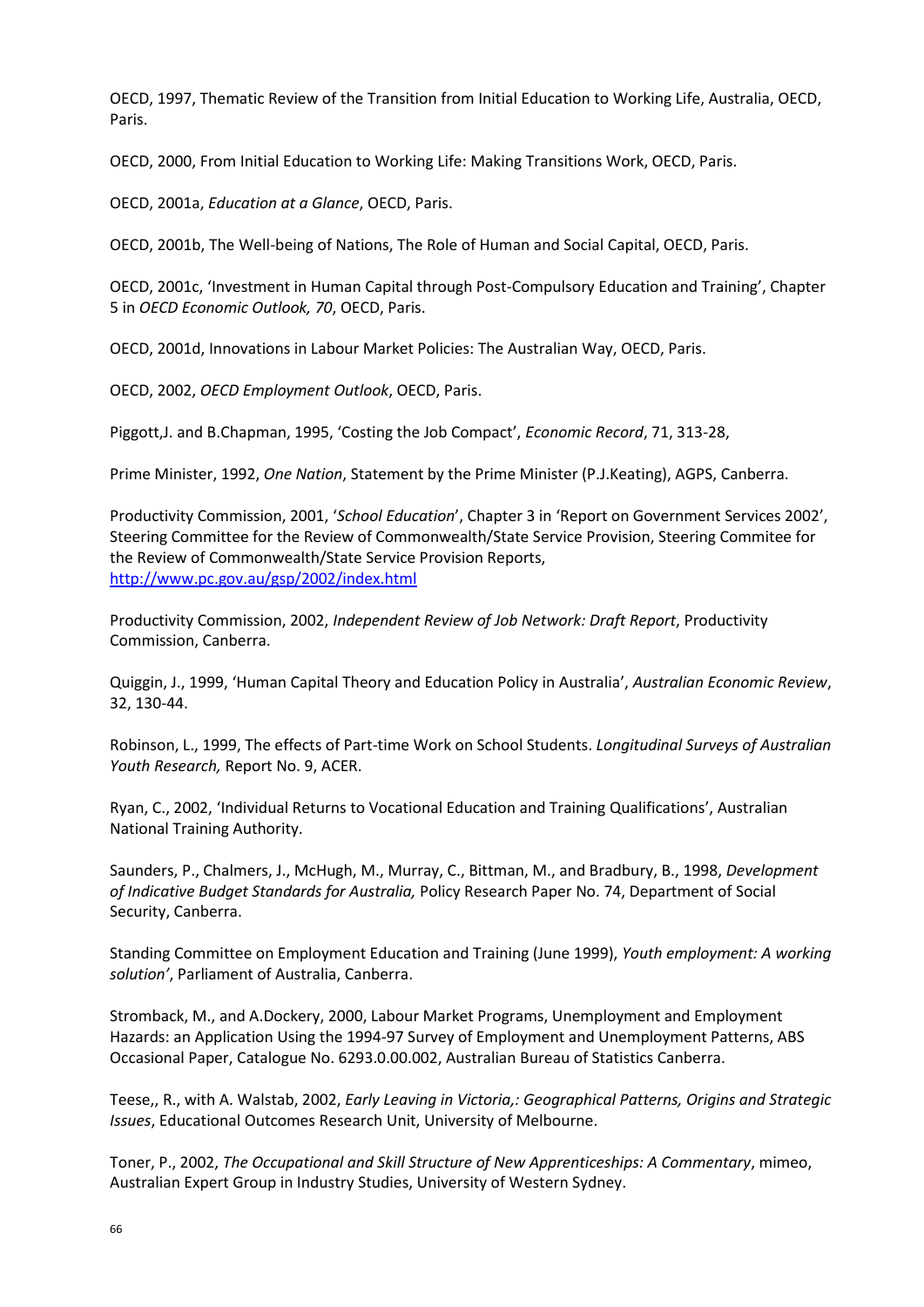OECD, 1997, Thematic Review of the Transition from Initial Education to Working Life, Australia, OECD, Paris.

OECD, 2000, From Initial Education to Working Life: Making Transitions Work, OECD, Paris.

OECD, 2001a, *Education at a Glance*, OECD, Paris.

OECD, 2001b, The Well-being of Nations, The Role of Human and Social Capital, OECD, Paris.

OECD, 2001c, 'Investment in Human Capital through Post-Compulsory Education and Training', Chapter 5 in *OECD Economic Outlook, 70*, OECD, Paris.

OECD, 2001d, Innovations in Labour Market Policies: The Australian Way, OECD, Paris.

OECD, 2002, *OECD Employment Outlook*, OECD, Paris.

Piggott,J. and B.Chapman, 1995, 'Costing the Job Compact', *Economic Record*, 71, 313-28,

Prime Minister, 1992, *One Nation*, Statement by the Prime Minister (P.J.Keating), AGPS, Canberra.

Productivity Commission, 2001, '*School Education*', Chapter 3 in 'Report on Government Services 2002', Steering Committee for the Review of Commonwealth/State Service Provision, Steering Commitee for the Review of Commonwealth/State Service Provision Reports, http://www.pc.gov.au/gsp/2002/index.html

Productivity Commission, 2002, *Independent Review of Job Network: Draft Report*, Productivity Commission, Canberra.

Quiggin, J., 1999, 'Human Capital Theory and Education Policy in Australia', *Australian Economic Review*, 32, 130-44.

Robinson, L., 1999, The effects of Part-time Work on School Students. *Longitudinal Surveys of Australian Youth Research,* Report No. 9, ACER.

Ryan, C., 2002, 'Individual Returns to Vocational Education and Training Qualifications', Australian National Training Authority.

Saunders, P., Chalmers, J., McHugh, M., Murray, C., Bittman, M., and Bradbury, B., 1998, *Development of Indicative Budget Standards for Australia,* Policy Research Paper No. 74, Department of Social Security, Canberra.

Standing Committee on Employment Education and Training (June 1999), *Youth employment: A working solution'*, Parliament of Australia, Canberra.

Stromback, M., and A.Dockery, 2000, Labour Market Programs, Unemployment and Employment Hazards: an Application Using the 1994-97 Survey of Employment and Unemployment Patterns, ABS Occasional Paper, Catalogue No. 6293.0.00.002, Australian Bureau of Statistics Canberra.

Teese,, R., with A. Walstab, 2002, *Early Leaving in Victoria,: Geographical Patterns, Origins and Strategic Issues*, Educational Outcomes Research Unit, University of Melbourne.

Toner, P., 2002, *The Occupational and Skill Structure of New Apprenticeships: A Commentary*, mimeo, Australian Expert Group in Industry Studies, University of Western Sydney.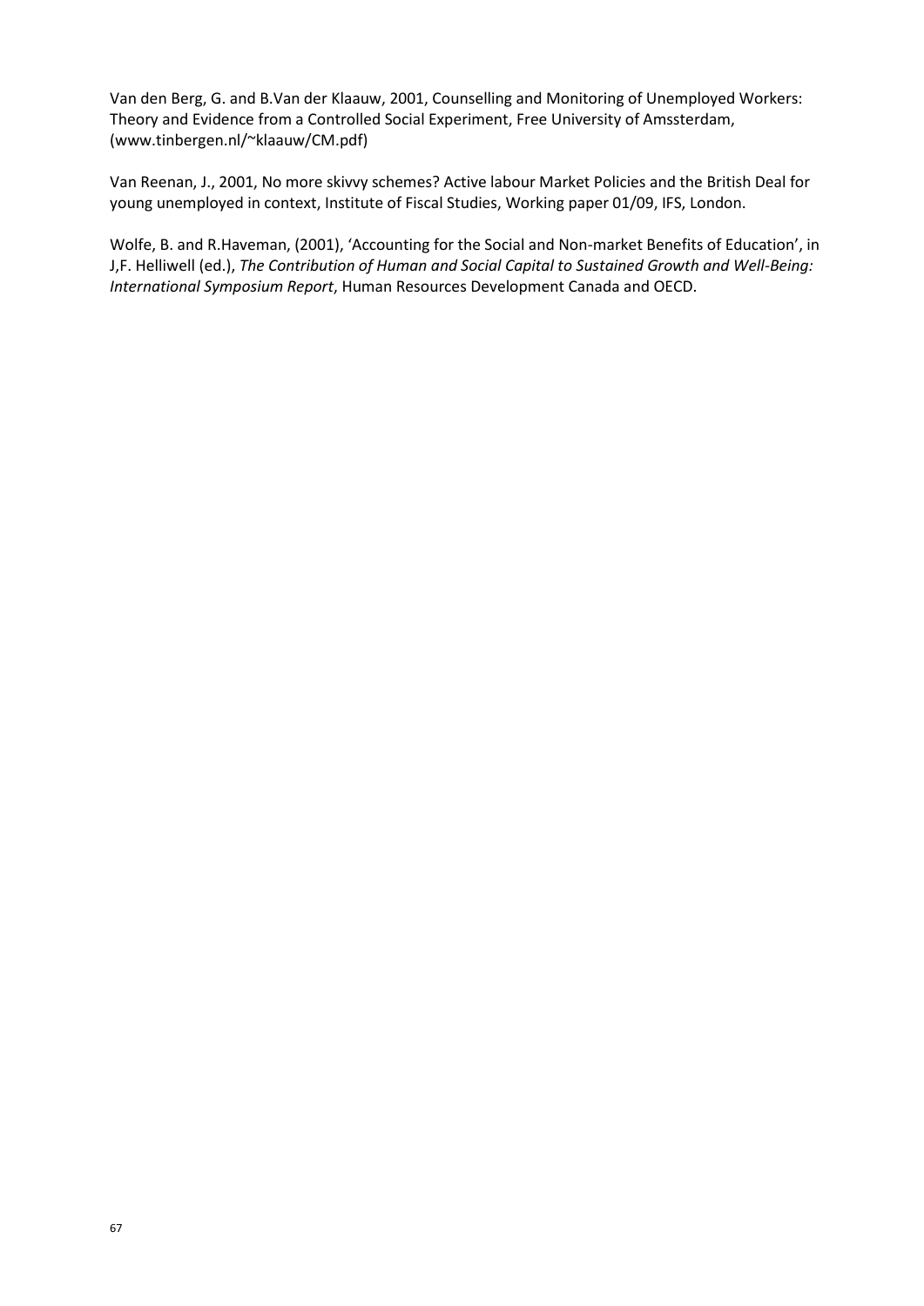Van den Berg, G. and B.Van der Klaauw, 2001, Counselling and Monitoring of Unemployed Workers: Theory and Evidence from a Controlled Social Experiment, Free University of Amssterdam, (www.tinbergen.nl/~klaauw/CM.pdf)

Van Reenan, J., 2001, No more skivvy schemes? Active labour Market Policies and the British Deal for young unemployed in context, Institute of Fiscal Studies, Working paper 01/09, IFS, London.

Wolfe, B. and R.Haveman, (2001), 'Accounting for the Social and Non-market Benefits of Education', in J,F. Helliwell (ed.), *The Contribution of Human and Social Capital to Sustained Growth and Well-Being: International Symposium Report*, Human Resources Development Canada and OECD.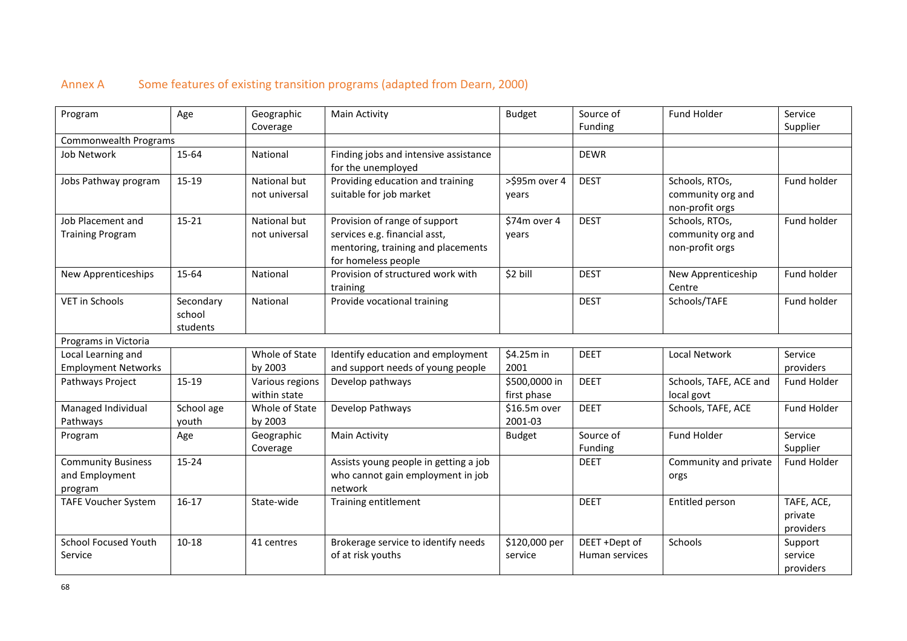## Annex A Some features of existing transition programs (adapted from Dearn, 2000)

| Program | Age | Geographic Coverage | Main Activity | Budget | Source of Funding | Fund Holder | Service Supplier |
|---|---|---|---|---|---|---|---|
| Commonwealth Programs | | | | | | | |
| Job Network | 15-64 | National | Finding jobs and intensive assistance for the unemployed | | DEWR | | |
| Jobs Pathway program | 15-19 | National but not universal | Providing education and training suitable for job market | >$95m over 4 years | DEST | Schools, RTOs, community org and non-profit orgs | Fund holder |
| Job Placement and Training Program | 15-21 | National but not universal | Provision of range of support services e.g. financial asst, mentoring, training and placements for homeless people | $74m over 4 years | DEST | Schools, RTOs, community org and non-profit orgs | Fund holder |
| New Apprenticeships | 15-64 | National | Provision of structured work with training | $2 bill | DEST | New Apprenticeship Centre | Fund holder |
| VET in Schools | Secondary school students | National | Provide vocational training | | DEST | Schools/TAFE | Fund holder |
| Programs in Victoria | | | | | | | |
| Local Learning and Employment Networks | | Whole of State by 2003 | Identify education and employment and support needs of young people | $4.25m in 2001 | DEET | Local Network | Service providers |
| Pathways Project | 15-19 | Various regions within state | Develop pathways | $500,0000 in first phase | DEET | Schools, TAFE, ACE and local govt | Fund Holder |
| Managed Individual Pathways | School age youth | Whole of State by 2003 | Develop Pathways | $16.5m over 2001-03 | DEET | Schools, TAFE, ACE | Fund Holder |
| Program | Age | Geographic Coverage | Main Activity | Budget | Source of Funding | Fund Holder | Service Supplier |
| Community Business and Employment program | 15-24 | | Assists young people in getting a job who cannot gain employment in job network | | DEET | Community and private orgs | Fund Holder |
| TAFE Voucher System | 16-17 | State-wide | Training entitlement | | DEET | Entitled person | TAFE, ACE, private providers |
| School Focused Youth Service | 10-18 | 41 centres | Brokerage service to identify needs of at risk youths | $120,000 per service | DEET +Dept of Human services | Schools | Support service providers |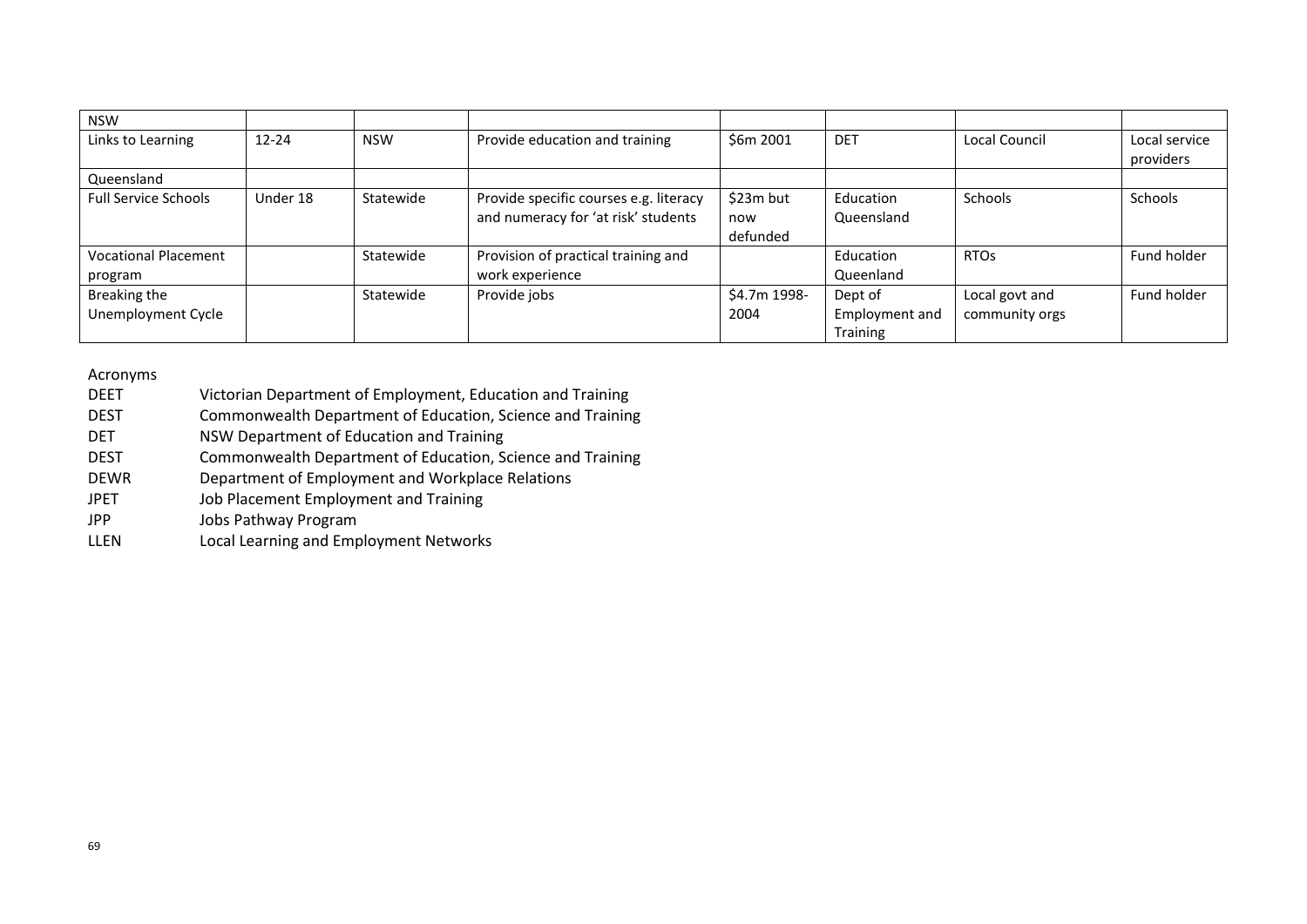| | | | | | | | |
|---|---|---|---|---|---|---|---|
| NSW | | | | | | | |
| Links to Learning | 12-24 | NSW | Provide education and training | $6m 2001 | DET | Local Council | Local service providers |
| Queensland | | | | | | | |
| Full Service Schools | Under 18 | Statewide | Provide specific courses e.g. literacy and numeracy for 'at risk' students | $23m but now defunded | Education Queensland | Schools | Schools |
| Vocational Placement program | | Statewide | Provision of practical training and work experience | | Education Queenland | RTOs | Fund holder |
| Breaking the Unemployment Cycle | | Statewide | Provide jobs | $4.7m 1998-2004 | Dept of Employment and Training | Local govt and community orgs | Fund holder |

Acronyms

| | |
|---|---|
| DEET | Victorian Department of Employment, Education and Training |
| DEST | Commonwealth Department of Education, Science and Training |
| DET | NSW Department of Education and Training |
| DEST | Commonwealth Department of Education, Science and Training |
| DEWR | Department of Employment and Workplace Relations |
| JPET | Job Placement Employment and Training |
| JPP | Jobs Pathway Program |
| LLEN | Local Learning and Employment Networks |